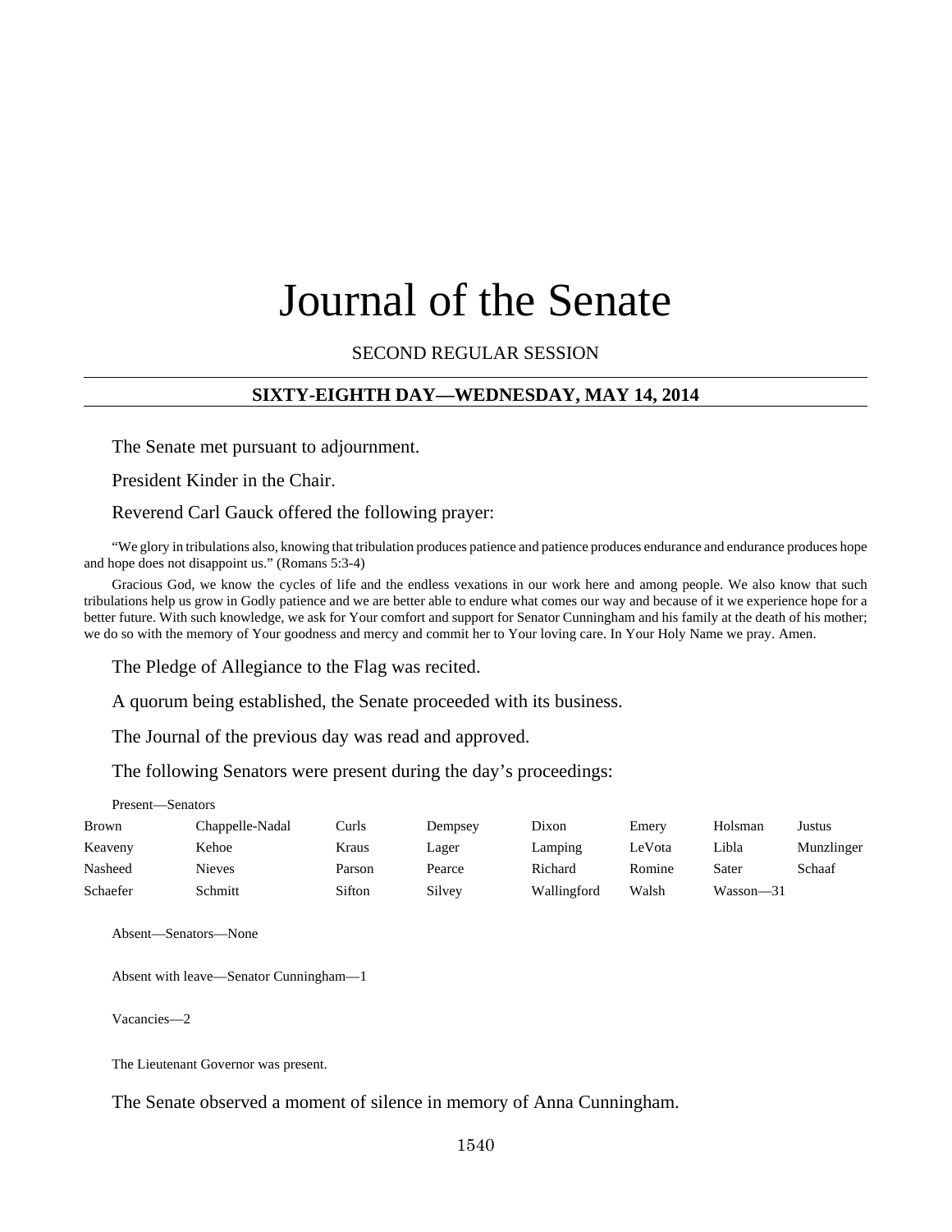# Journal of the Senate

SECOND REGULAR SESSION

## SIXTY-EIGHTH DAY—WEDNESDAY, MAY 14, 2014

The Senate met pursuant to adjournment.

President Kinder in the Chair.

Reverend Carl Gauck offered the following prayer:

"We glory in tribulations also, knowing that tribulation produces patience and patience produces endurance and endurance produces hope and hope does not disappoint us." (Romans 5:3-4)

Gracious God, we know the cycles of life and the endless vexations in our work here and among people. We also know that such tribulations help us grow in Godly patience and we are better able to endure what comes our way and because of it we experience hope for a better future. With such knowledge, we ask for Your comfort and support for Senator Cunningham and his family at the death of his mother; we do so with the memory of Your goodness and mercy and commit her to Your loving care. In Your Holy Name we pray. Amen.

The Pledge of Allegiance to the Flag was recited.

A quorum being established, the Senate proceeded with its business.

The Journal of the previous day was read and approved.

The following Senators were present during the day's proceedings:

Present—Senators

| | | | | | | | |
|---|---|---|---|---|---|---|---|
| Brown | Chappelle-Nadal | Curls | Dempsey | Dixon | Emery | Holsman | Justus |
| Keaveny | Kehoe | Kraus | Lager | Lamping | LeVota | Libla | Munzlinger |
| Nasheed | Nieves | Parson | Pearce | Richard | Romine | Sater | Schaaf |
| Schaefer | Schmitt | Sifton | Silvey | Wallingford | Walsh | Wasson—31 | |

Absent—Senators—None

Absent with leave—Senator Cunningham—1

Vacancies—2

The Lieutenant Governor was present.

The Senate observed a moment of silence in memory of Anna Cunningham.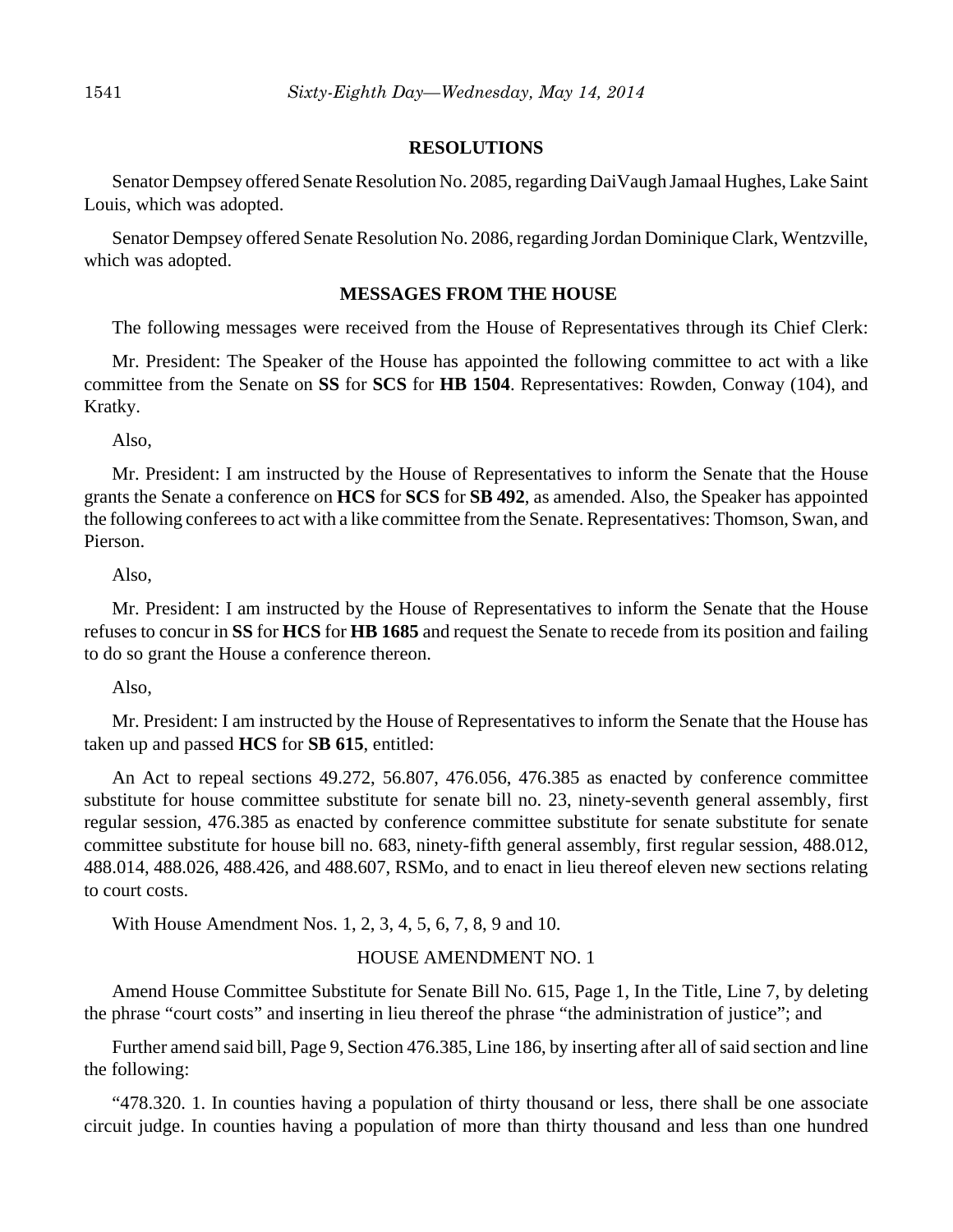## RESOLUTIONS

Senator Dempsey offered Senate Resolution No. 2085, regarding DaiVaugh Jamaal Hughes, Lake Saint Louis, which was adopted.

Senator Dempsey offered Senate Resolution No. 2086, regarding Jordan Dominique Clark, Wentzville, which was adopted.

## MESSAGES FROM THE HOUSE

The following messages were received from the House of Representatives through its Chief Clerk:

Mr. President: The Speaker of the House has appointed the following committee to act with a like committee from the Senate on **SS** for **SCS** for **HB 1504**. Representatives: Rowden, Conway (104), and Kratky.

Also,

Mr. President: I am instructed by the House of Representatives to inform the Senate that the House grants the Senate a conference on **HCS** for **SCS** for **SB 492**, as amended. Also, the Speaker has appointed the following conferees to act with a like committee from the Senate. Representatives: Thomson, Swan, and Pierson.

Also,

Mr. President: I am instructed by the House of Representatives to inform the Senate that the House refuses to concur in **SS** for **HCS** for **HB 1685** and request the Senate to recede from its position and failing to do so grant the House a conference thereon.

Also,

Mr. President: I am instructed by the House of Representatives to inform the Senate that the House has taken up and passed **HCS** for **SB 615**, entitled:

An Act to repeal sections 49.272, 56.807, 476.056, 476.385 as enacted by conference committee substitute for house committee substitute for senate bill no. 23, ninety-seventh general assembly, first regular session, 476.385 as enacted by conference committee substitute for senate substitute for senate committee substitute for house bill no. 683, ninety-fifth general assembly, first regular session, 488.012, 488.014, 488.026, 488.426, and 488.607, RSMo, and to enact in lieu thereof eleven new sections relating to court costs.

With House Amendment Nos. 1, 2, 3, 4, 5, 6, 7, 8, 9 and 10.

HOUSE AMENDMENT NO. 1

Amend House Committee Substitute for Senate Bill No. 615, Page 1, In the Title, Line 7, by deleting the phrase "court costs" and inserting in lieu thereof the phrase "the administration of justice"; and

Further amend said bill, Page 9, Section 476.385, Line 186, by inserting after all of said section and line the following:

"478.320. 1. In counties having a population of thirty thousand or less, there shall be one associate circuit judge. In counties having a population of more than thirty thousand and less than one hundred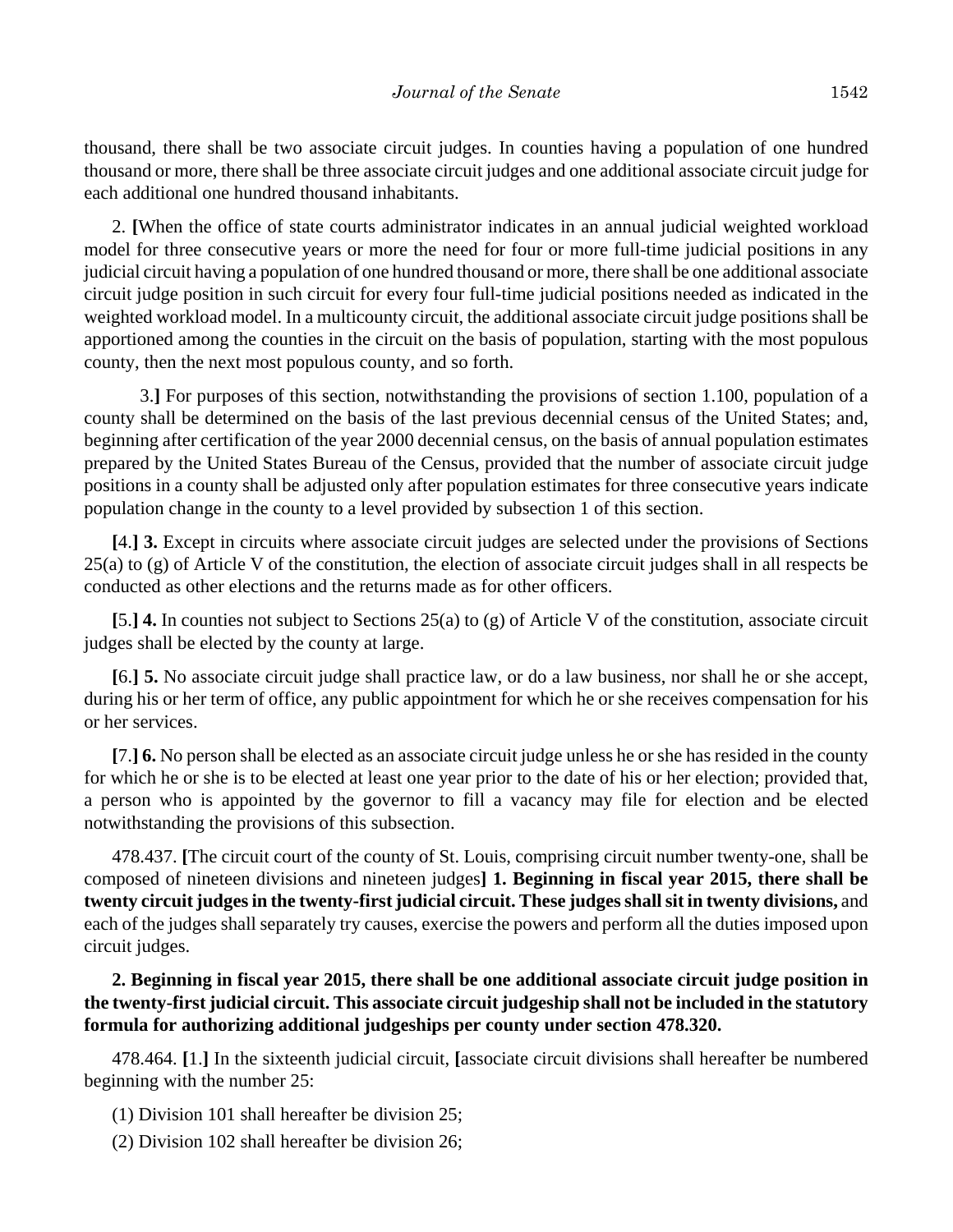thousand, there shall be two associate circuit judges. In counties having a population of one hundred thousand or more, there shall be three associate circuit judges and one additional associate circuit judge for each additional one hundred thousand inhabitants.

2. **[**When the office of state courts administrator indicates in an annual judicial weighted workload model for three consecutive years or more the need for four or more full-time judicial positions in any judicial circuit having a population of one hundred thousand or more, there shall be one additional associate circuit judge position in such circuit for every four full-time judicial positions needed as indicated in the weighted workload model. In a multicounty circuit, the additional associate circuit judge positions shall be apportioned among the counties in the circuit on the basis of population, starting with the most populous county, then the next most populous county, and so forth.

3.**]** For purposes of this section, notwithstanding the provisions of section 1.100, population of a county shall be determined on the basis of the last previous decennial census of the United States; and, beginning after certification of the year 2000 decennial census, on the basis of annual population estimates prepared by the United States Bureau of the Census, provided that the number of associate circuit judge positions in a county shall be adjusted only after population estimates for three consecutive years indicate population change in the county to a level provided by subsection 1 of this section.

**[**4.**] 3.** Except in circuits where associate circuit judges are selected under the provisions of Sections 25(a) to (g) of Article V of the constitution, the election of associate circuit judges shall in all respects be conducted as other elections and the returns made as for other officers.

**[**5.**] 4.** In counties not subject to Sections 25(a) to (g) of Article V of the constitution, associate circuit judges shall be elected by the county at large.

**[**6.**] 5.** No associate circuit judge shall practice law, or do a law business, nor shall he or she accept, during his or her term of office, any public appointment for which he or she receives compensation for his or her services.

**[**7.**] 6.** No person shall be elected as an associate circuit judge unless he or she has resided in the county for which he or she is to be elected at least one year prior to the date of his or her election; provided that, a person who is appointed by the governor to fill a vacancy may file for election and be elected notwithstanding the provisions of this subsection.

478.437. **[**The circuit court of the county of St. Louis, comprising circuit number twenty-one, shall be composed of nineteen divisions and nineteen judges**] 1. Beginning in fiscal year 2015, there shall be twenty circuit judges in the twenty-first judicial circuit. These judges shall sit in twenty divisions,** and each of the judges shall separately try causes, exercise the powers and perform all the duties imposed upon circuit judges.

**2. Beginning in fiscal year 2015, there shall be one additional associate circuit judge position in the twenty-first judicial circuit. This associate circuit judgeship shall not be included in the statutory formula for authorizing additional judgeships per county under section 478.320.**

478.464. **[**1.**]** In the sixteenth judicial circuit, **[**associate circuit divisions shall hereafter be numbered beginning with the number 25:

(1) Division 101 shall hereafter be division 25;

(2) Division 102 shall hereafter be division 26;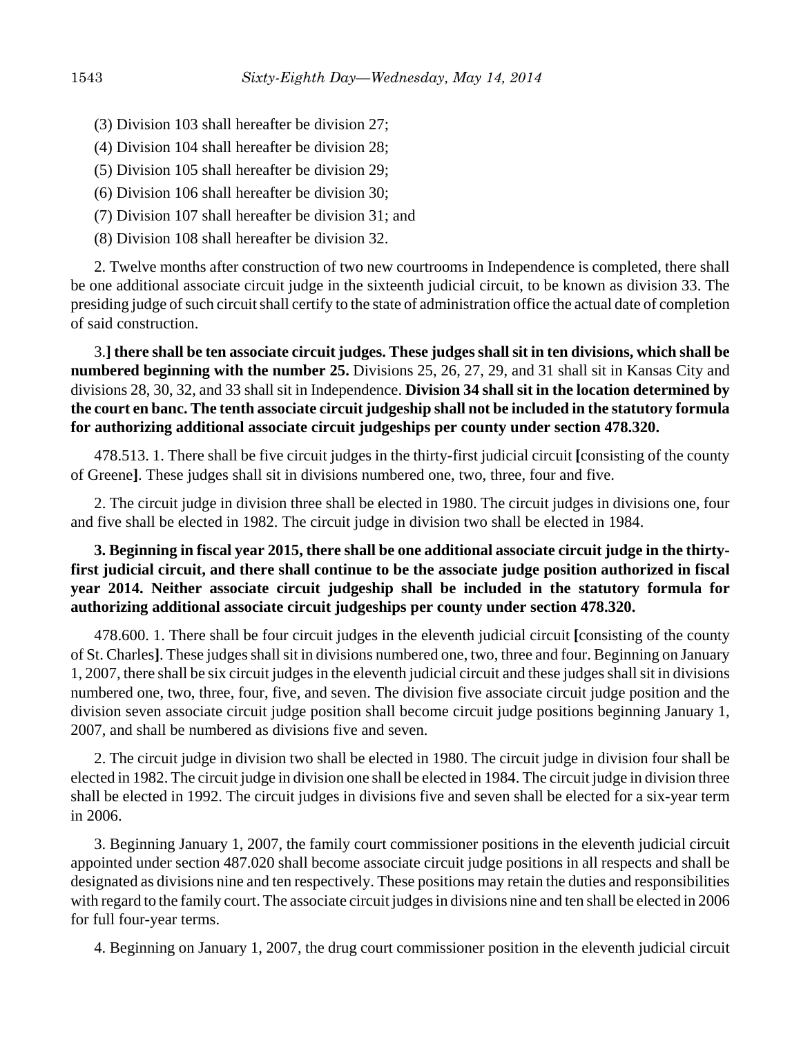(3) Division 103 shall hereafter be division 27;

(4) Division 104 shall hereafter be division 28;

(5) Division 105 shall hereafter be division 29;

(6) Division 106 shall hereafter be division 30;

(7) Division 107 shall hereafter be division 31; and

(8) Division 108 shall hereafter be division 32.

2. Twelve months after construction of two new courtrooms in Independence is completed, there shall be one additional associate circuit judge in the sixteenth judicial circuit, to be known as division 33. The presiding judge of such circuit shall certify to the state of administration office the actual date of completion of said construction.

3.**] there shall be ten associate circuit judges. These judges shall sit in ten divisions, which shall be numbered beginning with the number 25.** Divisions 25, 26, 27, 29, and 31 shall sit in Kansas City and divisions 28, 30, 32, and 33 shall sit in Independence. **Division 34 shall sit in the location determined by the court en banc. The tenth associate circuit judgeship shall not be included in the statutory formula for authorizing additional associate circuit judgeships per county under section 478.320.**

478.513. 1. There shall be five circuit judges in the thirty-first judicial circuit **[**consisting of the county of Greene**]**. These judges shall sit in divisions numbered one, two, three, four and five.

2. The circuit judge in division three shall be elected in 1980. The circuit judges in divisions one, four and five shall be elected in 1982. The circuit judge in division two shall be elected in 1984.

**3. Beginning in fiscal year 2015, there shall be one additional associate circuit judge in the thirty-first judicial circuit, and there shall continue to be the associate judge position authorized in fiscal year 2014. Neither associate circuit judgeship shall be included in the statutory formula for authorizing additional associate circuit judgeships per county under section 478.320.**

478.600. 1. There shall be four circuit judges in the eleventh judicial circuit **[**consisting of the county of St. Charles**]**. These judges shall sit in divisions numbered one, two, three and four. Beginning on January 1, 2007, there shall be six circuit judges in the eleventh judicial circuit and these judges shall sit in divisions numbered one, two, three, four, five, and seven. The division five associate circuit judge position and the division seven associate circuit judge position shall become circuit judge positions beginning January 1, 2007, and shall be numbered as divisions five and seven.

2. The circuit judge in division two shall be elected in 1980. The circuit judge in division four shall be elected in 1982. The circuit judge in division one shall be elected in 1984. The circuit judge in division three shall be elected in 1992. The circuit judges in divisions five and seven shall be elected for a six-year term in 2006.

3. Beginning January 1, 2007, the family court commissioner positions in the eleventh judicial circuit appointed under section 487.020 shall become associate circuit judge positions in all respects and shall be designated as divisions nine and ten respectively. These positions may retain the duties and responsibilities with regard to the family court. The associate circuit judges in divisions nine and ten shall be elected in 2006 for full four-year terms.

4. Beginning on January 1, 2007, the drug court commissioner position in the eleventh judicial circuit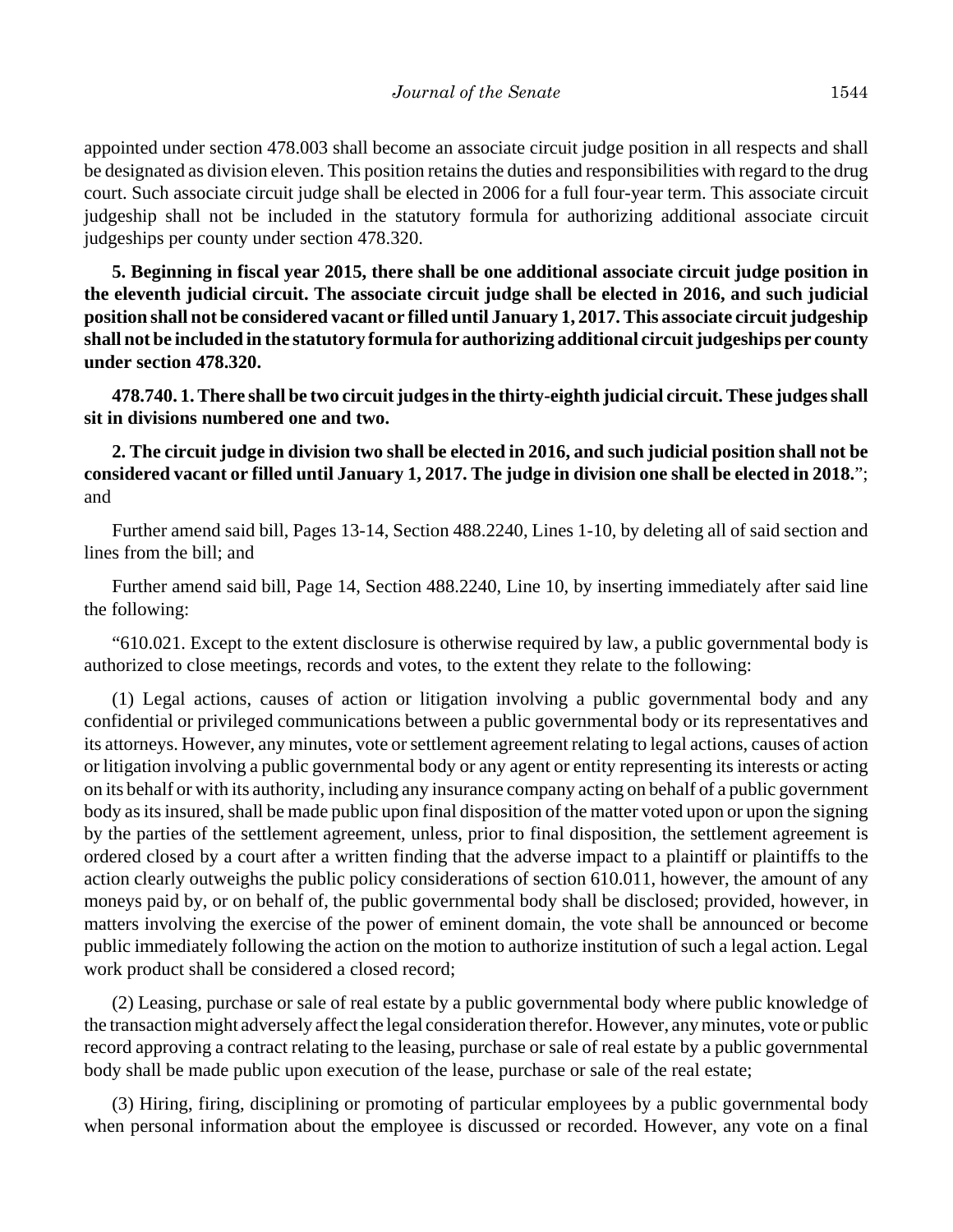appointed under section 478.003 shall become an associate circuit judge position in all respects and shall be designated as division eleven. This position retains the duties and responsibilities with regard to the drug court. Such associate circuit judge shall be elected in 2006 for a full four-year term. This associate circuit judgeship shall not be included in the statutory formula for authorizing additional associate circuit judgeships per county under section 478.320.

**5. Beginning in fiscal year 2015, there shall be one additional associate circuit judge position in the eleventh judicial circuit. The associate circuit judge shall be elected in 2016, and such judicial position shall not be considered vacant or filled until January 1, 2017. This associate circuit judgeship shall not be included in the statutory formula for authorizing additional circuit judgeships per county under section 478.320.**

**478.740. 1. There shall be two circuit judges in the thirty-eighth judicial circuit. These judges shall sit in divisions numbered one and two.**

**2. The circuit judge in division two shall be elected in 2016, and such judicial position shall not be considered vacant or filled until January 1, 2017. The judge in division one shall be elected in 2018.**"; and

Further amend said bill, Pages 13-14, Section 488.2240, Lines 1-10, by deleting all of said section and lines from the bill; and

Further amend said bill, Page 14, Section 488.2240, Line 10, by inserting immediately after said line the following:

"610.021. Except to the extent disclosure is otherwise required by law, a public governmental body is authorized to close meetings, records and votes, to the extent they relate to the following:

(1) Legal actions, causes of action or litigation involving a public governmental body and any confidential or privileged communications between a public governmental body or its representatives and its attorneys. However, any minutes, vote or settlement agreement relating to legal actions, causes of action or litigation involving a public governmental body or any agent or entity representing its interests or acting on its behalf or with its authority, including any insurance company acting on behalf of a public government body as its insured, shall be made public upon final disposition of the matter voted upon or upon the signing by the parties of the settlement agreement, unless, prior to final disposition, the settlement agreement is ordered closed by a court after a written finding that the adverse impact to a plaintiff or plaintiffs to the action clearly outweighs the public policy considerations of section 610.011, however, the amount of any moneys paid by, or on behalf of, the public governmental body shall be disclosed; provided, however, in matters involving the exercise of the power of eminent domain, the vote shall be announced or become public immediately following the action on the motion to authorize institution of such a legal action. Legal work product shall be considered a closed record;

(2) Leasing, purchase or sale of real estate by a public governmental body where public knowledge of the transaction might adversely affect the legal consideration therefor. However, any minutes, vote or public record approving a contract relating to the leasing, purchase or sale of real estate by a public governmental body shall be made public upon execution of the lease, purchase or sale of the real estate;

(3) Hiring, firing, disciplining or promoting of particular employees by a public governmental body when personal information about the employee is discussed or recorded. However, any vote on a final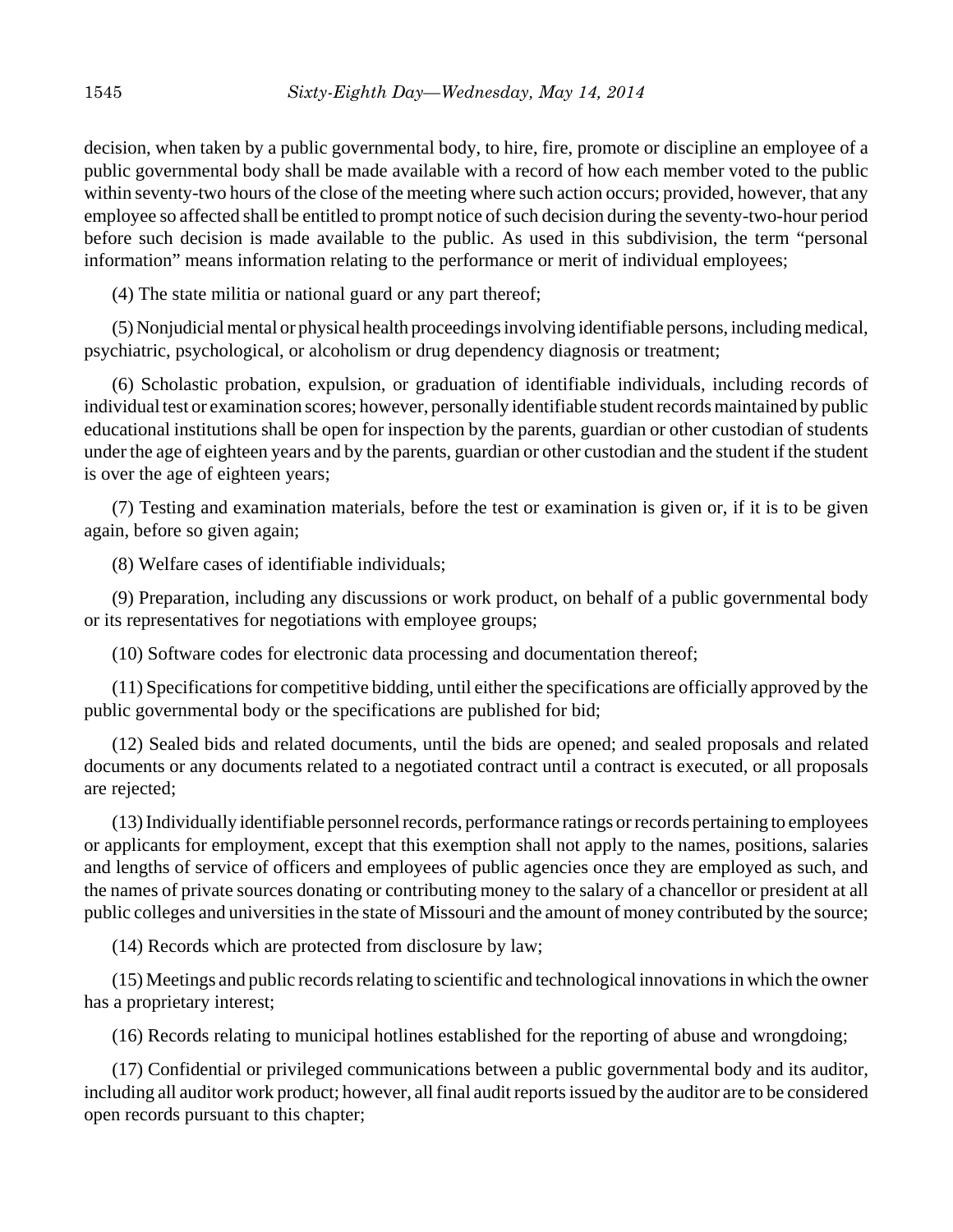decision, when taken by a public governmental body, to hire, fire, promote or discipline an employee of a public governmental body shall be made available with a record of how each member voted to the public within seventy-two hours of the close of the meeting where such action occurs; provided, however, that any employee so affected shall be entitled to prompt notice of such decision during the seventy-two-hour period before such decision is made available to the public. As used in this subdivision, the term "personal information" means information relating to the performance or merit of individual employees;

(4) The state militia or national guard or any part thereof;

(5) Nonjudicial mental or physical health proceedings involving identifiable persons, including medical, psychiatric, psychological, or alcoholism or drug dependency diagnosis or treatment;

(6) Scholastic probation, expulsion, or graduation of identifiable individuals, including records of individual test or examination scores; however, personally identifiable student records maintained by public educational institutions shall be open for inspection by the parents, guardian or other custodian of students under the age of eighteen years and by the parents, guardian or other custodian and the student if the student is over the age of eighteen years;

(7) Testing and examination materials, before the test or examination is given or, if it is to be given again, before so given again;

(8) Welfare cases of identifiable individuals;

(9) Preparation, including any discussions or work product, on behalf of a public governmental body or its representatives for negotiations with employee groups;

(10) Software codes for electronic data processing and documentation thereof;

(11) Specifications for competitive bidding, until either the specifications are officially approved by the public governmental body or the specifications are published for bid;

(12) Sealed bids and related documents, until the bids are opened; and sealed proposals and related documents or any documents related to a negotiated contract until a contract is executed, or all proposals are rejected;

(13) Individually identifiable personnel records, performance ratings or records pertaining to employees or applicants for employment, except that this exemption shall not apply to the names, positions, salaries and lengths of service of officers and employees of public agencies once they are employed as such, and the names of private sources donating or contributing money to the salary of a chancellor or president at all public colleges and universities in the state of Missouri and the amount of money contributed by the source;

(14) Records which are protected from disclosure by law;

(15) Meetings and public records relating to scientific and technological innovations in which the owner has a proprietary interest;

(16) Records relating to municipal hotlines established for the reporting of abuse and wrongdoing;

(17) Confidential or privileged communications between a public governmental body and its auditor, including all auditor work product; however, all final audit reports issued by the auditor are to be considered open records pursuant to this chapter;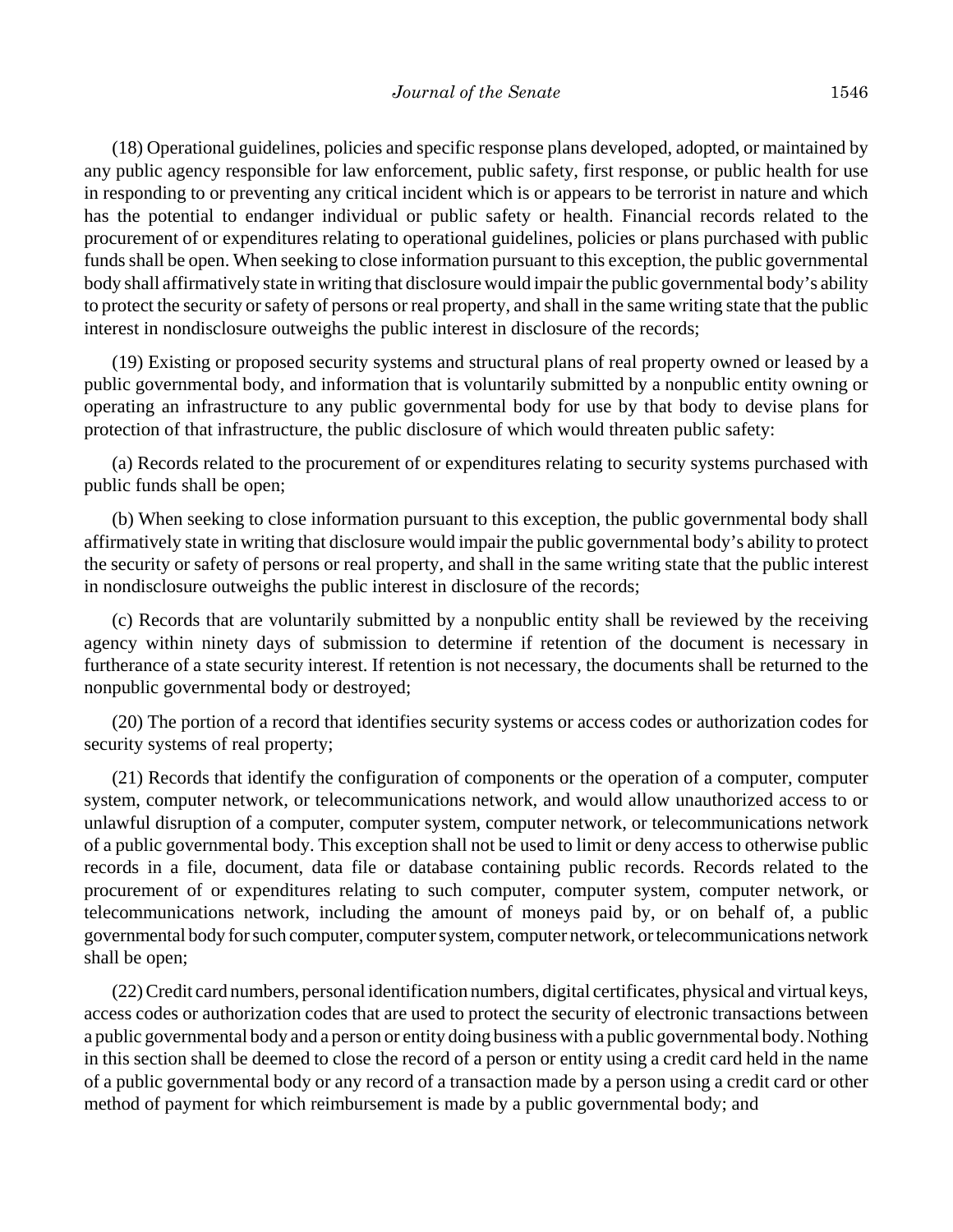(18) Operational guidelines, policies and specific response plans developed, adopted, or maintained by any public agency responsible for law enforcement, public safety, first response, or public health for use in responding to or preventing any critical incident which is or appears to be terrorist in nature and which has the potential to endanger individual or public safety or health. Financial records related to the procurement of or expenditures relating to operational guidelines, policies or plans purchased with public funds shall be open. When seeking to close information pursuant to this exception, the public governmental body shall affirmatively state in writing that disclosure would impair the public governmental body's ability to protect the security or safety of persons or real property, and shall in the same writing state that the public interest in nondisclosure outweighs the public interest in disclosure of the records;

(19) Existing or proposed security systems and structural plans of real property owned or leased by a public governmental body, and information that is voluntarily submitted by a nonpublic entity owning or operating an infrastructure to any public governmental body for use by that body to devise plans for protection of that infrastructure, the public disclosure of which would threaten public safety:

(a) Records related to the procurement of or expenditures relating to security systems purchased with public funds shall be open;

(b) When seeking to close information pursuant to this exception, the public governmental body shall affirmatively state in writing that disclosure would impair the public governmental body's ability to protect the security or safety of persons or real property, and shall in the same writing state that the public interest in nondisclosure outweighs the public interest in disclosure of the records;

(c) Records that are voluntarily submitted by a nonpublic entity shall be reviewed by the receiving agency within ninety days of submission to determine if retention of the document is necessary in furtherance of a state security interest. If retention is not necessary, the documents shall be returned to the nonpublic governmental body or destroyed;

(20) The portion of a record that identifies security systems or access codes or authorization codes for security systems of real property;

(21) Records that identify the configuration of components or the operation of a computer, computer system, computer network, or telecommunications network, and would allow unauthorized access to or unlawful disruption of a computer, computer system, computer network, or telecommunications network of a public governmental body. This exception shall not be used to limit or deny access to otherwise public records in a file, document, data file or database containing public records. Records related to the procurement of or expenditures relating to such computer, computer system, computer network, or telecommunications network, including the amount of moneys paid by, or on behalf of, a public governmental body for such computer, computer system, computer network, or telecommunications network shall be open;

(22) Credit card numbers, personal identification numbers, digital certificates, physical and virtual keys, access codes or authorization codes that are used to protect the security of electronic transactions between a public governmental body and a person or entity doing business with a public governmental body. Nothing in this section shall be deemed to close the record of a person or entity using a credit card held in the name of a public governmental body or any record of a transaction made by a person using a credit card or other method of payment for which reimbursement is made by a public governmental body; and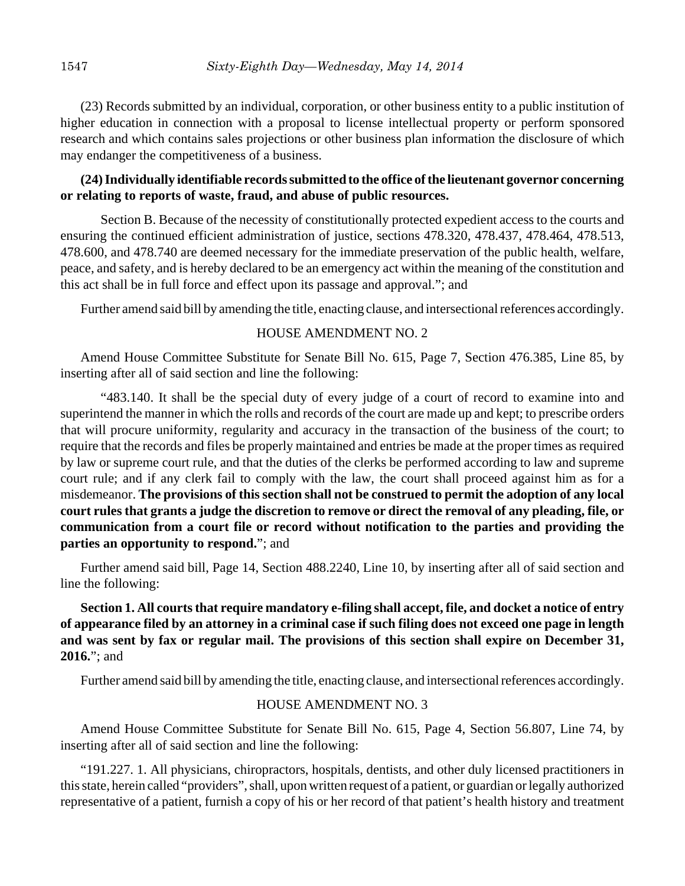(23) Records submitted by an individual, corporation, or other business entity to a public institution of higher education in connection with a proposal to license intellectual property or perform sponsored research and which contains sales projections or other business plan information the disclosure of which may endanger the competitiveness of a business.

**(24) Individually identifiable records submitted to the office of the lieutenant governor concerning or relating to reports of waste, fraud, and abuse of public resources.**

Section B. Because of the necessity of constitutionally protected expedient access to the courts and ensuring the continued efficient administration of justice, sections 478.320, 478.437, 478.464, 478.513, 478.600, and 478.740 are deemed necessary for the immediate preservation of the public health, welfare, peace, and safety, and is hereby declared to be an emergency act within the meaning of the constitution and this act shall be in full force and effect upon its passage and approval."; and

Further amend said bill by amending the title, enacting clause, and intersectional references accordingly.

HOUSE AMENDMENT NO. 2

Amend House Committee Substitute for Senate Bill No. 615, Page 7, Section 476.385, Line 85, by inserting after all of said section and line the following:

"483.140. It shall be the special duty of every judge of a court of record to examine into and superintend the manner in which the rolls and records of the court are made up and kept; to prescribe orders that will procure uniformity, regularity and accuracy in the transaction of the business of the court; to require that the records and files be properly maintained and entries be made at the proper times as required by law or supreme court rule, and that the duties of the clerks be performed according to law and supreme court rule; and if any clerk fail to comply with the law, the court shall proceed against him as for a misdemeanor. **The provisions of this section shall not be construed to permit the adoption of any local court rules that grants a judge the discretion to remove or direct the removal of any pleading, file, or communication from a court file or record without notification to the parties and providing the parties an opportunity to respond.**"; and

Further amend said bill, Page 14, Section 488.2240, Line 10, by inserting after all of said section and line the following:

**Section 1. All courts that require mandatory e-filing shall accept, file, and docket a notice of entry of appearance filed by an attorney in a criminal case if such filing does not exceed one page in length and was sent by fax or regular mail. The provisions of this section shall expire on December 31, 2016.**"; and

Further amend said bill by amending the title, enacting clause, and intersectional references accordingly.

HOUSE AMENDMENT NO. 3

Amend House Committee Substitute for Senate Bill No. 615, Page 4, Section 56.807, Line 74, by inserting after all of said section and line the following:

"191.227. 1. All physicians, chiropractors, hospitals, dentists, and other duly licensed practitioners in this state, herein called "providers", shall, upon written request of a patient, or guardian or legally authorized representative of a patient, furnish a copy of his or her record of that patient's health history and treatment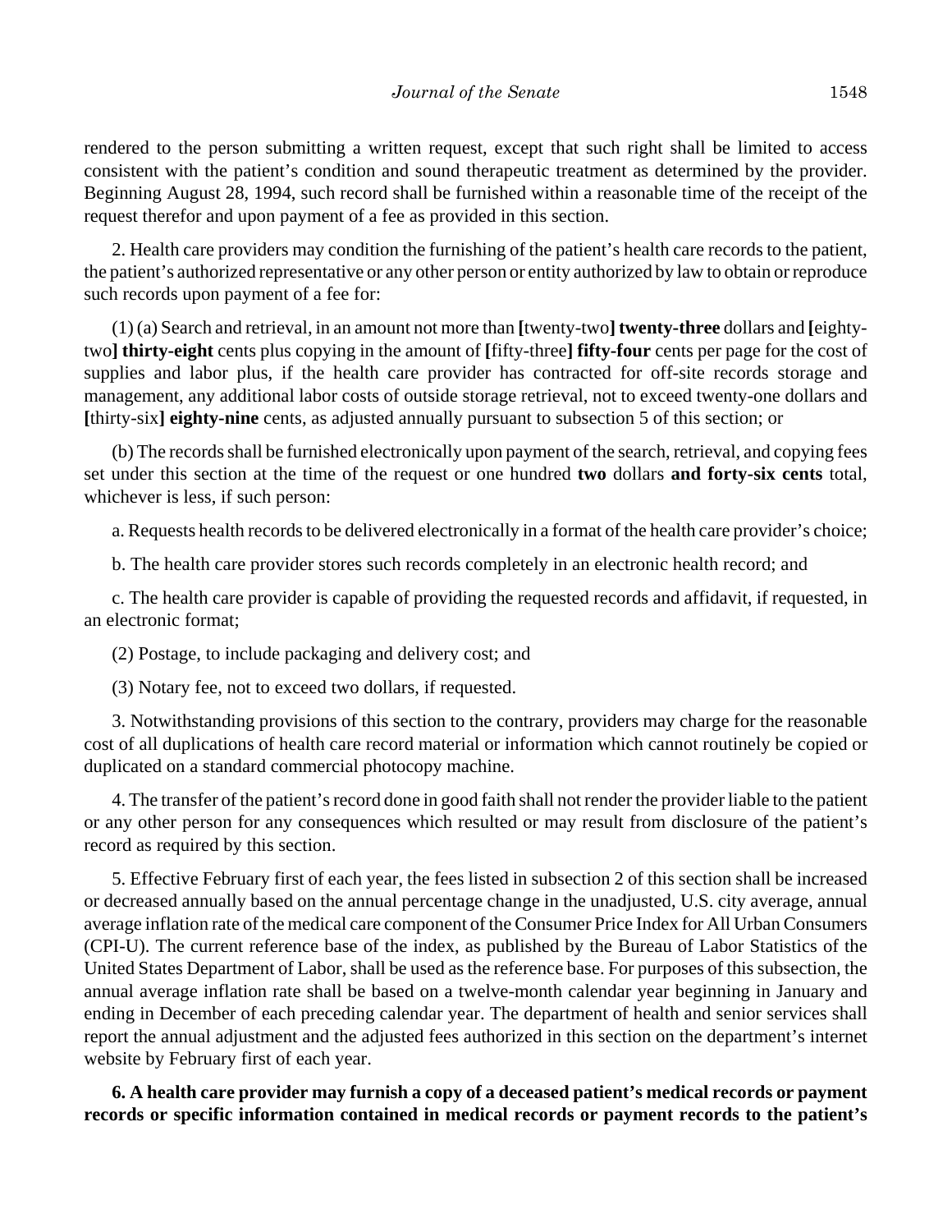rendered to the person submitting a written request, except that such right shall be limited to access consistent with the patient's condition and sound therapeutic treatment as determined by the provider. Beginning August 28, 1994, such record shall be furnished within a reasonable time of the receipt of the request therefor and upon payment of a fee as provided in this section.

2. Health care providers may condition the furnishing of the patient's health care records to the patient, the patient's authorized representative or any other person or entity authorized by law to obtain or reproduce such records upon payment of a fee for:

(1) (a) Search and retrieval, in an amount not more than **[**twenty-two**]** **twenty-three** dollars and **[**eighty-two**]** **thirty-eight** cents plus copying in the amount of **[**fifty-three**]** **fifty-four** cents per page for the cost of supplies and labor plus, if the health care provider has contracted for off-site records storage and management, any additional labor costs of outside storage retrieval, not to exceed twenty-one dollars and **[**thirty-six**]** **eighty-nine** cents, as adjusted annually pursuant to subsection 5 of this section; or

(b) The records shall be furnished electronically upon payment of the search, retrieval, and copying fees set under this section at the time of the request or one hundred **two** dollars **and forty-six cents** total, whichever is less, if such person:

a. Requests health records to be delivered electronically in a format of the health care provider's choice;

b. The health care provider stores such records completely in an electronic health record; and

c. The health care provider is capable of providing the requested records and affidavit, if requested, in an electronic format;

(2) Postage, to include packaging and delivery cost; and

(3) Notary fee, not to exceed two dollars, if requested.

3. Notwithstanding provisions of this section to the contrary, providers may charge for the reasonable cost of all duplications of health care record material or information which cannot routinely be copied or duplicated on a standard commercial photocopy machine.

4. The transfer of the patient's record done in good faith shall not render the provider liable to the patient or any other person for any consequences which resulted or may result from disclosure of the patient's record as required by this section.

5. Effective February first of each year, the fees listed in subsection 2 of this section shall be increased or decreased annually based on the annual percentage change in the unadjusted, U.S. city average, annual average inflation rate of the medical care component of the Consumer Price Index for All Urban Consumers (CPI-U). The current reference base of the index, as published by the Bureau of Labor Statistics of the United States Department of Labor, shall be used as the reference base. For purposes of this subsection, the annual average inflation rate shall be based on a twelve-month calendar year beginning in January and ending in December of each preceding calendar year. The department of health and senior services shall report the annual adjustment and the adjusted fees authorized in this section on the department's internet website by February first of each year.

**6. A health care provider may furnish a copy of a deceased patient's medical records or payment records or specific information contained in medical records or payment records to the patient's**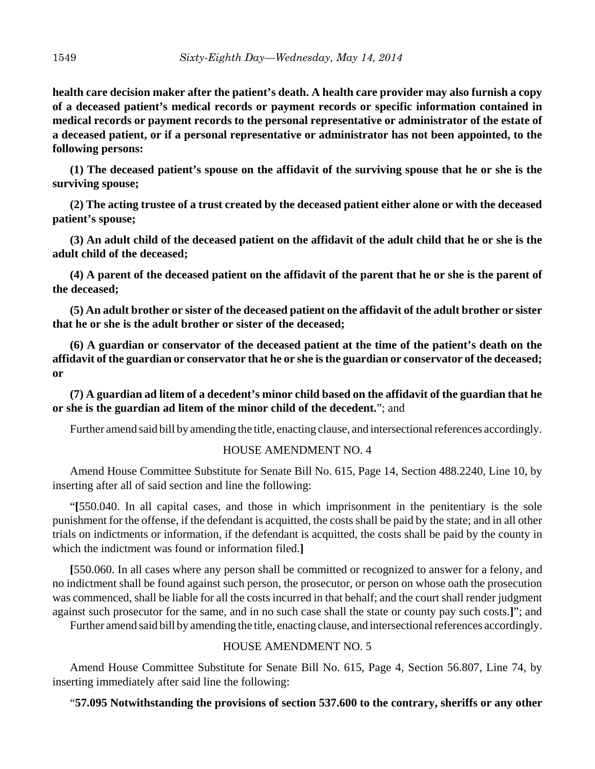**health care decision maker after the patient's death. A health care provider may also furnish a copy of a deceased patient's medical records or payment records or specific information contained in medical records or payment records to the personal representative or administrator of the estate of a deceased patient, or if a personal representative or administrator has not been appointed, to the following persons:**

**(1) The deceased patient's spouse on the affidavit of the surviving spouse that he or she is the surviving spouse;**

**(2) The acting trustee of a trust created by the deceased patient either alone or with the deceased patient's spouse;**

**(3) An adult child of the deceased patient on the affidavit of the adult child that he or she is the adult child of the deceased;**

**(4) A parent of the deceased patient on the affidavit of the parent that he or she is the parent of the deceased;**

**(5) An adult brother or sister of the deceased patient on the affidavit of the adult brother or sister that he or she is the adult brother or sister of the deceased;**

**(6) A guardian or conservator of the deceased patient at the time of the patient's death on the affidavit of the guardian or conservator that he or she is the guardian or conservator of the deceased; or**

**(7) A guardian ad litem of a decedent's minor child based on the affidavit of the guardian that he or she is the guardian ad litem of the minor child of the decedent.**"; and

Further amend said bill by amending the title, enacting clause, and intersectional references accordingly.

HOUSE AMENDMENT NO. 4

Amend House Committee Substitute for Senate Bill No. 615, Page 14, Section 488.2240, Line 10, by inserting after all of said section and line the following:

"**[**550.040. In all capital cases, and those in which imprisonment in the penitentiary is the sole punishment for the offense, if the defendant is acquitted, the costs shall be paid by the state; and in all other trials on indictments or information, if the defendant is acquitted, the costs shall be paid by the county in which the indictment was found or information filed.**]**

**[**550.060. In all cases where any person shall be committed or recognized to answer for a felony, and no indictment shall be found against such person, the prosecutor, or person on whose oath the prosecution was commenced, shall be liable for all the costs incurred in that behalf; and the court shall render judgment against such prosecutor for the same, and in no such case shall the state or county pay such costs.**]**"; and

Further amend said bill by amending the title, enacting clause, and intersectional references accordingly.

HOUSE AMENDMENT NO. 5

Amend House Committee Substitute for Senate Bill No. 615, Page 4, Section 56.807, Line 74, by inserting immediately after said line the following:

"**57.095 Notwithstanding the provisions of section 537.600 to the contrary, sheriffs or any other**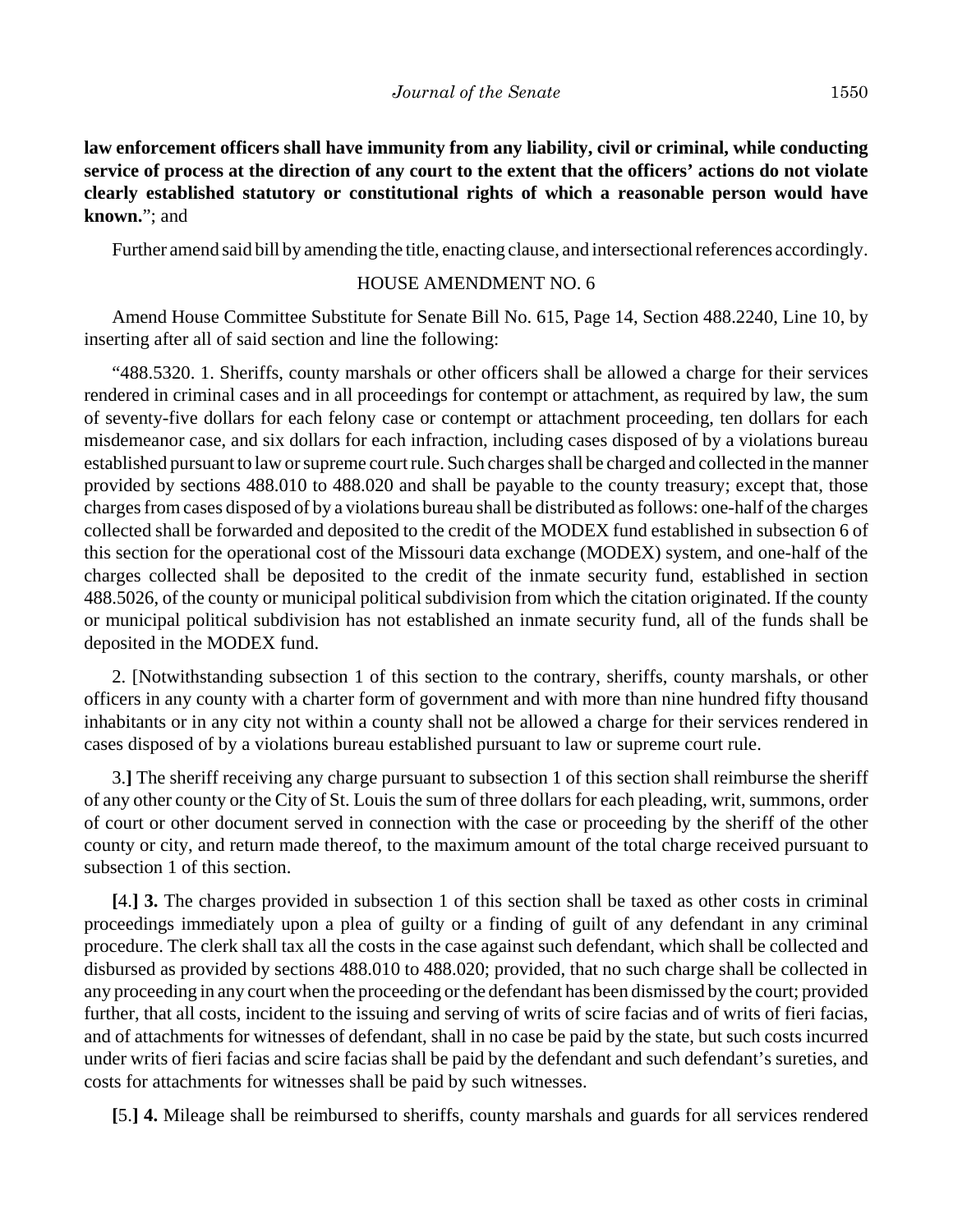**law enforcement officers shall have immunity from any liability, civil or criminal, while conducting service of process at the direction of any court to the extent that the officers' actions do not violate clearly established statutory or constitutional rights of which a reasonable person would have known.**"; and

Further amend said bill by amending the title, enacting clause, and intersectional references accordingly.

HOUSE AMENDMENT NO. 6

Amend House Committee Substitute for Senate Bill No. 615, Page 14, Section 488.2240, Line 10, by inserting after all of said section and line the following:

"488.5320. 1. Sheriffs, county marshals or other officers shall be allowed a charge for their services rendered in criminal cases and in all proceedings for contempt or attachment, as required by law, the sum of seventy-five dollars for each felony case or contempt or attachment proceeding, ten dollars for each misdemeanor case, and six dollars for each infraction, including cases disposed of by a violations bureau established pursuant to law or supreme court rule. Such charges shall be charged and collected in the manner provided by sections 488.010 to 488.020 and shall be payable to the county treasury; except that, those charges from cases disposed of by a violations bureau shall be distributed as follows: one-half of the charges collected shall be forwarded and deposited to the credit of the MODEX fund established in subsection 6 of this section for the operational cost of the Missouri data exchange (MODEX) system, and one-half of the charges collected shall be deposited to the credit of the inmate security fund, established in section 488.5026, of the county or municipal political subdivision from which the citation originated. If the county or municipal political subdivision has not established an inmate security fund, all of the funds shall be deposited in the MODEX fund.

2. [Notwithstanding subsection 1 of this section to the contrary, sheriffs, county marshals, or other officers in any county with a charter form of government and with more than nine hundred fifty thousand inhabitants or in any city not within a county shall not be allowed a charge for their services rendered in cases disposed of by a violations bureau established pursuant to law or supreme court rule.

3.**]** The sheriff receiving any charge pursuant to subsection 1 of this section shall reimburse the sheriff of any other county or the City of St. Louis the sum of three dollars for each pleading, writ, summons, order of court or other document served in connection with the case or proceeding by the sheriff of the other county or city, and return made thereof, to the maximum amount of the total charge received pursuant to subsection 1 of this section.

**[**4.**] 3.** The charges provided in subsection 1 of this section shall be taxed as other costs in criminal proceedings immediately upon a plea of guilty or a finding of guilt of any defendant in any criminal procedure. The clerk shall tax all the costs in the case against such defendant, which shall be collected and disbursed as provided by sections 488.010 to 488.020; provided, that no such charge shall be collected in any proceeding in any court when the proceeding or the defendant has been dismissed by the court; provided further, that all costs, incident to the issuing and serving of writs of scire facias and of writs of fieri facias, and of attachments for witnesses of defendant, shall in no case be paid by the state, but such costs incurred under writs of fieri facias and scire facias shall be paid by the defendant and such defendant's sureties, and costs for attachments for witnesses shall be paid by such witnesses.

**[**5.**] 4.** Mileage shall be reimbursed to sheriffs, county marshals and guards for all services rendered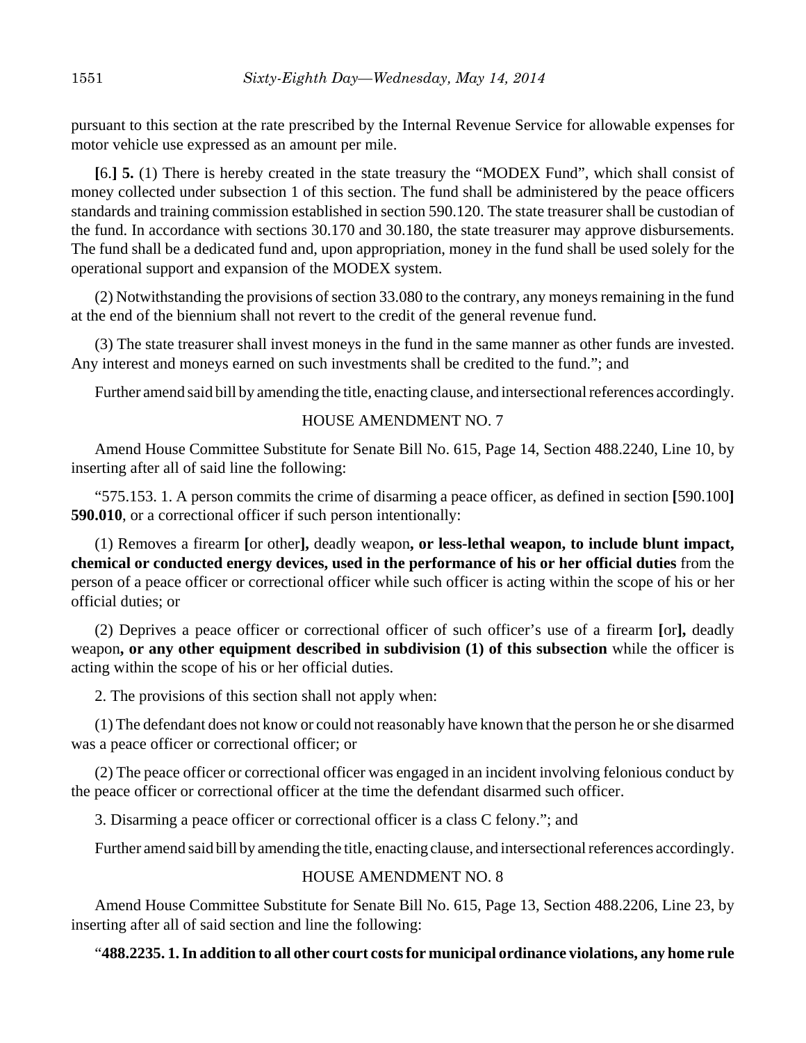pursuant to this section at the rate prescribed by the Internal Revenue Service for allowable expenses for motor vehicle use expressed as an amount per mile.

**[**6.**] 5.** (1) There is hereby created in the state treasury the "MODEX Fund", which shall consist of money collected under subsection 1 of this section. The fund shall be administered by the peace officers standards and training commission established in section 590.120. The state treasurer shall be custodian of the fund. In accordance with sections 30.170 and 30.180, the state treasurer may approve disbursements. The fund shall be a dedicated fund and, upon appropriation, money in the fund shall be used solely for the operational support and expansion of the MODEX system.

(2) Notwithstanding the provisions of section 33.080 to the contrary, any moneys remaining in the fund at the end of the biennium shall not revert to the credit of the general revenue fund.

(3) The state treasurer shall invest moneys in the fund in the same manner as other funds are invested. Any interest and moneys earned on such investments shall be credited to the fund."; and

Further amend said bill by amending the title, enacting clause, and intersectional references accordingly.

HOUSE AMENDMENT NO. 7

Amend House Committee Substitute for Senate Bill No. 615, Page 14, Section 488.2240, Line 10, by inserting after all of said line the following:

"575.153. 1. A person commits the crime of disarming a peace officer, as defined in section **[**590.100**]** **590.010**, or a correctional officer if such person intentionally:

(1) Removes a firearm **[**or other**]**, deadly weapon**, or less-lethal weapon, to include blunt impact, chemical or conducted energy devices, used in the performance of his or her official duties** from the person of a peace officer or correctional officer while such officer is acting within the scope of his or her official duties; or

(2) Deprives a peace officer or correctional officer of such officer's use of a firearm **[**or**]**, deadly weapon**, or any other equipment described in subdivision (1) of this subsection** while the officer is acting within the scope of his or her official duties.

2. The provisions of this section shall not apply when:

(1) The defendant does not know or could not reasonably have known that the person he or she disarmed was a peace officer or correctional officer; or

(2) The peace officer or correctional officer was engaged in an incident involving felonious conduct by the peace officer or correctional officer at the time the defendant disarmed such officer.

3. Disarming a peace officer or correctional officer is a class C felony."; and

Further amend said bill by amending the title, enacting clause, and intersectional references accordingly.

HOUSE AMENDMENT NO. 8

Amend House Committee Substitute for Senate Bill No. 615, Page 13, Section 488.2206, Line 23, by inserting after all of said section and line the following:

"**488.2235. 1. In addition to all other court costs for municipal ordinance violations, any home rule**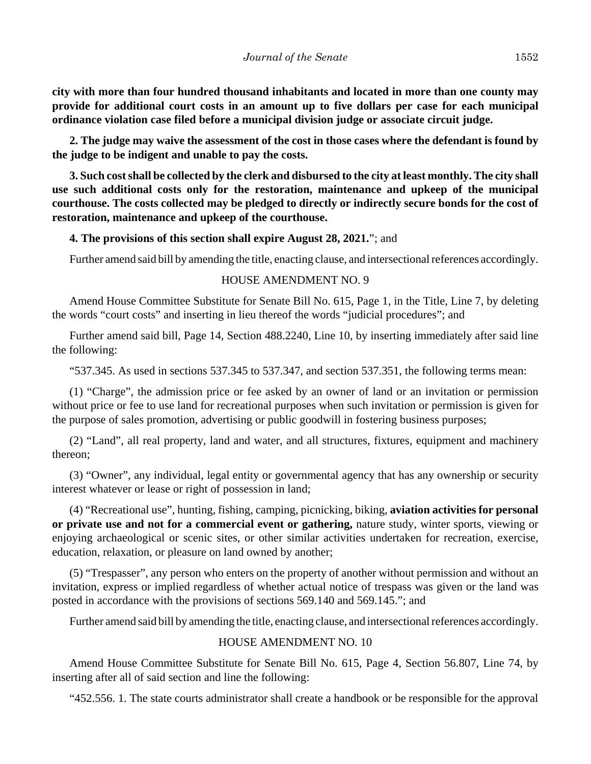**city with more than four hundred thousand inhabitants and located in more than one county may provide for additional court costs in an amount up to five dollars per case for each municipal ordinance violation case filed before a municipal division judge or associate circuit judge.**

**2. The judge may waive the assessment of the cost in those cases where the defendant is found by the judge to be indigent and unable to pay the costs.**

**3. Such cost shall be collected by the clerk and disbursed to the city at least monthly. The city shall use such additional costs only for the restoration, maintenance and upkeep of the municipal courthouse. The costs collected may be pledged to directly or indirectly secure bonds for the cost of restoration, maintenance and upkeep of the courthouse.**

**4. The provisions of this section shall expire August 28, 2021.**"; and

Further amend said bill by amending the title, enacting clause, and intersectional references accordingly.

HOUSE AMENDMENT NO. 9

Amend House Committee Substitute for Senate Bill No. 615, Page 1, in the Title, Line 7, by deleting the words "court costs" and inserting in lieu thereof the words "judicial procedures"; and

Further amend said bill, Page 14, Section 488.2240, Line 10, by inserting immediately after said line the following:

"537.345. As used in sections 537.345 to 537.347, and section 537.351, the following terms mean:

(1) "Charge", the admission price or fee asked by an owner of land or an invitation or permission without price or fee to use land for recreational purposes when such invitation or permission is given for the purpose of sales promotion, advertising or public goodwill in fostering business purposes;

(2) "Land", all real property, land and water, and all structures, fixtures, equipment and machinery thereon;

(3) "Owner", any individual, legal entity or governmental agency that has any ownership or security interest whatever or lease or right of possession in land;

(4) "Recreational use", hunting, fishing, camping, picnicking, biking, **aviation activities for personal or private use and not for a commercial event or gathering,** nature study, winter sports, viewing or enjoying archaeological or scenic sites, or other similar activities undertaken for recreation, exercise, education, relaxation, or pleasure on land owned by another;

(5) "Trespasser", any person who enters on the property of another without permission and without an invitation, express or implied regardless of whether actual notice of trespass was given or the land was posted in accordance with the provisions of sections 569.140 and 569.145."; and

Further amend said bill by amending the title, enacting clause, and intersectional references accordingly.

HOUSE AMENDMENT NO. 10

Amend House Committee Substitute for Senate Bill No. 615, Page 4, Section 56.807, Line 74, by inserting after all of said section and line the following:

"452.556. 1. The state courts administrator shall create a handbook or be responsible for the approval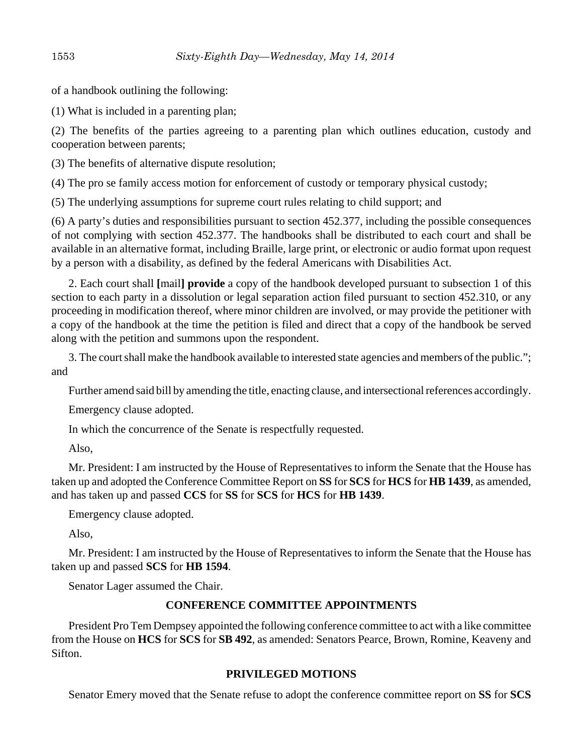of a handbook outlining the following:

(1) What is included in a parenting plan;

(2) The benefits of the parties agreeing to a parenting plan which outlines education, custody and cooperation between parents;

(3) The benefits of alternative dispute resolution;

(4) The pro se family access motion for enforcement of custody or temporary physical custody;

(5) The underlying assumptions for supreme court rules relating to child support; and

(6) A party's duties and responsibilities pursuant to section 452.377, including the possible consequences of not complying with section 452.377. The handbooks shall be distributed to each court and shall be available in an alternative format, including Braille, large print, or electronic or audio format upon request by a person with a disability, as defined by the federal Americans with Disabilities Act.

2. Each court shall **[**mail**] provide** a copy of the handbook developed pursuant to subsection 1 of this section to each party in a dissolution or legal separation action filed pursuant to section 452.310, or any proceeding in modification thereof, where minor children are involved, or may provide the petitioner with a copy of the handbook at the time the petition is filed and direct that a copy of the handbook be served along with the petition and summons upon the respondent.

3. The court shall make the handbook available to interested state agencies and members of the public."; and

Further amend said bill by amending the title, enacting clause, and intersectional references accordingly.

Emergency clause adopted.

In which the concurrence of the Senate is respectfully requested.

Also,

Mr. President: I am instructed by the House of Representatives to inform the Senate that the House has taken up and adopted the Conference Committee Report on **SS** for **SCS** for **HCS** for **HB 1439**, as amended, and has taken up and passed **CCS** for **SS** for **SCS** for **HCS** for **HB 1439**.

Emergency clause adopted.

Also,

Mr. President: I am instructed by the House of Representatives to inform the Senate that the House has taken up and passed **SCS** for **HB 1594**.

Senator Lager assumed the Chair.

## CONFERENCE COMMITTEE APPOINTMENTS

President Pro Tem Dempsey appointed the following conference committee to act with a like committee from the House on **HCS** for **SCS** for **SB 492**, as amended: Senators Pearce, Brown, Romine, Keaveny and Sifton.

## PRIVILEGED MOTIONS

Senator Emery moved that the Senate refuse to adopt the conference committee report on **SS** for **SCS**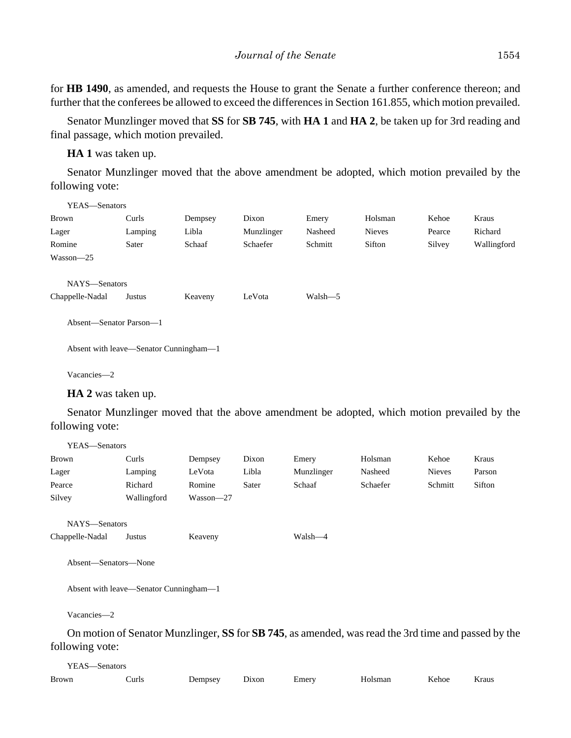for **HB 1490**, as amended, and requests the House to grant the Senate a further conference thereon; and further that the conferees be allowed to exceed the differences in Section 161.855, which motion prevailed.

Senator Munzlinger moved that **SS** for **SB 745**, with **HA 1** and **HA 2**, be taken up for 3rd reading and final passage, which motion prevailed.

**HA 1** was taken up.

Senator Munzlinger moved that the above amendment be adopted, which motion prevailed by the following vote:

YEAS—Senators

| | | | | | | | |
|---|---|---|---|---|---|---|---|
| Brown | Curls | Dempsey | Dixon | Emery | Holsman | Kehoe | Kraus |
| Lager | Lamping | Libla | Munzlinger | Nasheed | Nieves | Pearce | Richard |
| Romine | Sater | Schaaf | Schaefer | Schmitt | Sifton | Silvey | Wallingford |
| Wasson—25 | | | | | | | |

NAYS—Senators

| | | | | |
|---|---|---|---|---|
| Chappelle-Nadal | Justus | Keaveny | LeVota | Walsh—5 |

Absent—Senator Parson—1

Absent with leave—Senator Cunningham—1

Vacancies—2

**HA 2** was taken up.

Senator Munzlinger moved that the above amendment be adopted, which motion prevailed by the following vote:

YEAS—Senators

| | | | | | | | |
|---|---|---|---|---|---|---|---|
| Brown | Curls | Dempsey | Dixon | Emery | Holsman | Kehoe | Kraus |
| Lager | Lamping | LeVota | Libla | Munzlinger | Nasheed | Nieves | Parson |
| Pearce | Richard | Romine | Sater | Schaaf | Schaefer | Schmitt | Sifton |
| Silvey | Wallingford | Wasson—27 | | | | | |

NAYS—Senators

| | | | |
|---|---|---|---|
| Chappelle-Nadal | Justus | Keaveny | Walsh—4 |

Absent—Senators—None

Absent with leave—Senator Cunningham—1

Vacancies—2

On motion of Senator Munzlinger, **SS** for **SB 745**, as amended, was read the 3rd time and passed by the following vote:

YEAS—Senators

| | | | | | | | |
|---|---|---|---|---|---|---|---|
| Brown | Curls | Dempsey | Dixon | Emery | Holsman | Kehoe | Kraus |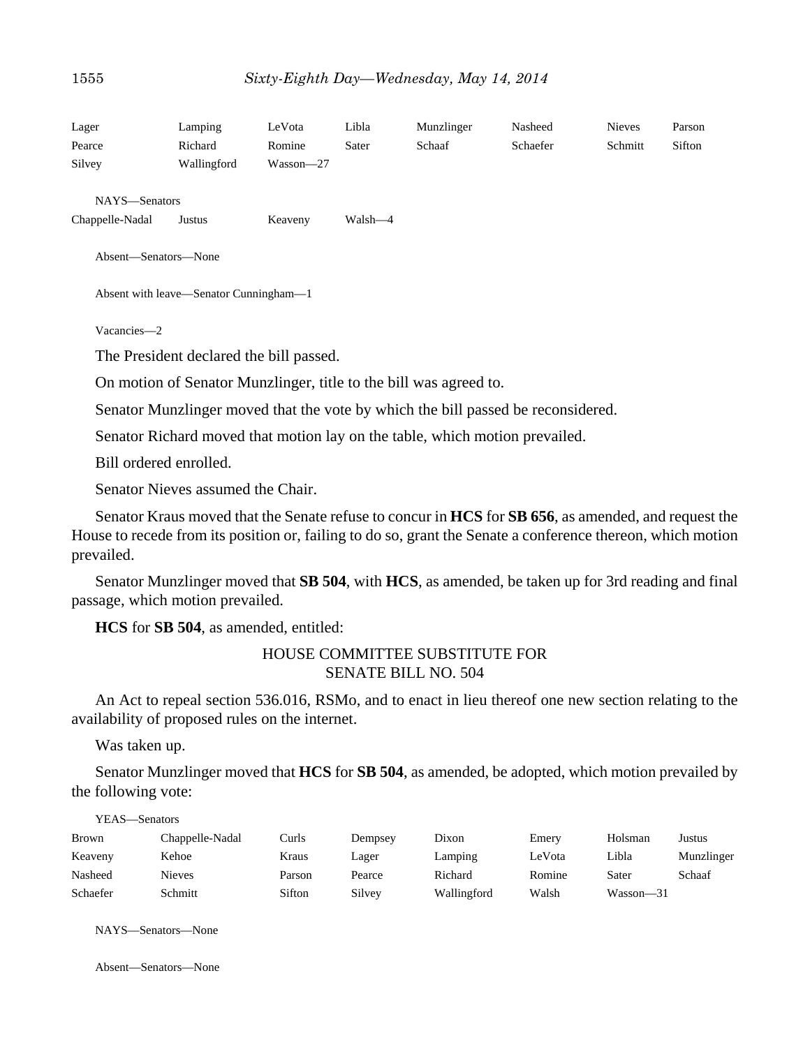| | | | | | | | |
|---|---|---|---|---|---|---|---|
| Lager | Lamping | LeVota | Libla | Munzlinger | Nasheed | Nieves | Parson |
| Pearce | Richard | Romine | Sater | Schaaf | Schaefer | Schmitt | Sifton |
| Silvey | Wallingford | Wasson—27 | | | | | |

NAYS—Senators

| | | | |
|---|---|---|---|
| Chappelle-Nadal | Justus | Keaveny | Walsh—4 |

Absent—Senators—None

Absent with leave—Senator Cunningham—1

Vacancies—2

The President declared the bill passed.

On motion of Senator Munzlinger, title to the bill was agreed to.

Senator Munzlinger moved that the vote by which the bill passed be reconsidered.

Senator Richard moved that motion lay on the table, which motion prevailed.

Bill ordered enrolled.

Senator Nieves assumed the Chair.

Senator Kraus moved that the Senate refuse to concur in **HCS** for **SB 656**, as amended, and request the House to recede from its position or, failing to do so, grant the Senate a conference thereon, which motion prevailed.

Senator Munzlinger moved that **SB 504**, with **HCS**, as amended, be taken up for 3rd reading and final passage, which motion prevailed.

**HCS** for **SB 504**, as amended, entitled:

HOUSE COMMITTEE SUBSTITUTE FOR
SENATE BILL NO. 504

An Act to repeal section 536.016, RSMo, and to enact in lieu thereof one new section relating to the availability of proposed rules on the internet.

Was taken up.

Senator Munzlinger moved that **HCS** for **SB 504**, as amended, be adopted, which motion prevailed by the following vote:

YEAS—Senators

| | | | | | | | |
|---|---|---|---|---|---|---|---|
| Brown | Chappelle-Nadal | Curls | Dempsey | Dixon | Emery | Holsman | Justus |
| Keaveny | Kehoe | Kraus | Lager | Lamping | LeVota | Libla | Munzlinger |
| Nasheed | Nieves | Parson | Pearce | Richard | Romine | Sater | Schaaf |
| Schaefer | Schmitt | Sifton | Silvey | Wallingford | Walsh | Wasson—31 | |

NAYS—Senators—None

Absent—Senators—None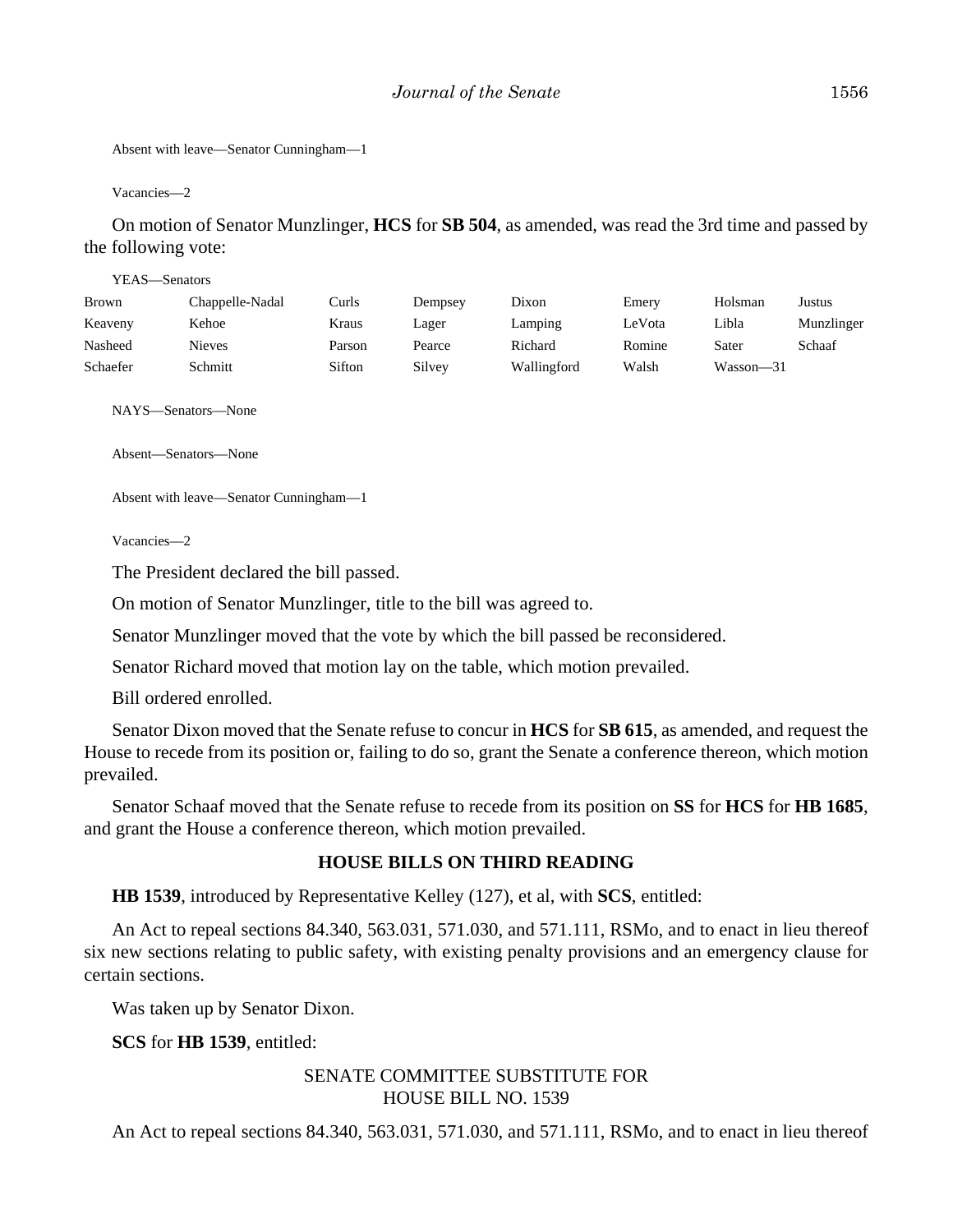Absent with leave—Senator Cunningham—1

Vacancies—2

On motion of Senator Munzlinger, **HCS** for **SB 504**, as amended, was read the 3rd time and passed by the following vote:

YEAS—Senators

| | | | | | | | |
|---|---|---|---|---|---|---|---|
| Brown | Chappelle-Nadal | Curls | Dempsey | Dixon | Emery | Holsman | Justus |
| Keaveny | Kehoe | Kraus | Lager | Lamping | LeVota | Libla | Munzlinger |
| Nasheed | Nieves | Parson | Pearce | Richard | Romine | Sater | Schaaf |
| Schaefer | Schmitt | Sifton | Silvey | Wallingford | Walsh | Wasson—31 | |

NAYS—Senators—None

Absent—Senators—None

Absent with leave—Senator Cunningham—1

Vacancies—2

The President declared the bill passed.

On motion of Senator Munzlinger, title to the bill was agreed to.

Senator Munzlinger moved that the vote by which the bill passed be reconsidered.

Senator Richard moved that motion lay on the table, which motion prevailed.

Bill ordered enrolled.

Senator Dixon moved that the Senate refuse to concur in **HCS** for **SB 615**, as amended, and request the House to recede from its position or, failing to do so, grant the Senate a conference thereon, which motion prevailed.

Senator Schaaf moved that the Senate refuse to recede from its position on **SS** for **HCS** for **HB 1685**, and grant the House a conference thereon, which motion prevailed.

## HOUSE BILLS ON THIRD READING

**HB 1539**, introduced by Representative Kelley (127), et al, with **SCS**, entitled:

An Act to repeal sections 84.340, 563.031, 571.030, and 571.111, RSMo, and to enact in lieu thereof six new sections relating to public safety, with existing penalty provisions and an emergency clause for certain sections.

Was taken up by Senator Dixon.

**SCS** for **HB 1539**, entitled:

SENATE COMMITTEE SUBSTITUTE FOR
HOUSE BILL NO. 1539

An Act to repeal sections 84.340, 563.031, 571.030, and 571.111, RSMo, and to enact in lieu thereof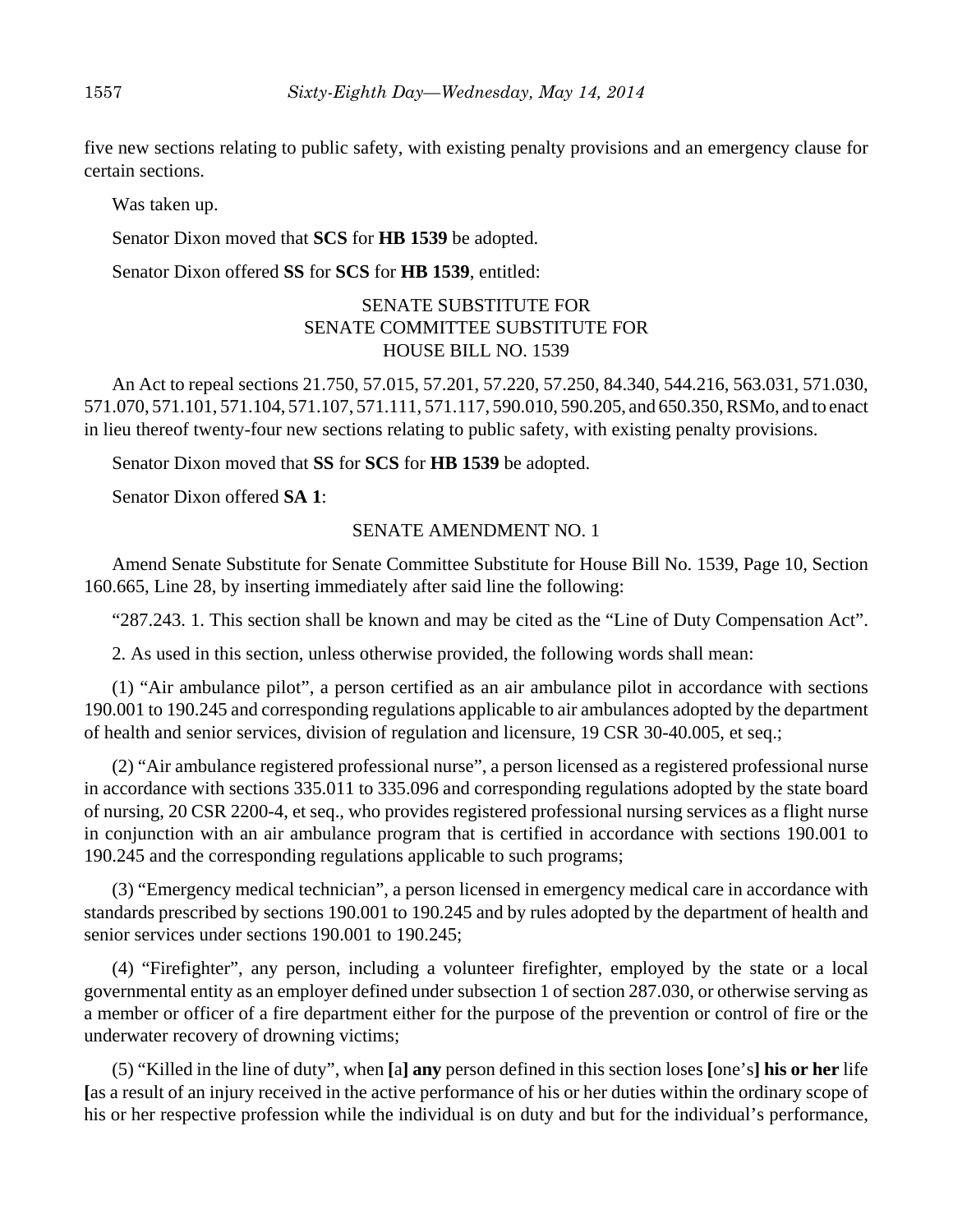five new sections relating to public safety, with existing penalty provisions and an emergency clause for certain sections.

Was taken up.

Senator Dixon moved that **SCS** for **HB 1539** be adopted.

Senator Dixon offered **SS** for **SCS** for **HB 1539**, entitled:

SENATE SUBSTITUTE FOR
SENATE COMMITTEE SUBSTITUTE FOR
HOUSE BILL NO. 1539

An Act to repeal sections 21.750, 57.015, 57.201, 57.220, 57.250, 84.340, 544.216, 563.031, 571.030, 571.070, 571.101, 571.104, 571.107, 571.111, 571.117, 590.010, 590.205, and 650.350, RSMo, and to enact in lieu thereof twenty-four new sections relating to public safety, with existing penalty provisions.

Senator Dixon moved that **SS** for **SCS** for **HB 1539** be adopted.

Senator Dixon offered **SA 1**:

SENATE AMENDMENT NO. 1

Amend Senate Substitute for Senate Committee Substitute for House Bill No. 1539, Page 10, Section 160.665, Line 28, by inserting immediately after said line the following:

"287.243. 1. This section shall be known and may be cited as the "Line of Duty Compensation Act".

2. As used in this section, unless otherwise provided, the following words shall mean:

(1) "Air ambulance pilot", a person certified as an air ambulance pilot in accordance with sections 190.001 to 190.245 and corresponding regulations applicable to air ambulances adopted by the department of health and senior services, division of regulation and licensure, 19 CSR 30-40.005, et seq.;

(2) "Air ambulance registered professional nurse", a person licensed as a registered professional nurse in accordance with sections 335.011 to 335.096 and corresponding regulations adopted by the state board of nursing, 20 CSR 2200-4, et seq., who provides registered professional nursing services as a flight nurse in conjunction with an air ambulance program that is certified in accordance with sections 190.001 to 190.245 and the corresponding regulations applicable to such programs;

(3) "Emergency medical technician", a person licensed in emergency medical care in accordance with standards prescribed by sections 190.001 to 190.245 and by rules adopted by the department of health and senior services under sections 190.001 to 190.245;

(4) "Firefighter", any person, including a volunteer firefighter, employed by the state or a local governmental entity as an employer defined under subsection 1 of section 287.030, or otherwise serving as a member or officer of a fire department either for the purpose of the prevention or control of fire or the underwater recovery of drowning victims;

(5) "Killed in the line of duty", when **[**a**] any** person defined in this section loses **[**one's**] his or her** life **[**as a result of an injury received in the active performance of his or her duties within the ordinary scope of his or her respective profession while the individual is on duty and but for the individual's performance,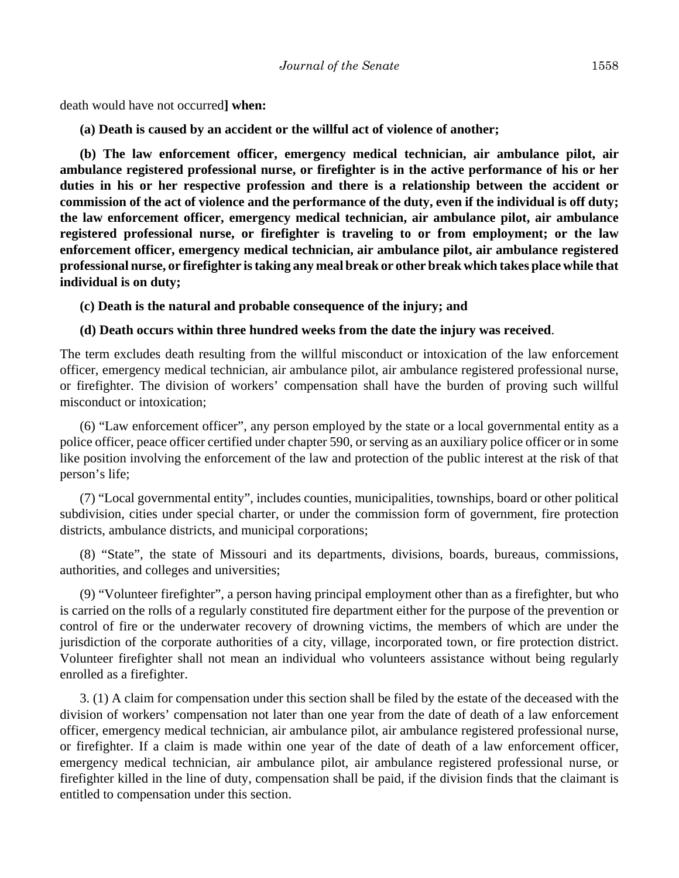death would have not occurred**] when:**

**(a) Death is caused by an accident or the willful act of violence of another;**

**(b) The law enforcement officer, emergency medical technician, air ambulance pilot, air ambulance registered professional nurse, or firefighter is in the active performance of his or her duties in his or her respective profession and there is a relationship between the accident or commission of the act of violence and the performance of the duty, even if the individual is off duty; the law enforcement officer, emergency medical technician, air ambulance pilot, air ambulance registered professional nurse, or firefighter is traveling to or from employment; or the law enforcement officer, emergency medical technician, air ambulance pilot, air ambulance registered professional nurse, or firefighter is taking any meal break or other break which takes place while that individual is on duty;**

**(c) Death is the natural and probable consequence of the injury; and**

**(d) Death occurs within three hundred weeks from the date the injury was received**.

The term excludes death resulting from the willful misconduct or intoxication of the law enforcement officer, emergency medical technician, air ambulance pilot, air ambulance registered professional nurse, or firefighter. The division of workers' compensation shall have the burden of proving such willful misconduct or intoxication;

(6) "Law enforcement officer", any person employed by the state or a local governmental entity as a police officer, peace officer certified under chapter 590, or serving as an auxiliary police officer or in some like position involving the enforcement of the law and protection of the public interest at the risk of that person's life;

(7) "Local governmental entity", includes counties, municipalities, townships, board or other political subdivision, cities under special charter, or under the commission form of government, fire protection districts, ambulance districts, and municipal corporations;

(8) "State", the state of Missouri and its departments, divisions, boards, bureaus, commissions, authorities, and colleges and universities;

(9) "Volunteer firefighter", a person having principal employment other than as a firefighter, but who is carried on the rolls of a regularly constituted fire department either for the purpose of the prevention or control of fire or the underwater recovery of drowning victims, the members of which are under the jurisdiction of the corporate authorities of a city, village, incorporated town, or fire protection district. Volunteer firefighter shall not mean an individual who volunteers assistance without being regularly enrolled as a firefighter.

3. (1) A claim for compensation under this section shall be filed by the estate of the deceased with the division of workers' compensation not later than one year from the date of death of a law enforcement officer, emergency medical technician, air ambulance pilot, air ambulance registered professional nurse, or firefighter. If a claim is made within one year of the date of death of a law enforcement officer, emergency medical technician, air ambulance pilot, air ambulance registered professional nurse, or firefighter killed in the line of duty, compensation shall be paid, if the division finds that the claimant is entitled to compensation under this section.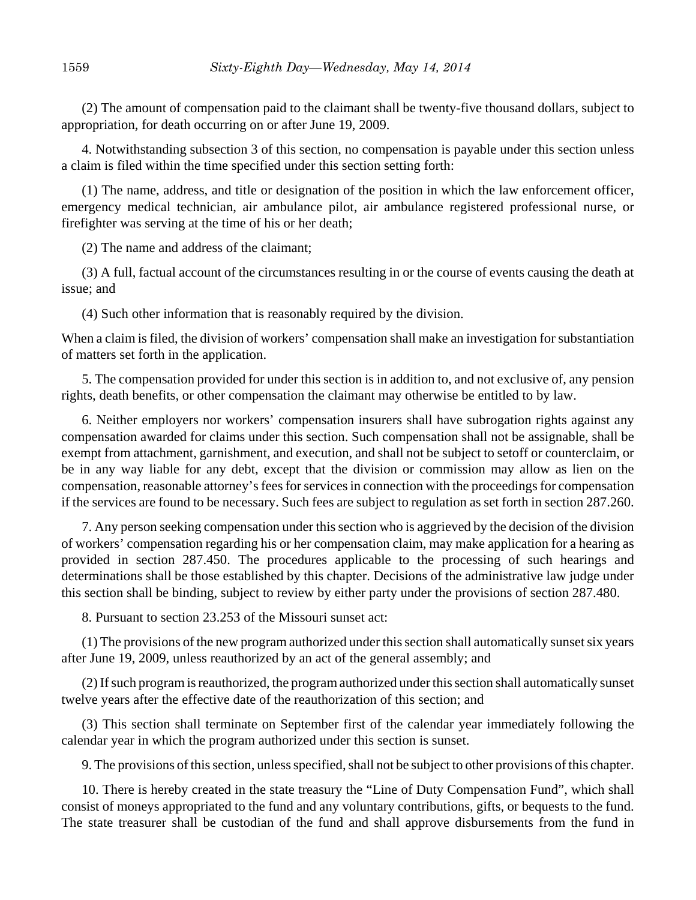(2) The amount of compensation paid to the claimant shall be twenty-five thousand dollars, subject to appropriation, for death occurring on or after June 19, 2009.

4. Notwithstanding subsection 3 of this section, no compensation is payable under this section unless a claim is filed within the time specified under this section setting forth:

(1) The name, address, and title or designation of the position in which the law enforcement officer, emergency medical technician, air ambulance pilot, air ambulance registered professional nurse, or firefighter was serving at the time of his or her death;

(2) The name and address of the claimant;

(3) A full, factual account of the circumstances resulting in or the course of events causing the death at issue; and

(4) Such other information that is reasonably required by the division.

When a claim is filed, the division of workers' compensation shall make an investigation for substantiation of matters set forth in the application.

5. The compensation provided for under this section is in addition to, and not exclusive of, any pension rights, death benefits, or other compensation the claimant may otherwise be entitled to by law.

6. Neither employers nor workers' compensation insurers shall have subrogation rights against any compensation awarded for claims under this section. Such compensation shall not be assignable, shall be exempt from attachment, garnishment, and execution, and shall not be subject to setoff or counterclaim, or be in any way liable for any debt, except that the division or commission may allow as lien on the compensation, reasonable attorney's fees for services in connection with the proceedings for compensation if the services are found to be necessary. Such fees are subject to regulation as set forth in section 287.260.

7. Any person seeking compensation under this section who is aggrieved by the decision of the division of workers' compensation regarding his or her compensation claim, may make application for a hearing as provided in section 287.450. The procedures applicable to the processing of such hearings and determinations shall be those established by this chapter. Decisions of the administrative law judge under this section shall be binding, subject to review by either party under the provisions of section 287.480.

8. Pursuant to section 23.253 of the Missouri sunset act:

(1) The provisions of the new program authorized under this section shall automatically sunset six years after June 19, 2009, unless reauthorized by an act of the general assembly; and

(2) If such program is reauthorized, the program authorized under this section shall automatically sunset twelve years after the effective date of the reauthorization of this section; and

(3) This section shall terminate on September first of the calendar year immediately following the calendar year in which the program authorized under this section is sunset.

9. The provisions of this section, unless specified, shall not be subject to other provisions of this chapter.

10. There is hereby created in the state treasury the "Line of Duty Compensation Fund", which shall consist of moneys appropriated to the fund and any voluntary contributions, gifts, or bequests to the fund. The state treasurer shall be custodian of the fund and shall approve disbursements from the fund in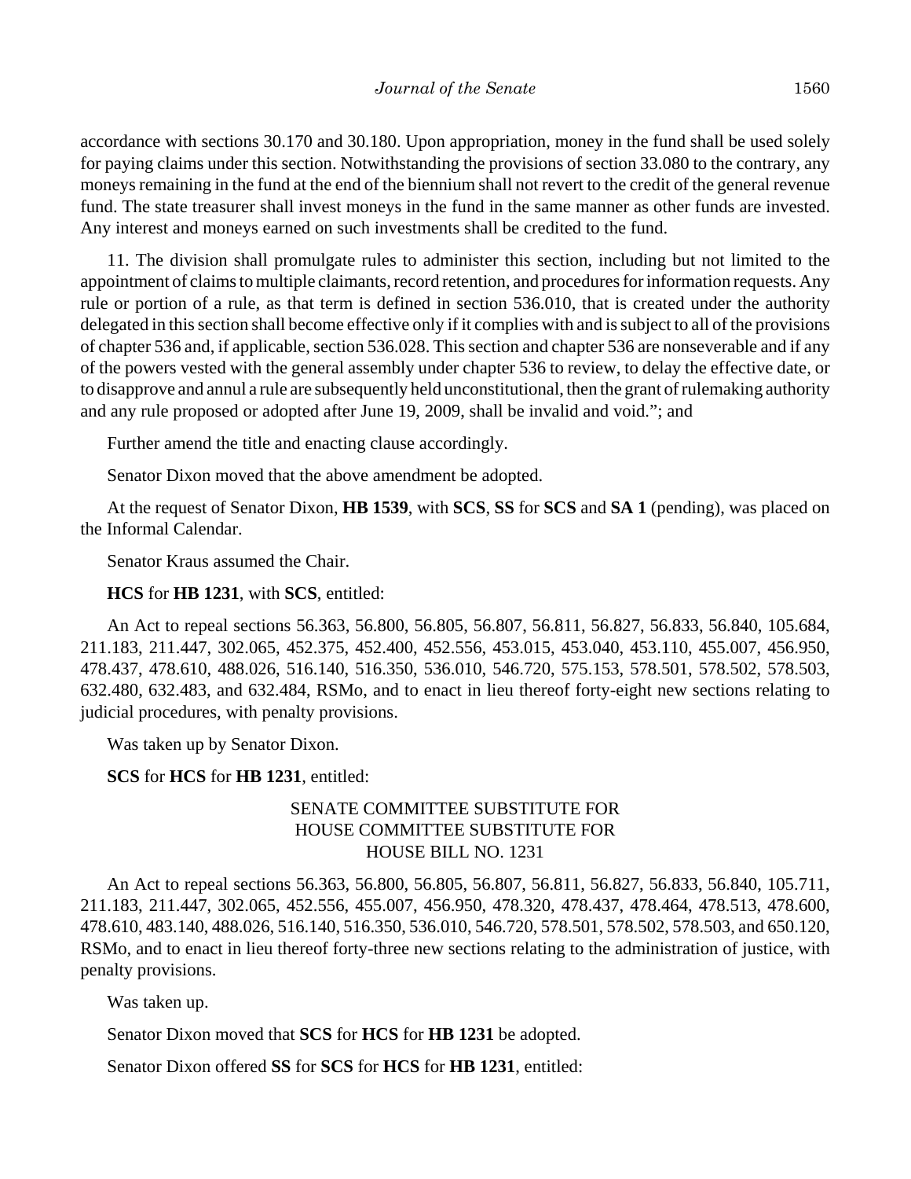accordance with sections 30.170 and 30.180. Upon appropriation, money in the fund shall be used solely for paying claims under this section. Notwithstanding the provisions of section 33.080 to the contrary, any moneys remaining in the fund at the end of the biennium shall not revert to the credit of the general revenue fund. The state treasurer shall invest moneys in the fund in the same manner as other funds are invested. Any interest and moneys earned on such investments shall be credited to the fund.

11. The division shall promulgate rules to administer this section, including but not limited to the appointment of claims to multiple claimants, record retention, and procedures for information requests. Any rule or portion of a rule, as that term is defined in section 536.010, that is created under the authority delegated in this section shall become effective only if it complies with and is subject to all of the provisions of chapter 536 and, if applicable, section 536.028. This section and chapter 536 are nonseverable and if any of the powers vested with the general assembly under chapter 536 to review, to delay the effective date, or to disapprove and annul a rule are subsequently held unconstitutional, then the grant of rulemaking authority and any rule proposed or adopted after June 19, 2009, shall be invalid and void."; and

Further amend the title and enacting clause accordingly.

Senator Dixon moved that the above amendment be adopted.

At the request of Senator Dixon, **HB 1539**, with **SCS**, **SS** for **SCS** and **SA 1** (pending), was placed on the Informal Calendar.

Senator Kraus assumed the Chair.

**HCS** for **HB 1231**, with **SCS**, entitled:

An Act to repeal sections 56.363, 56.800, 56.805, 56.807, 56.811, 56.827, 56.833, 56.840, 105.684, 211.183, 211.447, 302.065, 452.375, 452.400, 452.556, 453.015, 453.040, 453.110, 455.007, 456.950, 478.437, 478.610, 488.026, 516.140, 516.350, 536.010, 546.720, 575.153, 578.501, 578.502, 578.503, 632.480, 632.483, and 632.484, RSMo, and to enact in lieu thereof forty-eight new sections relating to judicial procedures, with penalty provisions.

Was taken up by Senator Dixon.

**SCS** for **HCS** for **HB 1231**, entitled:

SENATE COMMITTEE SUBSTITUTE FOR
HOUSE COMMITTEE SUBSTITUTE FOR
HOUSE BILL NO. 1231

An Act to repeal sections 56.363, 56.800, 56.805, 56.807, 56.811, 56.827, 56.833, 56.840, 105.711, 211.183, 211.447, 302.065, 452.556, 455.007, 456.950, 478.320, 478.437, 478.464, 478.513, 478.600, 478.610, 483.140, 488.026, 516.140, 516.350, 536.010, 546.720, 578.501, 578.502, 578.503, and 650.120, RSMo, and to enact in lieu thereof forty-three new sections relating to the administration of justice, with penalty provisions.

Was taken up.

Senator Dixon moved that **SCS** for **HCS** for **HB 1231** be adopted.

Senator Dixon offered **SS** for **SCS** for **HCS** for **HB 1231**, entitled: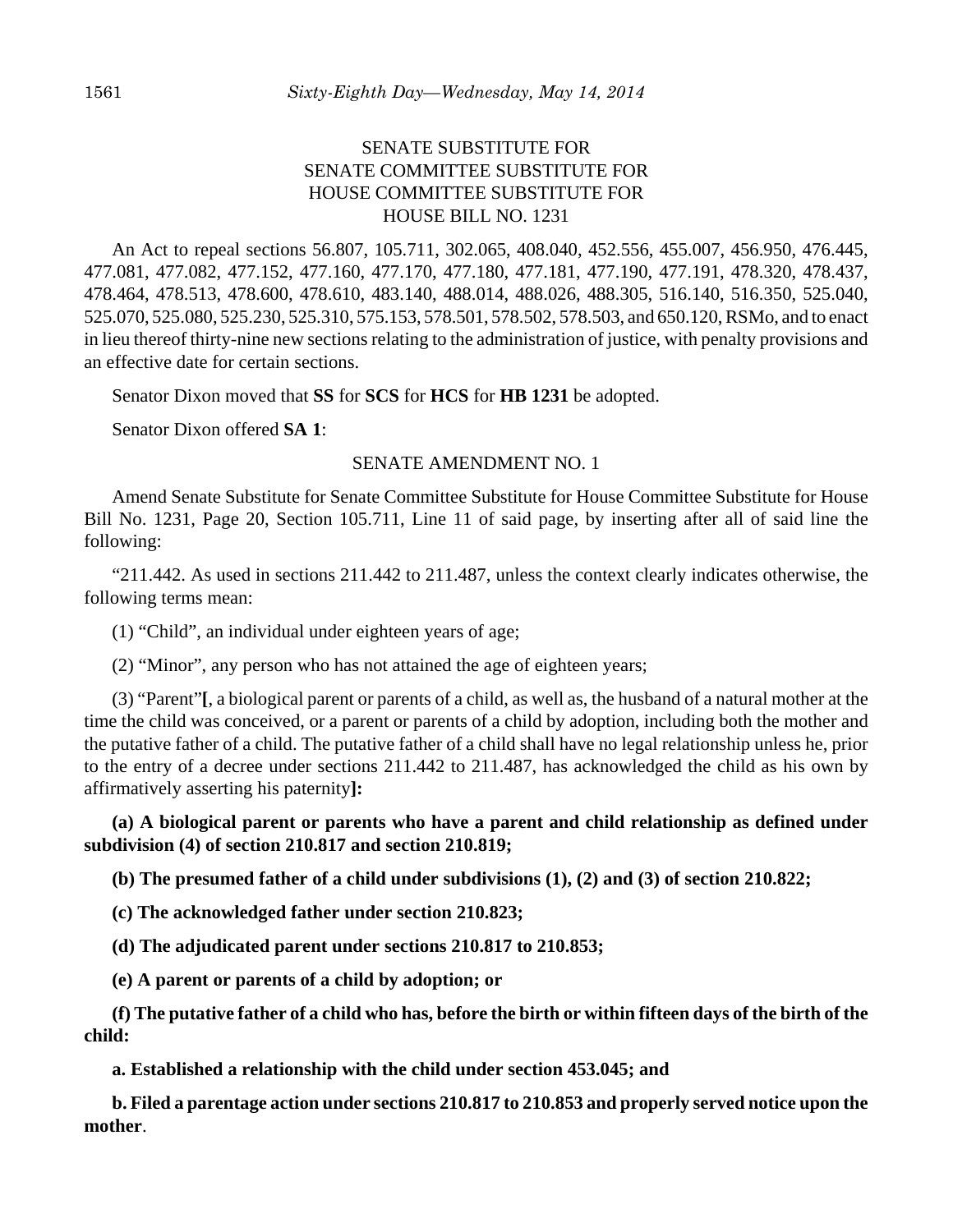SENATE SUBSTITUTE FOR
SENATE COMMITTEE SUBSTITUTE FOR
HOUSE COMMITTEE SUBSTITUTE FOR
HOUSE BILL NO. 1231

An Act to repeal sections 56.807, 105.711, 302.065, 408.040, 452.556, 455.007, 456.950, 476.445, 477.081, 477.082, 477.152, 477.160, 477.170, 477.180, 477.181, 477.190, 477.191, 478.320, 478.437, 478.464, 478.513, 478.600, 478.610, 483.140, 488.014, 488.026, 488.305, 516.140, 516.350, 525.040, 525.070, 525.080, 525.230, 525.310, 575.153, 578.501, 578.502, 578.503, and 650.120, RSMo, and to enact in lieu thereof thirty-nine new sections relating to the administration of justice, with penalty provisions and an effective date for certain sections.

Senator Dixon moved that **SS** for **SCS** for **HCS** for **HB 1231** be adopted.

Senator Dixon offered **SA 1**:

SENATE AMENDMENT NO. 1

Amend Senate Substitute for Senate Committee Substitute for House Committee Substitute for House Bill No. 1231, Page 20, Section 105.711, Line 11 of said page, by inserting after all of said line the following:

"211.442. As used in sections 211.442 to 211.487, unless the context clearly indicates otherwise, the following terms mean:

(1) "Child", an individual under eighteen years of age;

(2) "Minor", any person who has not attained the age of eighteen years;

(3) "Parent"**[**, a biological parent or parents of a child, as well as, the husband of a natural mother at the time the child was conceived, or a parent or parents of a child by adoption, including both the mother and the putative father of a child. The putative father of a child shall have no legal relationship unless he, prior to the entry of a decree under sections 211.442 to 211.487, has acknowledged the child as his own by affirmatively asserting his paternity**]:**

**(a) A biological parent or parents who have a parent and child relationship as defined under subdivision (4) of section 210.817 and section 210.819;**

**(b) The presumed father of a child under subdivisions (1), (2) and (3) of section 210.822;**

**(c) The acknowledged father under section 210.823;**

**(d) The adjudicated parent under sections 210.817 to 210.853;**

**(e) A parent or parents of a child by adoption; or**

**(f) The putative father of a child who has, before the birth or within fifteen days of the birth of the child:**

**a. Established a relationship with the child under section 453.045; and**

**b. Filed a parentage action under sections 210.817 to 210.853 and properly served notice upon the mother**.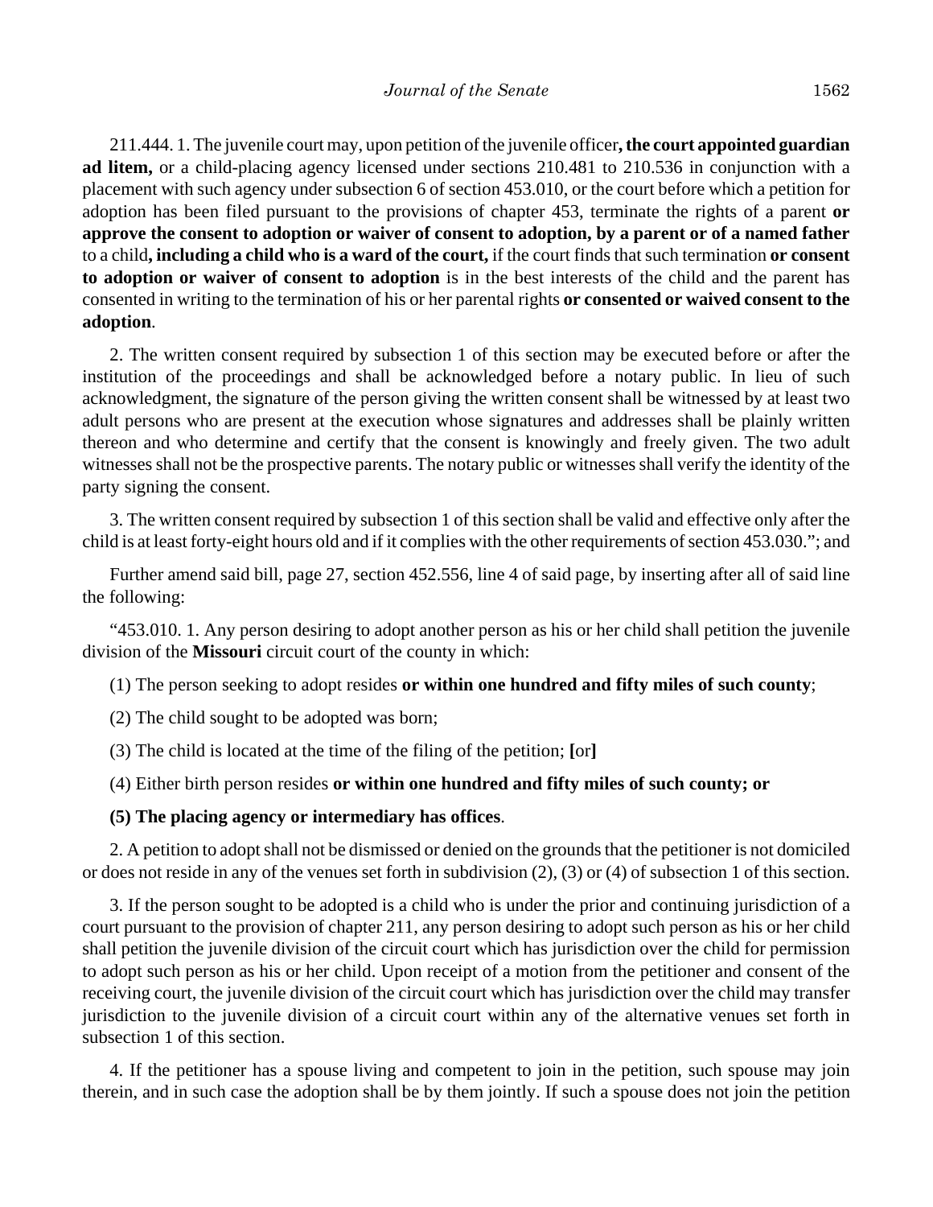211.444. 1. The juvenile court may, upon petition of the juvenile officer**, the court appointed guardian ad litem,** or a child-placing agency licensed under sections 210.481 to 210.536 in conjunction with a placement with such agency under subsection 6 of section 453.010, or the court before which a petition for adoption has been filed pursuant to the provisions of chapter 453, terminate the rights of a parent **or approve the consent to adoption or waiver of consent to adoption, by a parent or of a named father** to a child**, including a child who is a ward of the court,** if the court finds that such termination **or consent to adoption or waiver of consent to adoption** is in the best interests of the child and the parent has consented in writing to the termination of his or her parental rights **or consented or waived consent to the adoption**.

2. The written consent required by subsection 1 of this section may be executed before or after the institution of the proceedings and shall be acknowledged before a notary public. In lieu of such acknowledgment, the signature of the person giving the written consent shall be witnessed by at least two adult persons who are present at the execution whose signatures and addresses shall be plainly written thereon and who determine and certify that the consent is knowingly and freely given. The two adult witnesses shall not be the prospective parents. The notary public or witnesses shall verify the identity of the party signing the consent.

3. The written consent required by subsection 1 of this section shall be valid and effective only after the child is at least forty-eight hours old and if it complies with the other requirements of section 453.030."; and

Further amend said bill, page 27, section 452.556, line 4 of said page, by inserting after all of said line the following:

"453.010. 1. Any person desiring to adopt another person as his or her child shall petition the juvenile division of the **Missouri** circuit court of the county in which:

(1) The person seeking to adopt resides **or within one hundred and fifty miles of such county**;

(2) The child sought to be adopted was born;

(3) The child is located at the time of the filing of the petition; **[**or**]**

(4) Either birth person resides **or within one hundred and fifty miles of such county; or**

**(5) The placing agency or intermediary has offices**.

2. A petition to adopt shall not be dismissed or denied on the grounds that the petitioner is not domiciled or does not reside in any of the venues set forth in subdivision (2), (3) or (4) of subsection 1 of this section.

3. If the person sought to be adopted is a child who is under the prior and continuing jurisdiction of a court pursuant to the provision of chapter 211, any person desiring to adopt such person as his or her child shall petition the juvenile division of the circuit court which has jurisdiction over the child for permission to adopt such person as his or her child. Upon receipt of a motion from the petitioner and consent of the receiving court, the juvenile division of the circuit court which has jurisdiction over the child may transfer jurisdiction to the juvenile division of a circuit court within any of the alternative venues set forth in subsection 1 of this section.

4. If the petitioner has a spouse living and competent to join in the petition, such spouse may join therein, and in such case the adoption shall be by them jointly. If such a spouse does not join the petition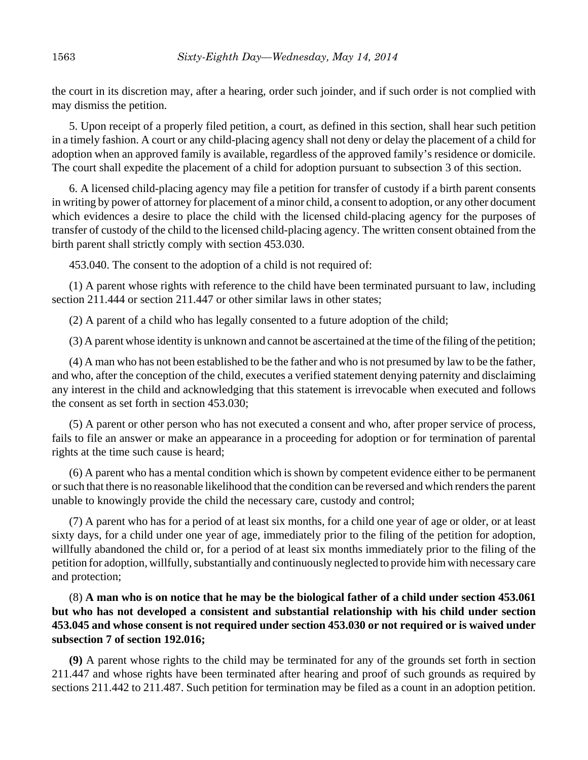the court in its discretion may, after a hearing, order such joinder, and if such order is not complied with may dismiss the petition.

5. Upon receipt of a properly filed petition, a court, as defined in this section, shall hear such petition in a timely fashion. A court or any child-placing agency shall not deny or delay the placement of a child for adoption when an approved family is available, regardless of the approved family's residence or domicile. The court shall expedite the placement of a child for adoption pursuant to subsection 3 of this section.

6. A licensed child-placing agency may file a petition for transfer of custody if a birth parent consents in writing by power of attorney for placement of a minor child, a consent to adoption, or any other document which evidences a desire to place the child with the licensed child-placing agency for the purposes of transfer of custody of the child to the licensed child-placing agency. The written consent obtained from the birth parent shall strictly comply with section 453.030.

453.040. The consent to the adoption of a child is not required of:

(1) A parent whose rights with reference to the child have been terminated pursuant to law, including section 211.444 or section 211.447 or other similar laws in other states;

(2) A parent of a child who has legally consented to a future adoption of the child;

(3) A parent whose identity is unknown and cannot be ascertained at the time of the filing of the petition;

(4) A man who has not been established to be the father and who is not presumed by law to be the father, and who, after the conception of the child, executes a verified statement denying paternity and disclaiming any interest in the child and acknowledging that this statement is irrevocable when executed and follows the consent as set forth in section 453.030;

(5) A parent or other person who has not executed a consent and who, after proper service of process, fails to file an answer or make an appearance in a proceeding for adoption or for termination of parental rights at the time such cause is heard;

(6) A parent who has a mental condition which is shown by competent evidence either to be permanent or such that there is no reasonable likelihood that the condition can be reversed and which renders the parent unable to knowingly provide the child the necessary care, custody and control;

(7) A parent who has for a period of at least six months, for a child one year of age or older, or at least sixty days, for a child under one year of age, immediately prior to the filing of the petition for adoption, willfully abandoned the child or, for a period of at least six months immediately prior to the filing of the petition for adoption, willfully, substantially and continuously neglected to provide him with necessary care and protection;

(8) **A man who is on notice that he may be the biological father of a child under section 453.061 but who has not developed a consistent and substantial relationship with his child under section 453.045 and whose consent is not required under section 453.030 or not required or is waived under subsection 7 of section 192.016;**

**(9)** A parent whose rights to the child may be terminated for any of the grounds set forth in section 211.447 and whose rights have been terminated after hearing and proof of such grounds as required by sections 211.442 to 211.487. Such petition for termination may be filed as a count in an adoption petition.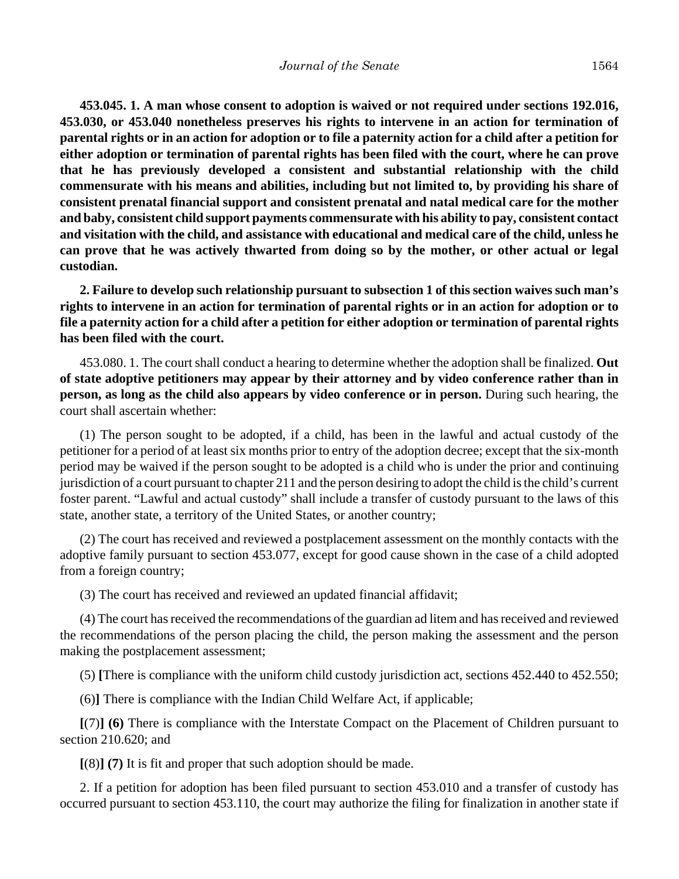**453.045. 1. A man whose consent to adoption is waived or not required under sections 192.016, 453.030, or 453.040 nonetheless preserves his rights to intervene in an action for termination of parental rights or in an action for adoption or to file a paternity action for a child after a petition for either adoption or termination of parental rights has been filed with the court, where he can prove that he has previously developed a consistent and substantial relationship with the child commensurate with his means and abilities, including but not limited to, by providing his share of consistent prenatal financial support and consistent prenatal and natal medical care for the mother and baby, consistent child support payments commensurate with his ability to pay, consistent contact and visitation with the child, and assistance with educational and medical care of the child, unless he can prove that he was actively thwarted from doing so by the mother, or other actual or legal custodian.**

**2. Failure to develop such relationship pursuant to subsection 1 of this section waives such man's rights to intervene in an action for termination of parental rights or in an action for adoption or to file a paternity action for a child after a petition for either adoption or termination of parental rights has been filed with the court.**

453.080. 1. The court shall conduct a hearing to determine whether the adoption shall be finalized. **Out of state adoptive petitioners may appear by their attorney and by video conference rather than in person, as long as the child also appears by video conference or in person.** During such hearing, the court shall ascertain whether:

(1) The person sought to be adopted, if a child, has been in the lawful and actual custody of the petitioner for a period of at least six months prior to entry of the adoption decree; except that the six-month period may be waived if the person sought to be adopted is a child who is under the prior and continuing jurisdiction of a court pursuant to chapter 211 and the person desiring to adopt the child is the child's current foster parent. "Lawful and actual custody" shall include a transfer of custody pursuant to the laws of this state, another state, a territory of the United States, or another country;

(2) The court has received and reviewed a postplacement assessment on the monthly contacts with the adoptive family pursuant to section 453.077, except for good cause shown in the case of a child adopted from a foreign country;

(3) The court has received and reviewed an updated financial affidavit;

(4) The court has received the recommendations of the guardian ad litem and has received and reviewed the recommendations of the person placing the child, the person making the assessment and the person making the postplacement assessment;

(5) **[**There is compliance with the uniform child custody jurisdiction act, sections 452.440 to 452.550;

(6)**]** There is compliance with the Indian Child Welfare Act, if applicable;

**[**(7)**] (6)** There is compliance with the Interstate Compact on the Placement of Children pursuant to section 210.620; and

**[**(8)**] (7)** It is fit and proper that such adoption should be made.

2. If a petition for adoption has been filed pursuant to section 453.010 and a transfer of custody has occurred pursuant to section 453.110, the court may authorize the filing for finalization in another state if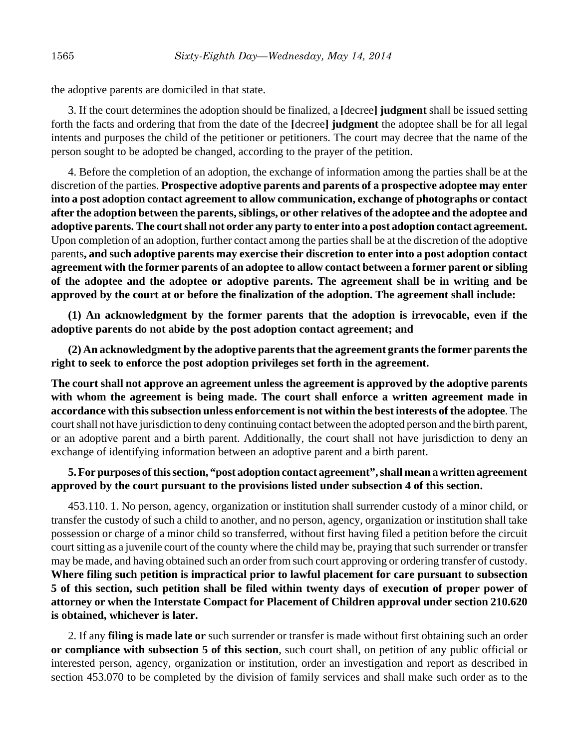the adoptive parents are domiciled in that state.

3. If the court determines the adoption should be finalized, a **[**decree**] judgment** shall be issued setting forth the facts and ordering that from the date of the **[**decree**] judgment** the adoptee shall be for all legal intents and purposes the child of the petitioner or petitioners. The court may decree that the name of the person sought to be adopted be changed, according to the prayer of the petition.

4. Before the completion of an adoption, the exchange of information among the parties shall be at the discretion of the parties. **Prospective adoptive parents and parents of a prospective adoptee may enter into a post adoption contact agreement to allow communication, exchange of photographs or contact after the adoption between the parents, siblings, or other relatives of the adoptee and the adoptee and adoptive parents. The court shall not order any party to enter into a post adoption contact agreement.** Upon completion of an adoption, further contact among the parties shall be at the discretion of the adoptive parents**, and such adoptive parents may exercise their discretion to enter into a post adoption contact agreement with the former parents of an adoptee to allow contact between a former parent or sibling of the adoptee and the adoptee or adoptive parents. The agreement shall be in writing and be approved by the court at or before the finalization of the adoption. The agreement shall include:**

**(1) An acknowledgment by the former parents that the adoption is irrevocable, even if the adoptive parents do not abide by the post adoption contact agreement; and**

**(2) An acknowledgment by the adoptive parents that the agreement grants the former parents the right to seek to enforce the post adoption privileges set forth in the agreement.**

**The court shall not approve an agreement unless the agreement is approved by the adoptive parents with whom the agreement is being made. The court shall enforce a written agreement made in accordance with this subsection unless enforcement is not within the best interests of the adoptee**. The court shall not have jurisdiction to deny continuing contact between the adopted person and the birth parent, or an adoptive parent and a birth parent. Additionally, the court shall not have jurisdiction to deny an exchange of identifying information between an adoptive parent and a birth parent.

**5. For purposes of this section, "post adoption contact agreement", shall mean a written agreement approved by the court pursuant to the provisions listed under subsection 4 of this section.**

453.110. 1. No person, agency, organization or institution shall surrender custody of a minor child, or transfer the custody of such a child to another, and no person, agency, organization or institution shall take possession or charge of a minor child so transferred, without first having filed a petition before the circuit court sitting as a juvenile court of the county where the child may be, praying that such surrender or transfer may be made, and having obtained such an order from such court approving or ordering transfer of custody. **Where filing such petition is impractical prior to lawful placement for care pursuant to subsection 5 of this section, such petition shall be filed within twenty days of execution of proper power of attorney or when the Interstate Compact for Placement of Children approval under section 210.620 is obtained, whichever is later.**

2. If any **filing is made late or** such surrender or transfer is made without first obtaining such an order **or compliance with subsection 5 of this section**, such court shall, on petition of any public official or interested person, agency, organization or institution, order an investigation and report as described in section 453.070 to be completed by the division of family services and shall make such order as to the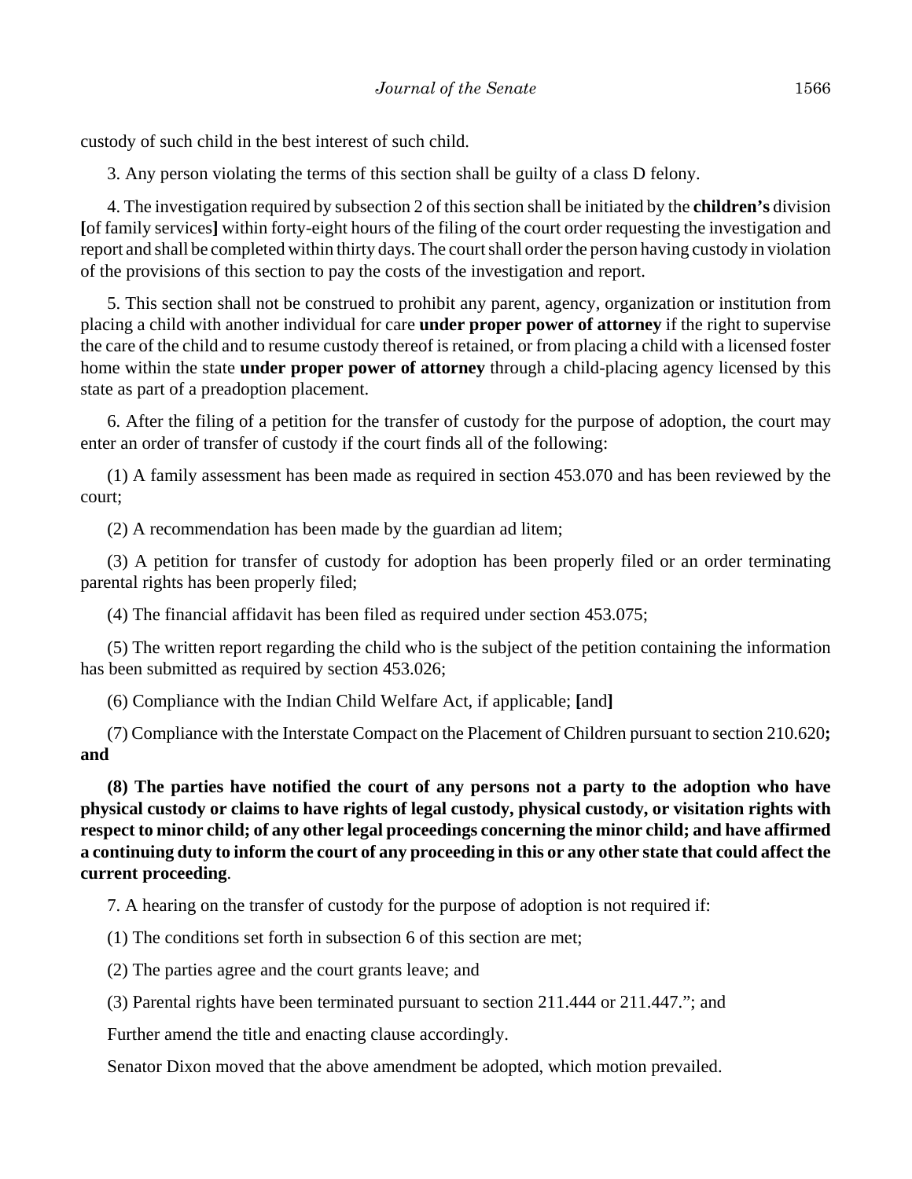custody of such child in the best interest of such child.

3. Any person violating the terms of this section shall be guilty of a class D felony.

4. The investigation required by subsection 2 of this section shall be initiated by the **children's** division **[**of family services**]** within forty-eight hours of the filing of the court order requesting the investigation and report and shall be completed within thirty days. The court shall order the person having custody in violation of the provisions of this section to pay the costs of the investigation and report.

5. This section shall not be construed to prohibit any parent, agency, organization or institution from placing a child with another individual for care **under proper power of attorney** if the right to supervise the care of the child and to resume custody thereof is retained, or from placing a child with a licensed foster home within the state **under proper power of attorney** through a child-placing agency licensed by this state as part of a preadoption placement.

6. After the filing of a petition for the transfer of custody for the purpose of adoption, the court may enter an order of transfer of custody if the court finds all of the following:

(1) A family assessment has been made as required in section 453.070 and has been reviewed by the court;

(2) A recommendation has been made by the guardian ad litem;

(3) A petition for transfer of custody for adoption has been properly filed or an order terminating parental rights has been properly filed;

(4) The financial affidavit has been filed as required under section 453.075;

(5) The written report regarding the child who is the subject of the petition containing the information has been submitted as required by section 453.026;

(6) Compliance with the Indian Child Welfare Act, if applicable; **[**and**]**

(7) Compliance with the Interstate Compact on the Placement of Children pursuant to section 210.620**; and**

**(8) The parties have notified the court of any persons not a party to the adoption who have physical custody or claims to have rights of legal custody, physical custody, or visitation rights with respect to minor child; of any other legal proceedings concerning the minor child; and have affirmed a continuing duty to inform the court of any proceeding in this or any other state that could affect the current proceeding**.

7. A hearing on the transfer of custody for the purpose of adoption is not required if:

(1) The conditions set forth in subsection 6 of this section are met;

(2) The parties agree and the court grants leave; and

(3) Parental rights have been terminated pursuant to section 211.444 or 211.447."; and

Further amend the title and enacting clause accordingly.

Senator Dixon moved that the above amendment be adopted, which motion prevailed.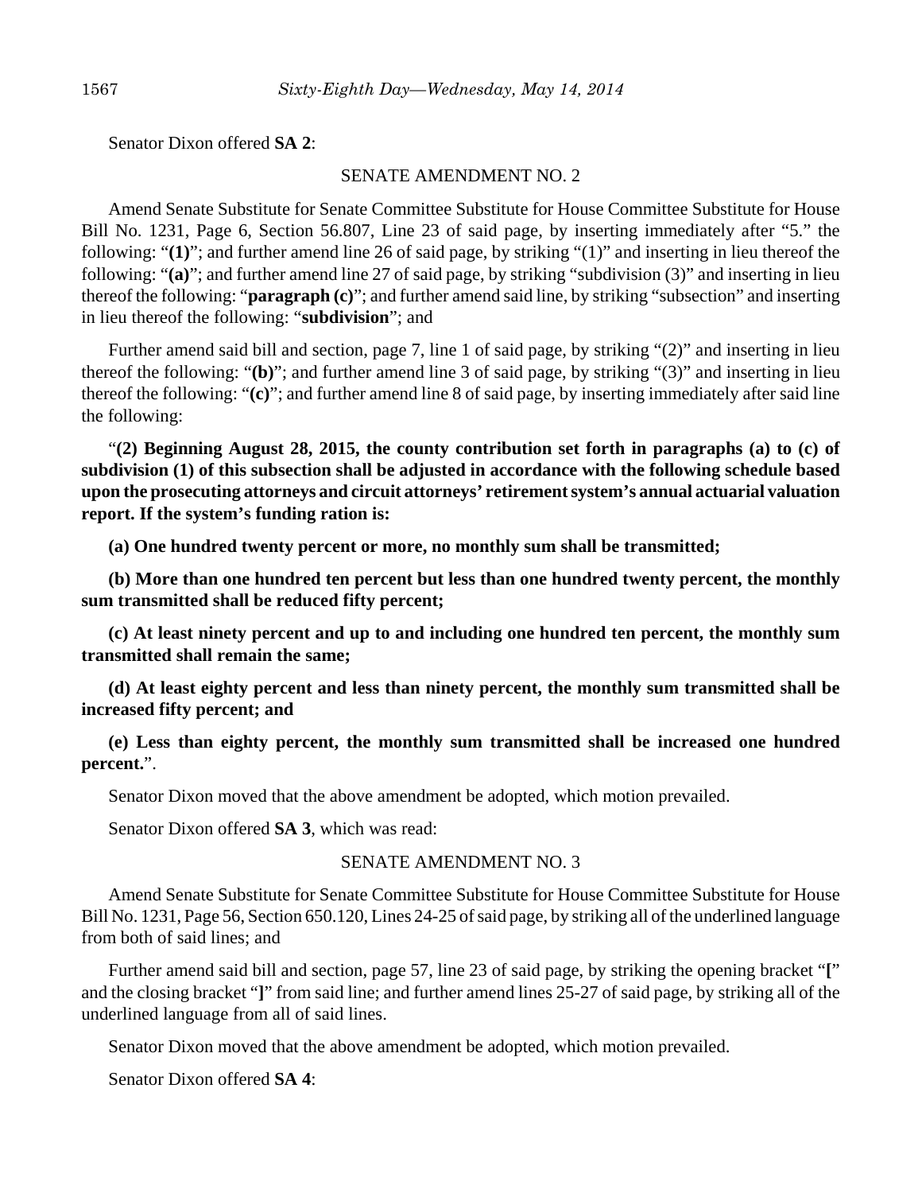Senator Dixon offered **SA 2**:

SENATE AMENDMENT NO. 2

Amend Senate Substitute for Senate Committee Substitute for House Committee Substitute for House Bill No. 1231, Page 6, Section 56.807, Line 23 of said page, by inserting immediately after "5." the following: "**(1)**"; and further amend line 26 of said page, by striking "(1)" and inserting in lieu thereof the following: "**(a)**"; and further amend line 27 of said page, by striking "subdivision (3)" and inserting in lieu thereof the following: "**paragraph (c)**"; and further amend said line, by striking "subsection" and inserting in lieu thereof the following: "**subdivision**"; and

Further amend said bill and section, page 7, line 1 of said page, by striking "(2)" and inserting in lieu thereof the following: "**(b)**"; and further amend line 3 of said page, by striking "(3)" and inserting in lieu thereof the following: "**(c)**"; and further amend line 8 of said page, by inserting immediately after said line the following:

"**(2) Beginning August 28, 2015, the county contribution set forth in paragraphs (a) to (c) of subdivision (1) of this subsection shall be adjusted in accordance with the following schedule based upon the prosecuting attorneys and circuit attorneys' retirement system's annual actuarial valuation report. If the system's funding ration is:**

**(a) One hundred twenty percent or more, no monthly sum shall be transmitted;**

**(b) More than one hundred ten percent but less than one hundred twenty percent, the monthly sum transmitted shall be reduced fifty percent;**

**(c) At least ninety percent and up to and including one hundred ten percent, the monthly sum transmitted shall remain the same;**

**(d) At least eighty percent and less than ninety percent, the monthly sum transmitted shall be increased fifty percent; and**

**(e) Less than eighty percent, the monthly sum transmitted shall be increased one hundred percent.**".

Senator Dixon moved that the above amendment be adopted, which motion prevailed.

Senator Dixon offered **SA 3**, which was read:

SENATE AMENDMENT NO. 3

Amend Senate Substitute for Senate Committee Substitute for House Committee Substitute for House Bill No. 1231, Page 56, Section 650.120, Lines 24-25 of said page, by striking all of the underlined language from both of said lines; and

Further amend said bill and section, page 57, line 23 of said page, by striking the opening bracket "**[**" and the closing bracket "**]**" from said line; and further amend lines 25-27 of said page, by striking all of the underlined language from all of said lines.

Senator Dixon moved that the above amendment be adopted, which motion prevailed.

Senator Dixon offered **SA 4**: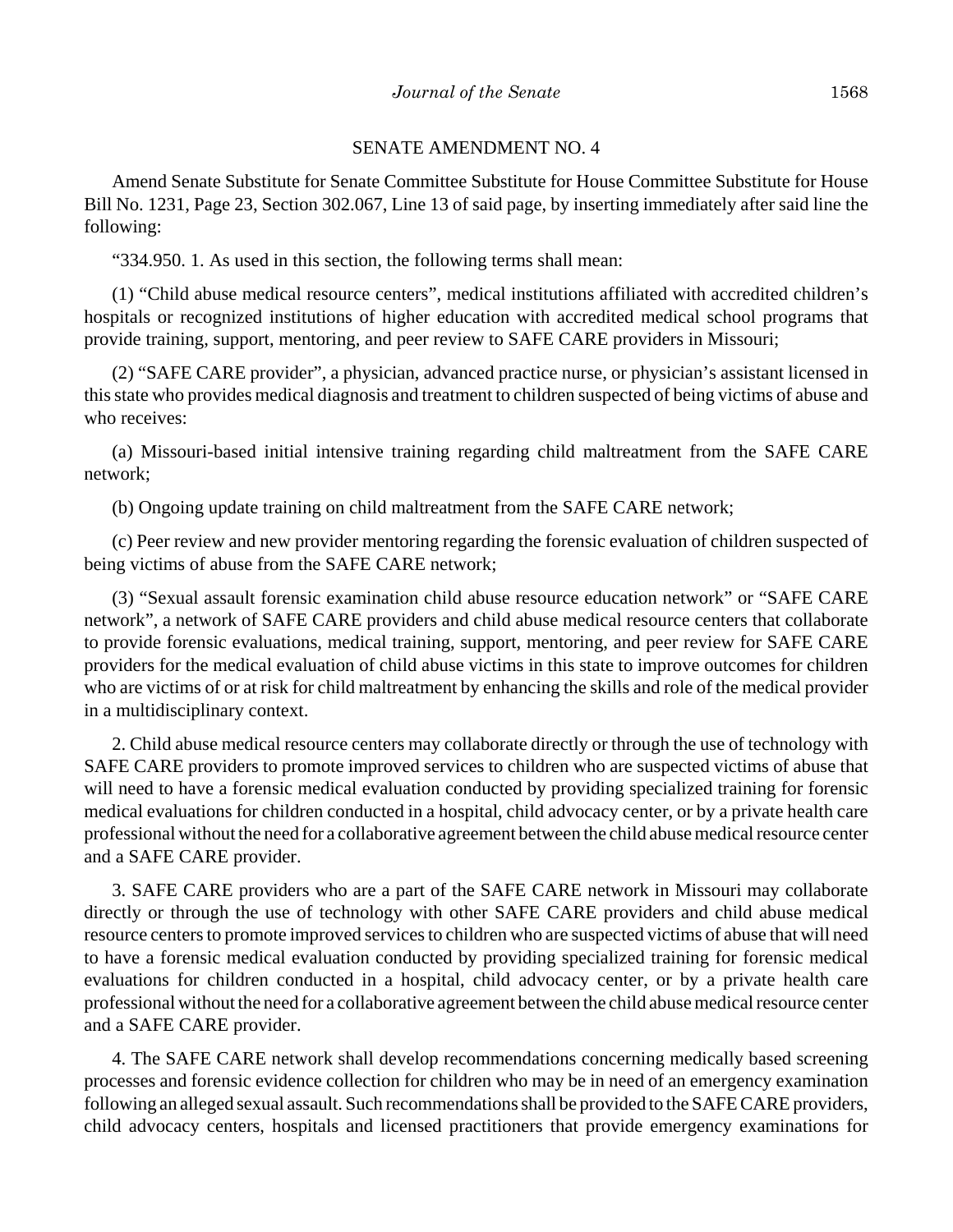SENATE AMENDMENT NO. 4

Amend Senate Substitute for Senate Committee Substitute for House Committee Substitute for House Bill No. 1231, Page 23, Section 302.067, Line 13 of said page, by inserting immediately after said line the following:

"334.950. 1. As used in this section, the following terms shall mean:

(1) "Child abuse medical resource centers", medical institutions affiliated with accredited children's hospitals or recognized institutions of higher education with accredited medical school programs that provide training, support, mentoring, and peer review to SAFE CARE providers in Missouri;

(2) "SAFE CARE provider", a physician, advanced practice nurse, or physician's assistant licensed in this state who provides medical diagnosis and treatment to children suspected of being victims of abuse and who receives:

(a) Missouri-based initial intensive training regarding child maltreatment from the SAFE CARE network;

(b) Ongoing update training on child maltreatment from the SAFE CARE network;

(c) Peer review and new provider mentoring regarding the forensic evaluation of children suspected of being victims of abuse from the SAFE CARE network;

(3) "Sexual assault forensic examination child abuse resource education network" or "SAFE CARE network", a network of SAFE CARE providers and child abuse medical resource centers that collaborate to provide forensic evaluations, medical training, support, mentoring, and peer review for SAFE CARE providers for the medical evaluation of child abuse victims in this state to improve outcomes for children who are victims of or at risk for child maltreatment by enhancing the skills and role of the medical provider in a multidisciplinary context.

2. Child abuse medical resource centers may collaborate directly or through the use of technology with SAFE CARE providers to promote improved services to children who are suspected victims of abuse that will need to have a forensic medical evaluation conducted by providing specialized training for forensic medical evaluations for children conducted in a hospital, child advocacy center, or by a private health care professional without the need for a collaborative agreement between the child abuse medical resource center and a SAFE CARE provider.

3. SAFE CARE providers who are a part of the SAFE CARE network in Missouri may collaborate directly or through the use of technology with other SAFE CARE providers and child abuse medical resource centers to promote improved services to children who are suspected victims of abuse that will need to have a forensic medical evaluation conducted by providing specialized training for forensic medical evaluations for children conducted in a hospital, child advocacy center, or by a private health care professional without the need for a collaborative agreement between the child abuse medical resource center and a SAFE CARE provider.

4. The SAFE CARE network shall develop recommendations concerning medically based screening processes and forensic evidence collection for children who may be in need of an emergency examination following an alleged sexual assault. Such recommendations shall be provided to the SAFE CARE providers, child advocacy centers, hospitals and licensed practitioners that provide emergency examinations for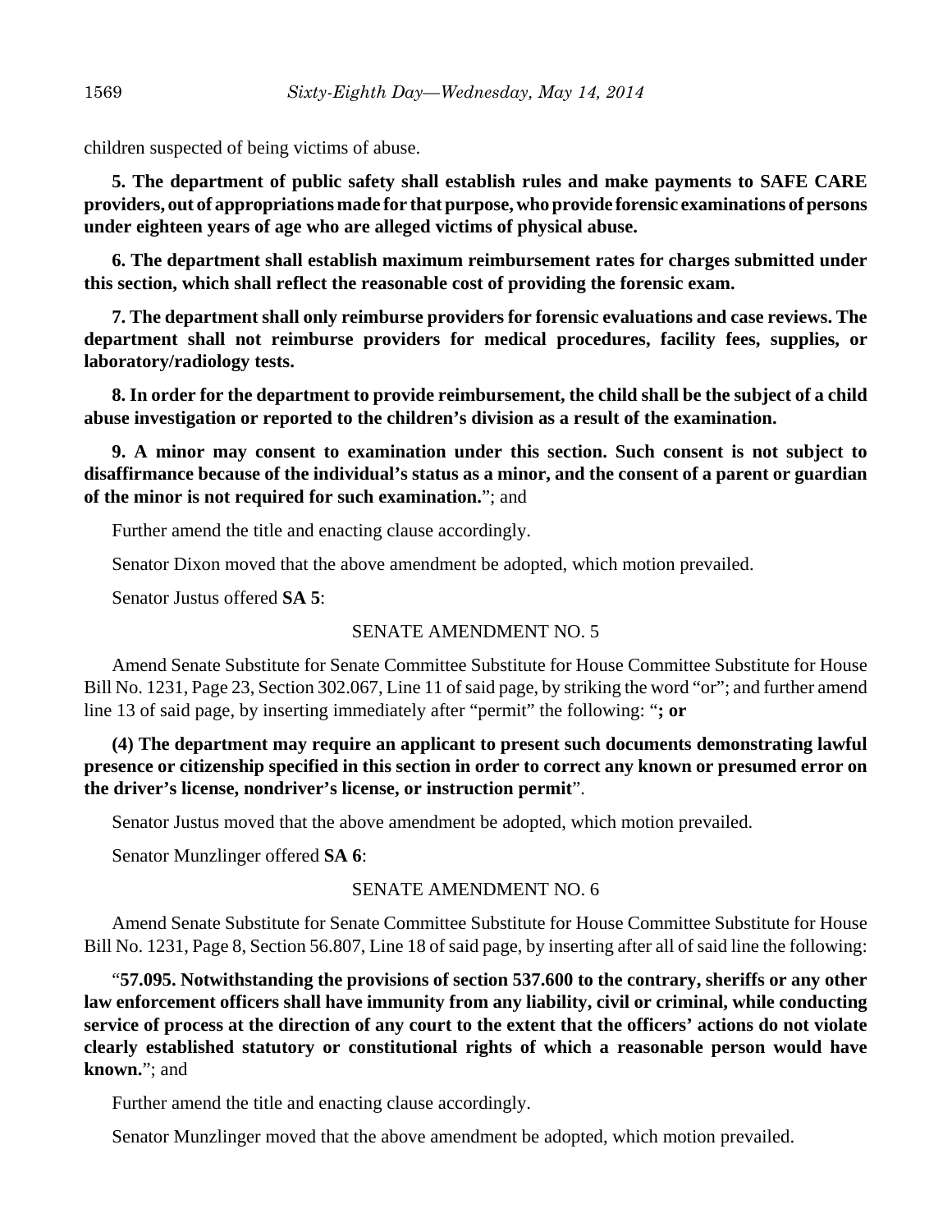children suspected of being victims of abuse.

**5. The department of public safety shall establish rules and make payments to SAFE CARE providers, out of appropriations made for that purpose, who provide forensic examinations of persons under eighteen years of age who are alleged victims of physical abuse.**

**6. The department shall establish maximum reimbursement rates for charges submitted under this section, which shall reflect the reasonable cost of providing the forensic exam.**

**7. The department shall only reimburse providers for forensic evaluations and case reviews. The department shall not reimburse providers for medical procedures, facility fees, supplies, or laboratory/radiology tests.**

**8. In order for the department to provide reimbursement, the child shall be the subject of a child abuse investigation or reported to the children's division as a result of the examination.**

**9. A minor may consent to examination under this section. Such consent is not subject to disaffirmance because of the individual's status as a minor, and the consent of a parent or guardian of the minor is not required for such examination.**"; and

Further amend the title and enacting clause accordingly.

Senator Dixon moved that the above amendment be adopted, which motion prevailed.

Senator Justus offered **SA 5**:

SENATE AMENDMENT NO. 5

Amend Senate Substitute for Senate Committee Substitute for House Committee Substitute for House Bill No. 1231, Page 23, Section 302.067, Line 11 of said page, by striking the word "or"; and further amend line 13 of said page, by inserting immediately after "permit" the following: "**; or**

**(4) The department may require an applicant to present such documents demonstrating lawful presence or citizenship specified in this section in order to correct any known or presumed error on the driver's license, nondriver's license, or instruction permit**".

Senator Justus moved that the above amendment be adopted, which motion prevailed.

Senator Munzlinger offered **SA 6**:

SENATE AMENDMENT NO. 6

Amend Senate Substitute for Senate Committee Substitute for House Committee Substitute for House Bill No. 1231, Page 8, Section 56.807, Line 18 of said page, by inserting after all of said line the following:

"**57.095. Notwithstanding the provisions of section 537.600 to the contrary, sheriffs or any other law enforcement officers shall have immunity from any liability, civil or criminal, while conducting service of process at the direction of any court to the extent that the officers' actions do not violate clearly established statutory or constitutional rights of which a reasonable person would have known.**"; and

Further amend the title and enacting clause accordingly.

Senator Munzlinger moved that the above amendment be adopted, which motion prevailed.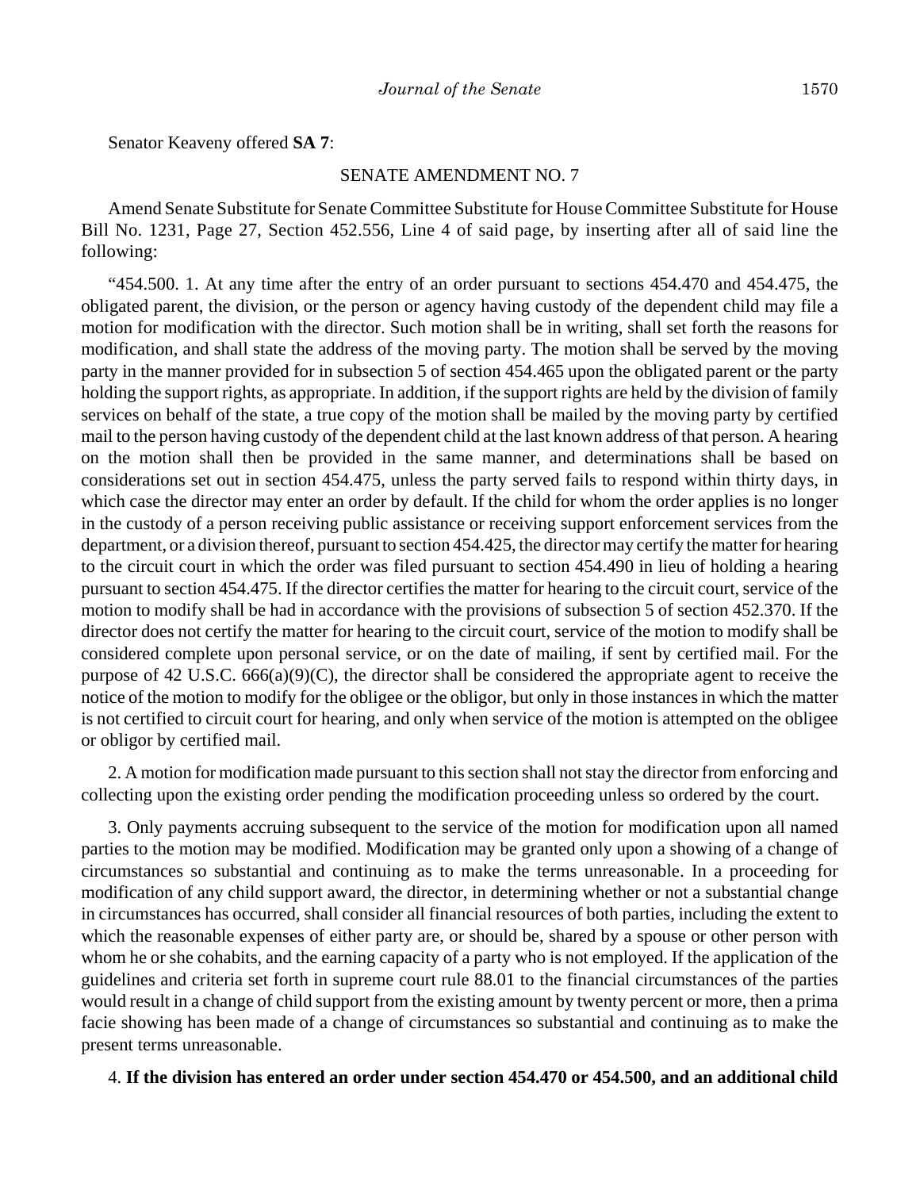Senator Keaveny offered **SA 7**:

SENATE AMENDMENT NO. 7

Amend Senate Substitute for Senate Committee Substitute for House Committee Substitute for House Bill No. 1231, Page 27, Section 452.556, Line 4 of said page, by inserting after all of said line the following:

"454.500. 1. At any time after the entry of an order pursuant to sections 454.470 and 454.475, the obligated parent, the division, or the person or agency having custody of the dependent child may file a motion for modification with the director. Such motion shall be in writing, shall set forth the reasons for modification, and shall state the address of the moving party. The motion shall be served by the moving party in the manner provided for in subsection 5 of section 454.465 upon the obligated parent or the party holding the support rights, as appropriate. In addition, if the support rights are held by the division of family services on behalf of the state, a true copy of the motion shall be mailed by the moving party by certified mail to the person having custody of the dependent child at the last known address of that person. A hearing on the motion shall then be provided in the same manner, and determinations shall be based on considerations set out in section 454.475, unless the party served fails to respond within thirty days, in which case the director may enter an order by default. If the child for whom the order applies is no longer in the custody of a person receiving public assistance or receiving support enforcement services from the department, or a division thereof, pursuant to section 454.425, the director may certify the matter for hearing to the circuit court in which the order was filed pursuant to section 454.490 in lieu of holding a hearing pursuant to section 454.475. If the director certifies the matter for hearing to the circuit court, service of the motion to modify shall be had in accordance with the provisions of subsection 5 of section 452.370. If the director does not certify the matter for hearing to the circuit court, service of the motion to modify shall be considered complete upon personal service, or on the date of mailing, if sent by certified mail. For the purpose of 42 U.S.C. 666(a)(9)(C), the director shall be considered the appropriate agent to receive the notice of the motion to modify for the obligee or the obligor, but only in those instances in which the matter is not certified to circuit court for hearing, and only when service of the motion is attempted on the obligee or obligor by certified mail.

2. A motion for modification made pursuant to this section shall not stay the director from enforcing and collecting upon the existing order pending the modification proceeding unless so ordered by the court.

3. Only payments accruing subsequent to the service of the motion for modification upon all named parties to the motion may be modified. Modification may be granted only upon a showing of a change of circumstances so substantial and continuing as to make the terms unreasonable. In a proceeding for modification of any child support award, the director, in determining whether or not a substantial change in circumstances has occurred, shall consider all financial resources of both parties, including the extent to which the reasonable expenses of either party are, or should be, shared by a spouse or other person with whom he or she cohabits, and the earning capacity of a party who is not employed. If the application of the guidelines and criteria set forth in supreme court rule 88.01 to the financial circumstances of the parties would result in a change of child support from the existing amount by twenty percent or more, then a prima facie showing has been made of a change of circumstances so substantial and continuing as to make the present terms unreasonable.

4. **If the division has entered an order under section 454.470 or 454.500, and an additional child**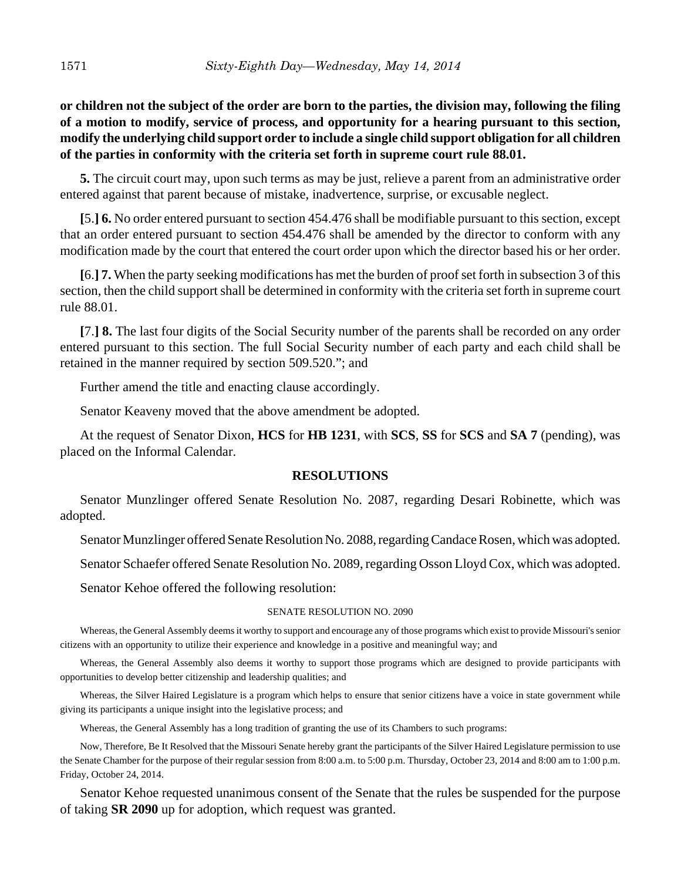**or children not the subject of the order are born to the parties, the division may, following the filing of a motion to modify, service of process, and opportunity for a hearing pursuant to this section, modify the underlying child support order to include a single child support obligation for all children of the parties in conformity with the criteria set forth in supreme court rule 88.01.**

**5.** The circuit court may, upon such terms as may be just, relieve a parent from an administrative order entered against that parent because of mistake, inadvertence, surprise, or excusable neglect.

**[**5.**] 6.** No order entered pursuant to section 454.476 shall be modifiable pursuant to this section, except that an order entered pursuant to section 454.476 shall be amended by the director to conform with any modification made by the court that entered the court order upon which the director based his or her order.

**[**6.**] 7.** When the party seeking modifications has met the burden of proof set forth in subsection 3 of this section, then the child support shall be determined in conformity with the criteria set forth in supreme court rule 88.01.

**[**7.**] 8.** The last four digits of the Social Security number of the parents shall be recorded on any order entered pursuant to this section. The full Social Security number of each party and each child shall be retained in the manner required by section 509.520."; and

Further amend the title and enacting clause accordingly.

Senator Keaveny moved that the above amendment be adopted.

At the request of Senator Dixon, **HCS** for **HB 1231**, with **SCS**, **SS** for **SCS** and **SA 7** (pending), was placed on the Informal Calendar.

## RESOLUTIONS

Senator Munzlinger offered Senate Resolution No. 2087, regarding Desari Robinette, which was adopted.

Senator Munzlinger offered Senate Resolution No. 2088, regarding Candace Rosen, which was adopted.

Senator Schaefer offered Senate Resolution No. 2089, regarding Osson Lloyd Cox, which was adopted.

Senator Kehoe offered the following resolution:

SENATE RESOLUTION NO. 2090

Whereas, the General Assembly deems it worthy to support and encourage any of those programs which exist to provide Missouri's senior citizens with an opportunity to utilize their experience and knowledge in a positive and meaningful way; and

Whereas, the General Assembly also deems it worthy to support those programs which are designed to provide participants with opportunities to develop better citizenship and leadership qualities; and

Whereas, the Silver Haired Legislature is a program which helps to ensure that senior citizens have a voice in state government while giving its participants a unique insight into the legislative process; and

Whereas, the General Assembly has a long tradition of granting the use of its Chambers to such programs:

Now, Therefore, Be It Resolved that the Missouri Senate hereby grant the participants of the Silver Haired Legislature permission to use the Senate Chamber for the purpose of their regular session from 8:00 a.m. to 5:00 p.m. Thursday, October 23, 2014 and 8:00 am to 1:00 p.m. Friday, October 24, 2014.

Senator Kehoe requested unanimous consent of the Senate that the rules be suspended for the purpose of taking **SR 2090** up for adoption, which request was granted.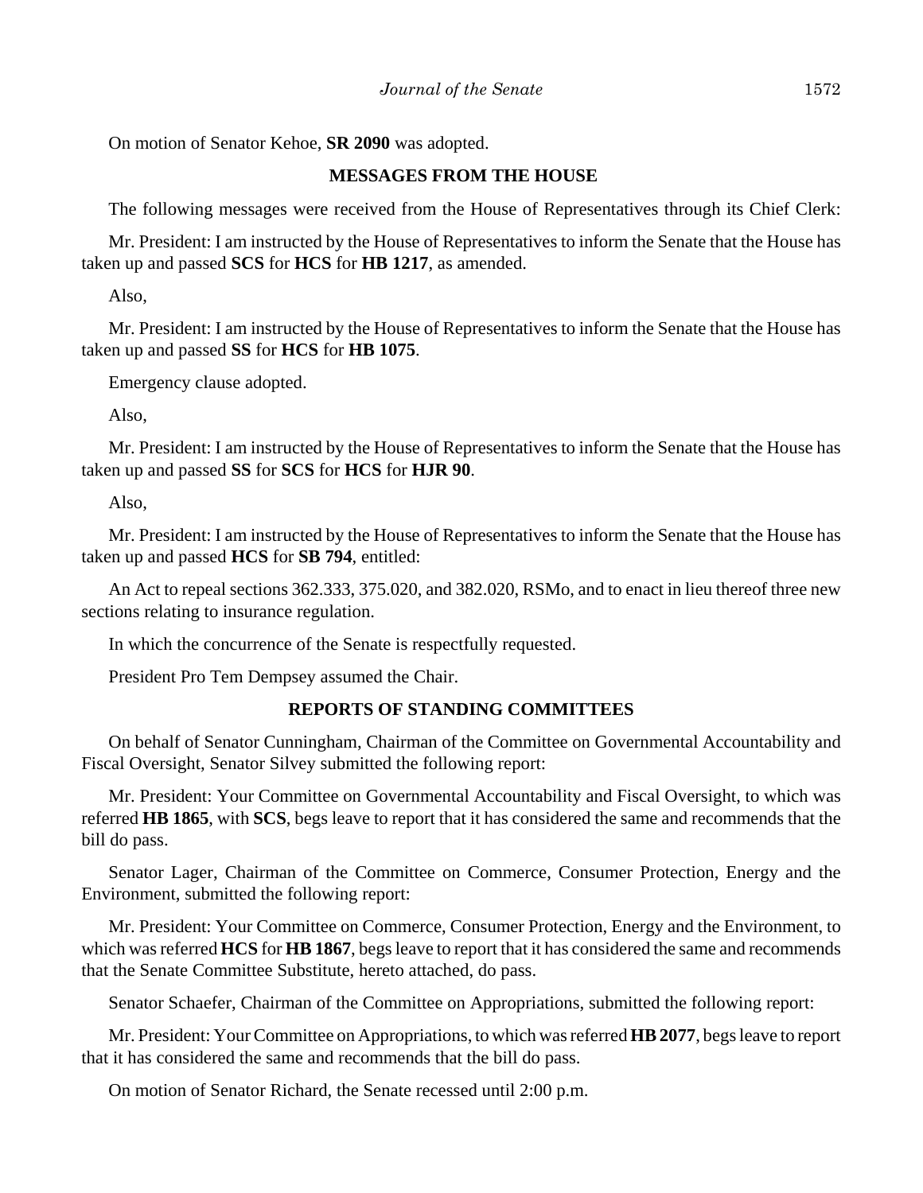On motion of Senator Kehoe, **SR 2090** was adopted.

## MESSAGES FROM THE HOUSE

The following messages were received from the House of Representatives through its Chief Clerk:

Mr. President: I am instructed by the House of Representatives to inform the Senate that the House has taken up and passed **SCS** for **HCS** for **HB 1217**, as amended.

Also,

Mr. President: I am instructed by the House of Representatives to inform the Senate that the House has taken up and passed **SS** for **HCS** for **HB 1075**.

Emergency clause adopted.

Also,

Mr. President: I am instructed by the House of Representatives to inform the Senate that the House has taken up and passed **SS** for **SCS** for **HCS** for **HJR 90**.

Also,

Mr. President: I am instructed by the House of Representatives to inform the Senate that the House has taken up and passed **HCS** for **SB 794**, entitled:

An Act to repeal sections 362.333, 375.020, and 382.020, RSMo, and to enact in lieu thereof three new sections relating to insurance regulation.

In which the concurrence of the Senate is respectfully requested.

President Pro Tem Dempsey assumed the Chair.

## REPORTS OF STANDING COMMITTEES

On behalf of Senator Cunningham, Chairman of the Committee on Governmental Accountability and Fiscal Oversight, Senator Silvey submitted the following report:

Mr. President: Your Committee on Governmental Accountability and Fiscal Oversight, to which was referred **HB 1865**, with **SCS**, begs leave to report that it has considered the same and recommends that the bill do pass.

Senator Lager, Chairman of the Committee on Commerce, Consumer Protection, Energy and the Environment, submitted the following report:

Mr. President: Your Committee on Commerce, Consumer Protection, Energy and the Environment, to which was referred **HCS** for **HB 1867**, begs leave to report that it has considered the same and recommends that the Senate Committee Substitute, hereto attached, do pass.

Senator Schaefer, Chairman of the Committee on Appropriations, submitted the following report:

Mr. President: Your Committee on Appropriations, to which was referred **HB 2077**, begs leave to report that it has considered the same and recommends that the bill do pass.

On motion of Senator Richard, the Senate recessed until 2:00 p.m.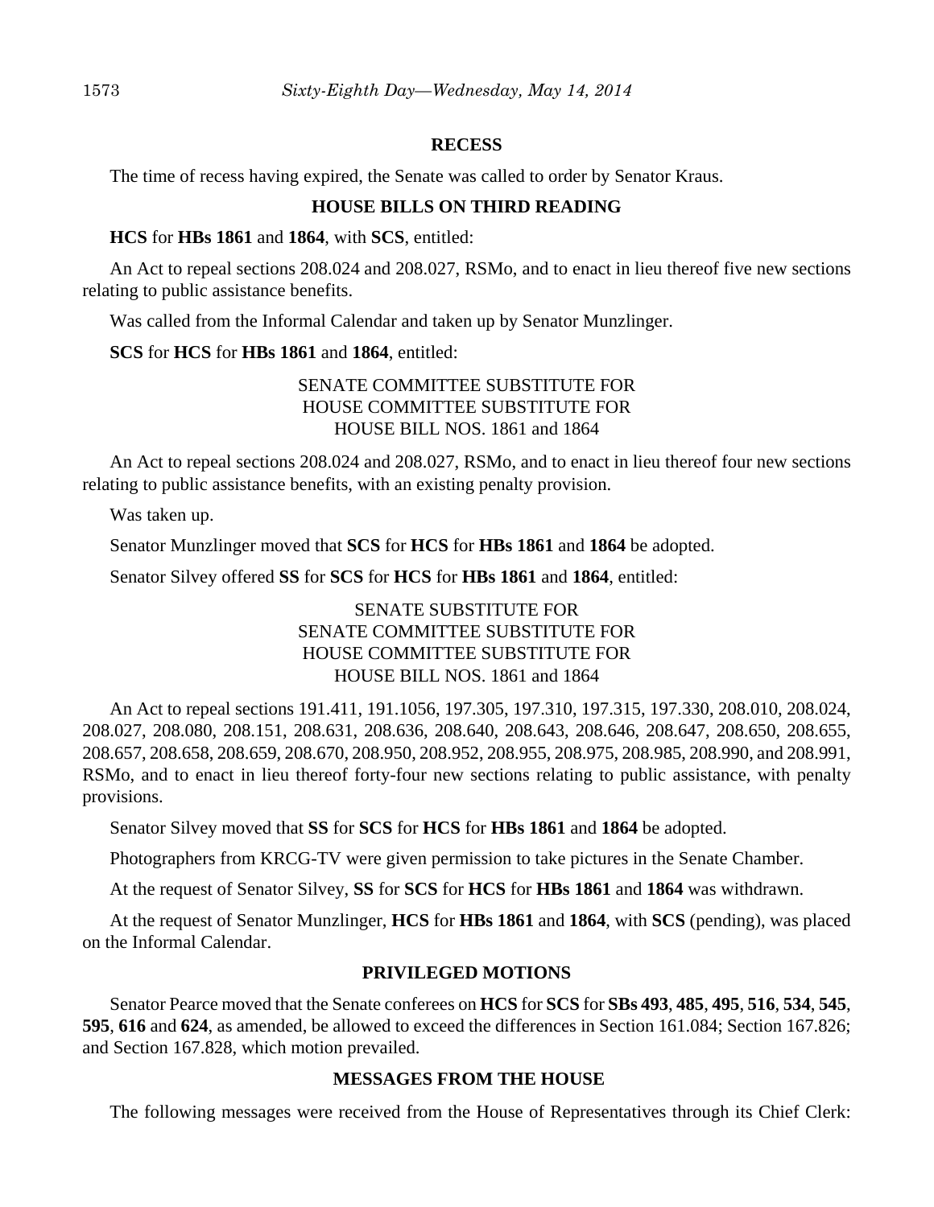## RECESS

The time of recess having expired, the Senate was called to order by Senator Kraus.

## HOUSE BILLS ON THIRD READING

**HCS** for **HBs 1861** and **1864**, with **SCS**, entitled:

An Act to repeal sections 208.024 and 208.027, RSMo, and to enact in lieu thereof five new sections relating to public assistance benefits.

Was called from the Informal Calendar and taken up by Senator Munzlinger.

**SCS** for **HCS** for **HBs 1861** and **1864**, entitled:

SENATE COMMITTEE SUBSTITUTE FOR
HOUSE COMMITTEE SUBSTITUTE FOR
HOUSE BILL NOS. 1861 and 1864

An Act to repeal sections 208.024 and 208.027, RSMo, and to enact in lieu thereof four new sections relating to public assistance benefits, with an existing penalty provision.

Was taken up.

Senator Munzlinger moved that **SCS** for **HCS** for **HBs 1861** and **1864** be adopted.

Senator Silvey offered **SS** for **SCS** for **HCS** for **HBs 1861** and **1864**, entitled:

SENATE SUBSTITUTE FOR
SENATE COMMITTEE SUBSTITUTE FOR
HOUSE COMMITTEE SUBSTITUTE FOR
HOUSE BILL NOS. 1861 and 1864

An Act to repeal sections 191.411, 191.1056, 197.305, 197.310, 197.315, 197.330, 208.010, 208.024, 208.027, 208.080, 208.151, 208.631, 208.636, 208.640, 208.643, 208.646, 208.647, 208.650, 208.655, 208.657, 208.658, 208.659, 208.670, 208.950, 208.952, 208.955, 208.975, 208.985, 208.990, and 208.991, RSMo, and to enact in lieu thereof forty-four new sections relating to public assistance, with penalty provisions.

Senator Silvey moved that **SS** for **SCS** for **HCS** for **HBs 1861** and **1864** be adopted.

Photographers from KRCG-TV were given permission to take pictures in the Senate Chamber.

At the request of Senator Silvey, **SS** for **SCS** for **HCS** for **HBs 1861** and **1864** was withdrawn.

At the request of Senator Munzlinger, **HCS** for **HBs 1861** and **1864**, with **SCS** (pending), was placed on the Informal Calendar.

## PRIVILEGED MOTIONS

Senator Pearce moved that the Senate conferees on **HCS** for **SCS** for **SBs 493**, **485**, **495**, **516**, **534**, **545**, **595**, **616** and **624**, as amended, be allowed to exceed the differences in Section 161.084; Section 167.826; and Section 167.828, which motion prevailed.

## MESSAGES FROM THE HOUSE

The following messages were received from the House of Representatives through its Chief Clerk: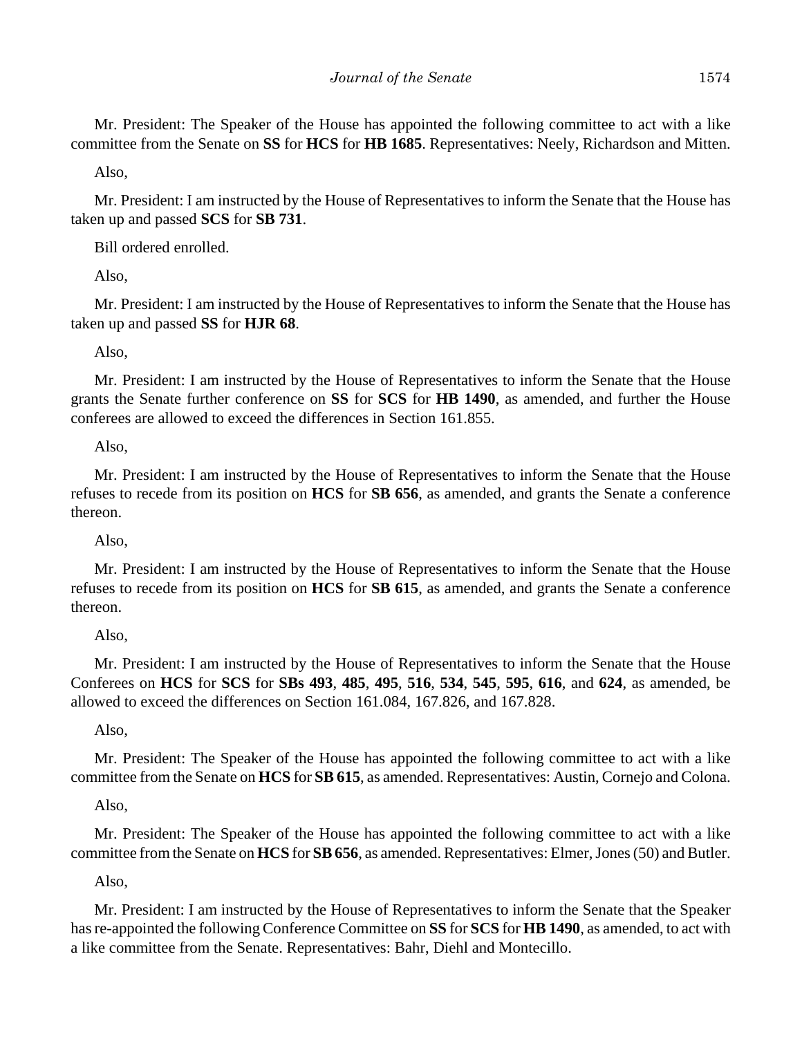Mr. President: The Speaker of the House has appointed the following committee to act with a like committee from the Senate on **SS** for **HCS** for **HB 1685**. Representatives: Neely, Richardson and Mitten.

Also,

Mr. President: I am instructed by the House of Representatives to inform the Senate that the House has taken up and passed **SCS** for **SB 731**.

Bill ordered enrolled.

Also,

Mr. President: I am instructed by the House of Representatives to inform the Senate that the House has taken up and passed **SS** for **HJR 68**.

Also,

Mr. President: I am instructed by the House of Representatives to inform the Senate that the House grants the Senate further conference on **SS** for **SCS** for **HB 1490**, as amended, and further the House conferees are allowed to exceed the differences in Section 161.855.

Also,

Mr. President: I am instructed by the House of Representatives to inform the Senate that the House refuses to recede from its position on **HCS** for **SB 656**, as amended, and grants the Senate a conference thereon.

Also,

Mr. President: I am instructed by the House of Representatives to inform the Senate that the House refuses to recede from its position on **HCS** for **SB 615**, as amended, and grants the Senate a conference thereon.

Also,

Mr. President: I am instructed by the House of Representatives to inform the Senate that the House Conferees on **HCS** for **SCS** for **SBs 493**, **485**, **495**, **516**, **534**, **545**, **595**, **616**, and **624**, as amended, be allowed to exceed the differences on Section 161.084, 167.826, and 167.828.

Also,

Mr. President: The Speaker of the House has appointed the following committee to act with a like committee from the Senate on **HCS** for **SB 615**, as amended. Representatives: Austin, Cornejo and Colona.

Also,

Mr. President: The Speaker of the House has appointed the following committee to act with a like committee from the Senate on **HCS** for **SB 656**, as amended. Representatives: Elmer, Jones (50) and Butler.

Also,

Mr. President: I am instructed by the House of Representatives to inform the Senate that the Speaker has re-appointed the following Conference Committee on **SS** for **SCS** for **HB 1490**, as amended, to act with a like committee from the Senate. Representatives: Bahr, Diehl and Montecillo.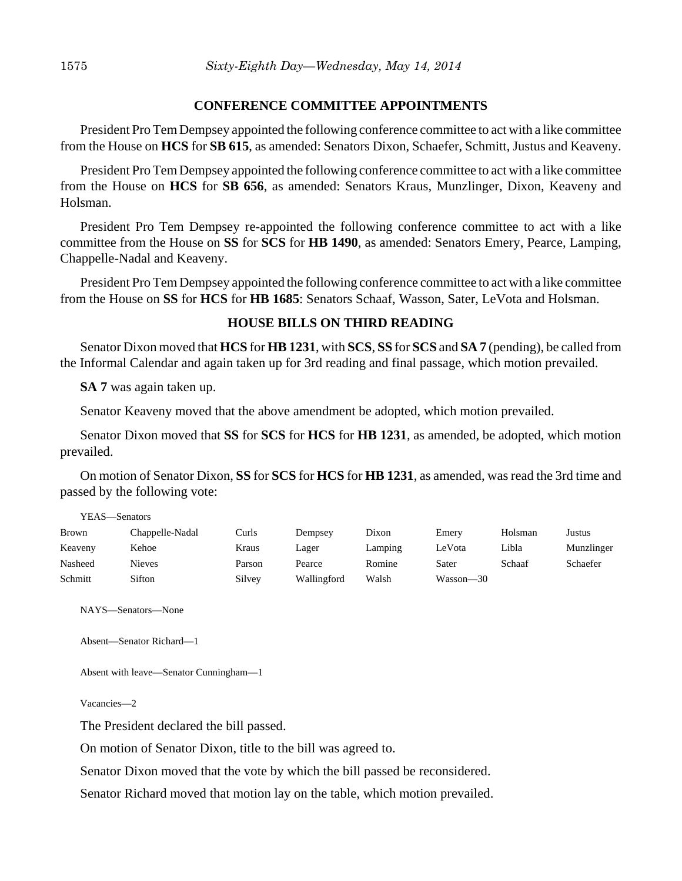**CONFERENCE COMMITTEE APPOINTMENTS**

President Pro Tem Dempsey appointed the following conference committee to act with a like committee from the House on **HCS** for **SB 615**, as amended: Senators Dixon, Schaefer, Schmitt, Justus and Keaveny.

President Pro Tem Dempsey appointed the following conference committee to act with a like committee from the House on **HCS** for **SB 656**, as amended: Senators Kraus, Munzlinger, Dixon, Keaveny and Holsman.

President Pro Tem Dempsey re-appointed the following conference committee to act with a like committee from the House on **SS** for **SCS** for **HB 1490**, as amended: Senators Emery, Pearce, Lamping, Chappelle-Nadal and Keaveny.

President Pro Tem Dempsey appointed the following conference committee to act with a like committee from the House on **SS** for **HCS** for **HB 1685**: Senators Schaaf, Wasson, Sater, LeVota and Holsman.

**HOUSE BILLS ON THIRD READING**

Senator Dixon moved that **HCS** for **HB 1231**, with **SCS**, **SS** for **SCS** and **SA 7** (pending), be called from the Informal Calendar and again taken up for 3rd reading and final passage, which motion prevailed.

**SA 7** was again taken up.

Senator Keaveny moved that the above amendment be adopted, which motion prevailed.

Senator Dixon moved that **SS** for **SCS** for **HCS** for **HB 1231**, as amended, be adopted, which motion prevailed.

On motion of Senator Dixon, **SS** for **SCS** for **HCS** for **HB 1231**, as amended, was read the 3rd time and passed by the following vote:

YEAS—Senators

| | | | | | | | |
|---|---|---|---|---|---|---|---|
| Brown | Chappelle-Nadal | Curls | Dempsey | Dixon | Emery | Holsman | Justus |
| Keaveny | Kehoe | Kraus | Lager | Lamping | LeVota | Libla | Munzlinger |
| Nasheed | Nieves | Parson | Pearce | Romine | Sater | Schaaf | Schaefer |
| Schmitt | Sifton | Silvey | Wallingford | Walsh | Wasson—30 | | |

NAYS—Senators—None

Absent—Senator Richard—1

Absent with leave—Senator Cunningham—1

Vacancies—2

The President declared the bill passed.

On motion of Senator Dixon, title to the bill was agreed to.

Senator Dixon moved that the vote by which the bill passed be reconsidered.

Senator Richard moved that motion lay on the table, which motion prevailed.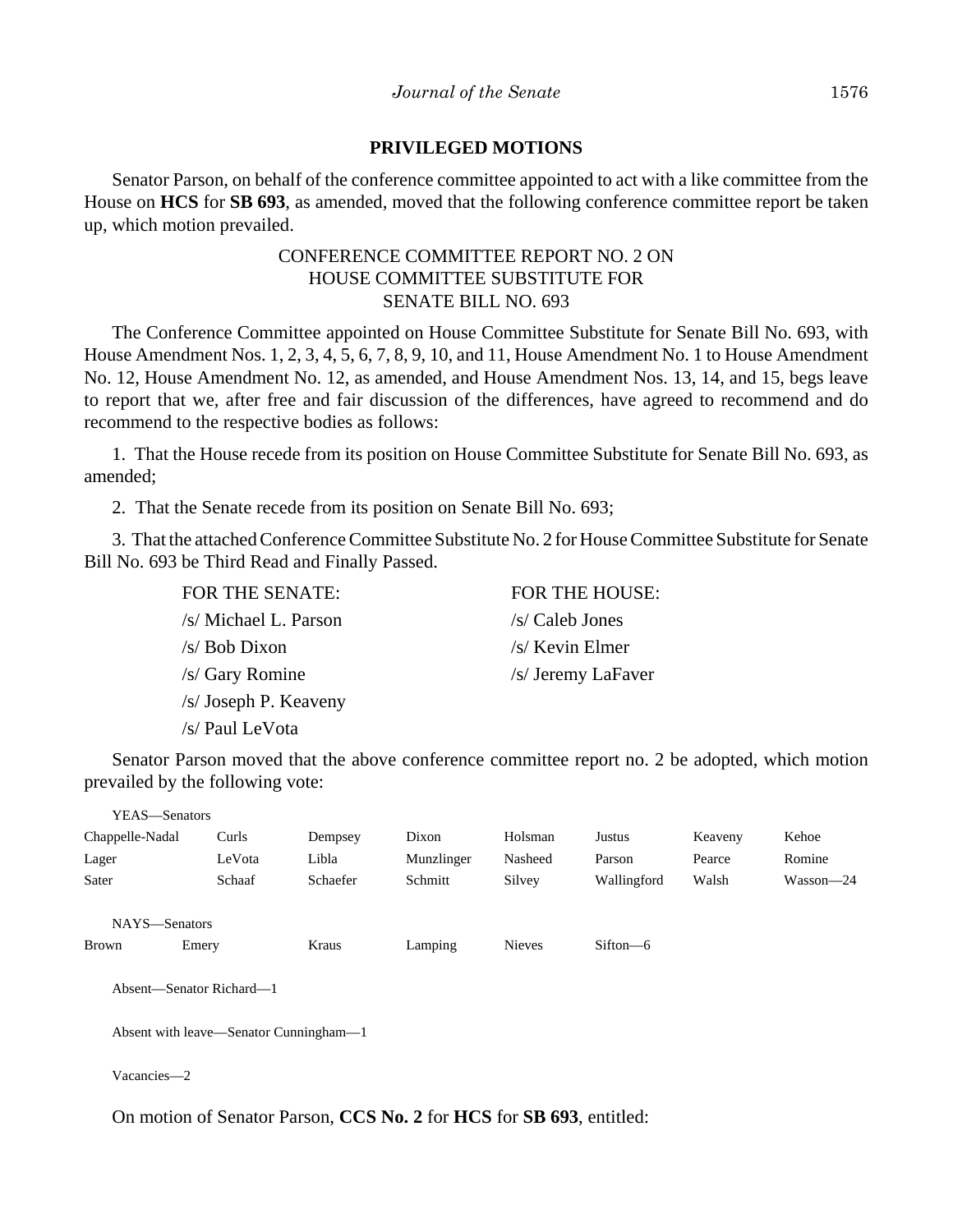## PRIVILEGED MOTIONS

Senator Parson, on behalf of the conference committee appointed to act with a like committee from the House on **HCS** for **SB 693**, as amended, moved that the following conference committee report be taken up, which motion prevailed.

CONFERENCE COMMITTEE REPORT NO. 2 ON
HOUSE COMMITTEE SUBSTITUTE FOR
SENATE BILL NO. 693

The Conference Committee appointed on House Committee Substitute for Senate Bill No. 693, with House Amendment Nos. 1, 2, 3, 4, 5, 6, 7, 8, 9, 10, and 11, House Amendment No. 1 to House Amendment No. 12, House Amendment No. 12, as amended, and House Amendment Nos. 13, 14, and 15, begs leave to report that we, after free and fair discussion of the differences, have agreed to recommend and do recommend to the respective bodies as follows:

1. That the House recede from its position on House Committee Substitute for Senate Bill No. 693, as amended;

2. That the Senate recede from its position on Senate Bill No. 693;

3. That the attached Conference Committee Substitute No. 2 for House Committee Substitute for Senate Bill No. 693 be Third Read and Finally Passed.

| FOR THE SENATE: | FOR THE HOUSE: |
|---|---|
| /s/ Michael L. Parson | /s/ Caleb Jones |
| /s/ Bob Dixon | /s/ Kevin Elmer |
| /s/ Gary Romine | /s/ Jeremy LaFaver |
| /s/ Joseph P. Keaveny | |
| /s/ Paul LeVota | |

Senator Parson moved that the above conference committee report no. 2 be adopted, which motion prevailed by the following vote:

YEAS—Senators

| | | | | | | | |
|---|---|---|---|---|---|---|---|
| Chappelle-Nadal | Curls | Dempsey | Dixon | Holsman | Justus | Keaveny | Kehoe |
| Lager | LeVota | Libla | Munzlinger | Nasheed | Parson | Pearce | Romine |
| Sater | Schaaf | Schaefer | Schmitt | Silvey | Wallingford | Walsh | Wasson—24 |

NAYS—Senators

| | | | | | |
|---|---|---|---|---|---|
| Brown | Emery | Kraus | Lamping | Nieves | Sifton—6 |

Absent—Senator Richard—1

Absent with leave—Senator Cunningham—1

Vacancies—2

On motion of Senator Parson, **CCS No. 2** for **HCS** for **SB 693**, entitled: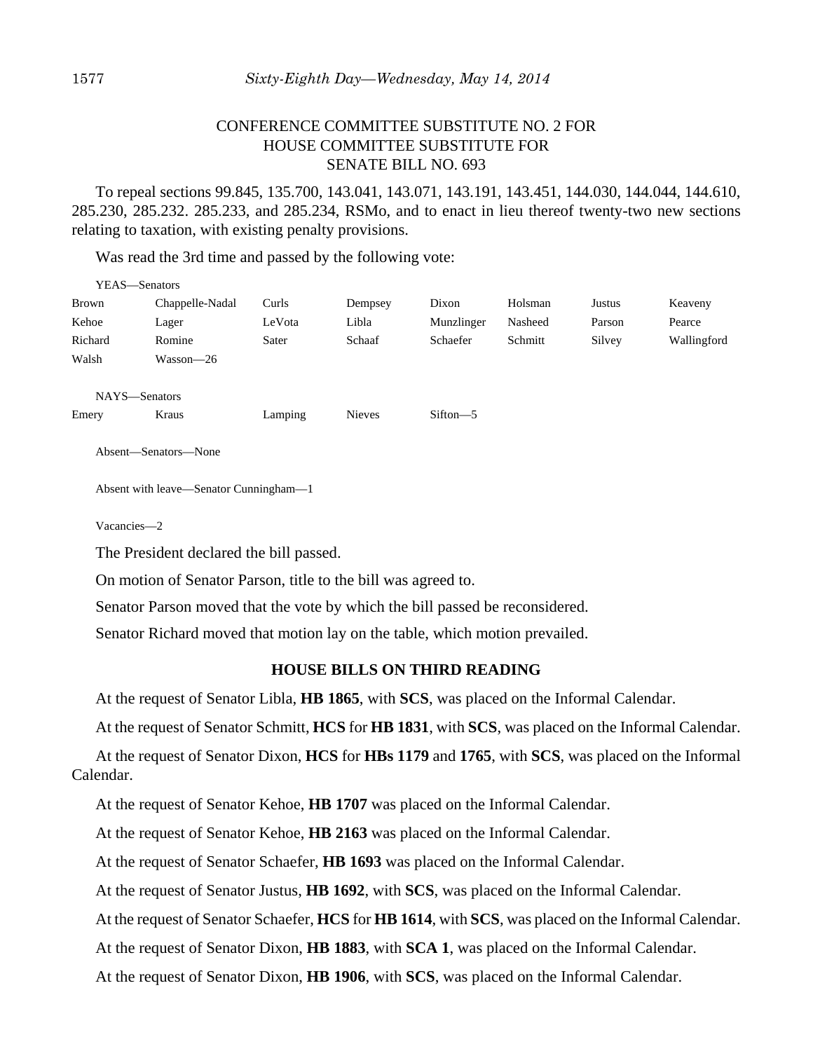CONFERENCE COMMITTEE SUBSTITUTE NO. 2 FOR
HOUSE COMMITTEE SUBSTITUTE FOR
SENATE BILL NO. 693

To repeal sections 99.845, 135.700, 143.041, 143.071, 143.191, 143.451, 144.030, 144.044, 144.610, 285.230, 285.232. 285.233, and 285.234, RSMo, and to enact in lieu thereof twenty-two new sections relating to taxation, with existing penalty provisions.

Was read the 3rd time and passed by the following vote:

YEAS—Senators

| | | | | | | | |
|---|---|---|---|---|---|---|---|
| Brown | Chappelle-Nadal | Curls | Dempsey | Dixon | Holsman | Justus | Keaveny |
| Kehoe | Lager | LeVota | Libla | Munzlinger | Nasheed | Parson | Pearce |
| Richard | Romine | Sater | Schaaf | Schaefer | Schmitt | Silvey | Wallingford |
| Walsh | Wasson—26 | | | | | | |

NAYS—Senators

| | | | | |
|---|---|---|---|---|
| Emery | Kraus | Lamping | Nieves | Sifton—5 |

Absent—Senators—None

Absent with leave—Senator Cunningham—1

Vacancies—2

The President declared the bill passed.

On motion of Senator Parson, title to the bill was agreed to.

Senator Parson moved that the vote by which the bill passed be reconsidered.

Senator Richard moved that motion lay on the table, which motion prevailed.

## HOUSE BILLS ON THIRD READING

At the request of Senator Libla, **HB 1865**, with **SCS**, was placed on the Informal Calendar.

At the request of Senator Schmitt, **HCS** for **HB 1831**, with **SCS**, was placed on the Informal Calendar.

At the request of Senator Dixon, **HCS** for **HBs 1179** and **1765**, with **SCS**, was placed on the Informal Calendar.

At the request of Senator Kehoe, **HB 1707** was placed on the Informal Calendar.

At the request of Senator Kehoe, **HB 2163** was placed on the Informal Calendar.

At the request of Senator Schaefer, **HB 1693** was placed on the Informal Calendar.

At the request of Senator Justus, **HB 1692**, with **SCS**, was placed on the Informal Calendar.

At the request of Senator Schaefer, **HCS** for **HB 1614**, with **SCS**, was placed on the Informal Calendar.

At the request of Senator Dixon, **HB 1883**, with **SCA 1**, was placed on the Informal Calendar.

At the request of Senator Dixon, **HB 1906**, with **SCS**, was placed on the Informal Calendar.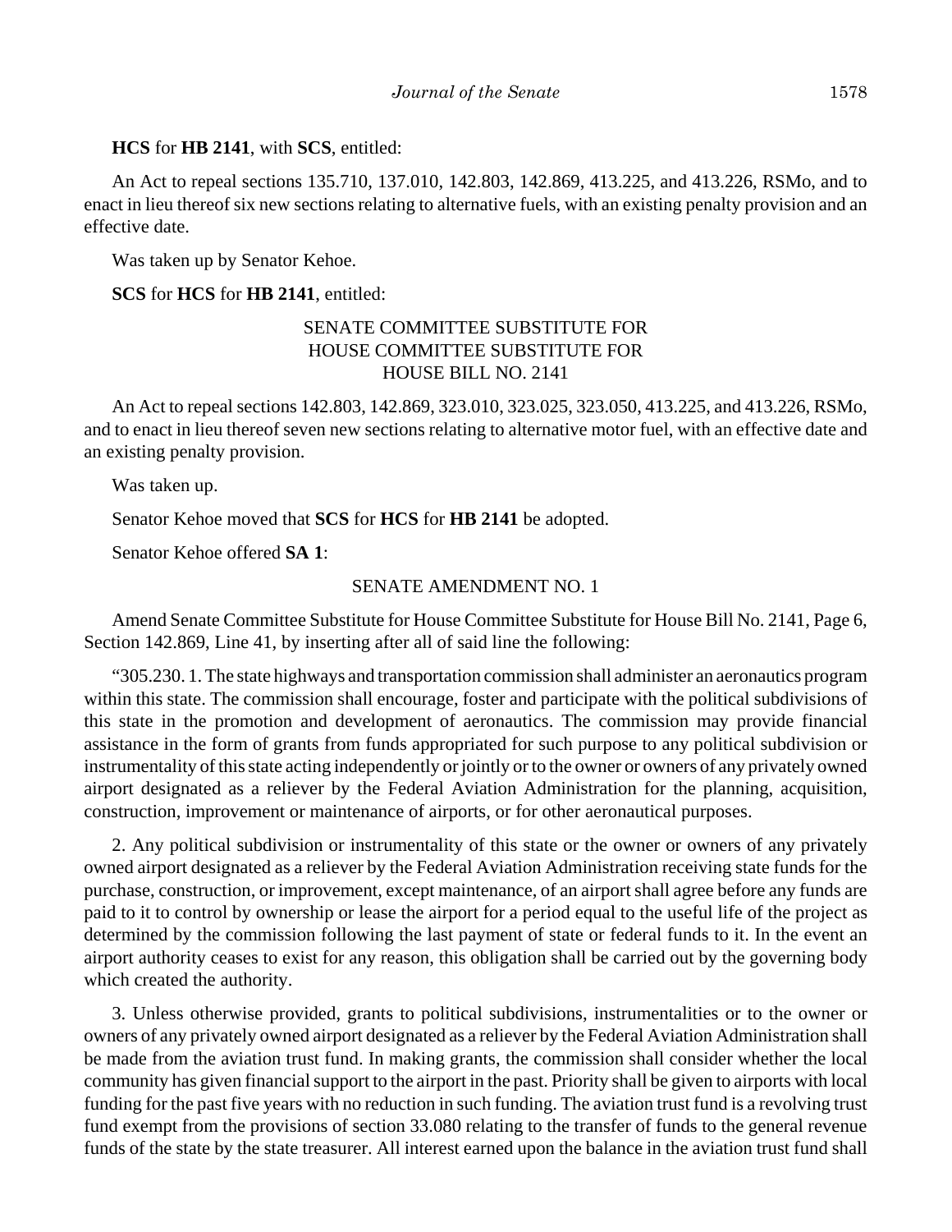**HCS** for **HB 2141**, with **SCS**, entitled:

An Act to repeal sections 135.710, 137.010, 142.803, 142.869, 413.225, and 413.226, RSMo, and to enact in lieu thereof six new sections relating to alternative fuels, with an existing penalty provision and an effective date.

Was taken up by Senator Kehoe.

**SCS** for **HCS** for **HB 2141**, entitled:

SENATE COMMITTEE SUBSTITUTE FOR
HOUSE COMMITTEE SUBSTITUTE FOR
HOUSE BILL NO. 2141

An Act to repeal sections 142.803, 142.869, 323.010, 323.025, 323.050, 413.225, and 413.226, RSMo, and to enact in lieu thereof seven new sections relating to alternative motor fuel, with an effective date and an existing penalty provision.

Was taken up.

Senator Kehoe moved that **SCS** for **HCS** for **HB 2141** be adopted.

Senator Kehoe offered **SA 1**:

SENATE AMENDMENT NO. 1

Amend Senate Committee Substitute for House Committee Substitute for House Bill No. 2141, Page 6, Section 142.869, Line 41, by inserting after all of said line the following:

"305.230. 1. The state highways and transportation commission shall administer an aeronautics program within this state. The commission shall encourage, foster and participate with the political subdivisions of this state in the promotion and development of aeronautics. The commission may provide financial assistance in the form of grants from funds appropriated for such purpose to any political subdivision or instrumentality of this state acting independently or jointly or to the owner or owners of any privately owned airport designated as a reliever by the Federal Aviation Administration for the planning, acquisition, construction, improvement or maintenance of airports, or for other aeronautical purposes.

2. Any political subdivision or instrumentality of this state or the owner or owners of any privately owned airport designated as a reliever by the Federal Aviation Administration receiving state funds for the purchase, construction, or improvement, except maintenance, of an airport shall agree before any funds are paid to it to control by ownership or lease the airport for a period equal to the useful life of the project as determined by the commission following the last payment of state or federal funds to it. In the event an airport authority ceases to exist for any reason, this obligation shall be carried out by the governing body which created the authority.

3. Unless otherwise provided, grants to political subdivisions, instrumentalities or to the owner or owners of any privately owned airport designated as a reliever by the Federal Aviation Administration shall be made from the aviation trust fund. In making grants, the commission shall consider whether the local community has given financial support to the airport in the past. Priority shall be given to airports with local funding for the past five years with no reduction in such funding. The aviation trust fund is a revolving trust fund exempt from the provisions of section 33.080 relating to the transfer of funds to the general revenue funds of the state by the state treasurer. All interest earned upon the balance in the aviation trust fund shall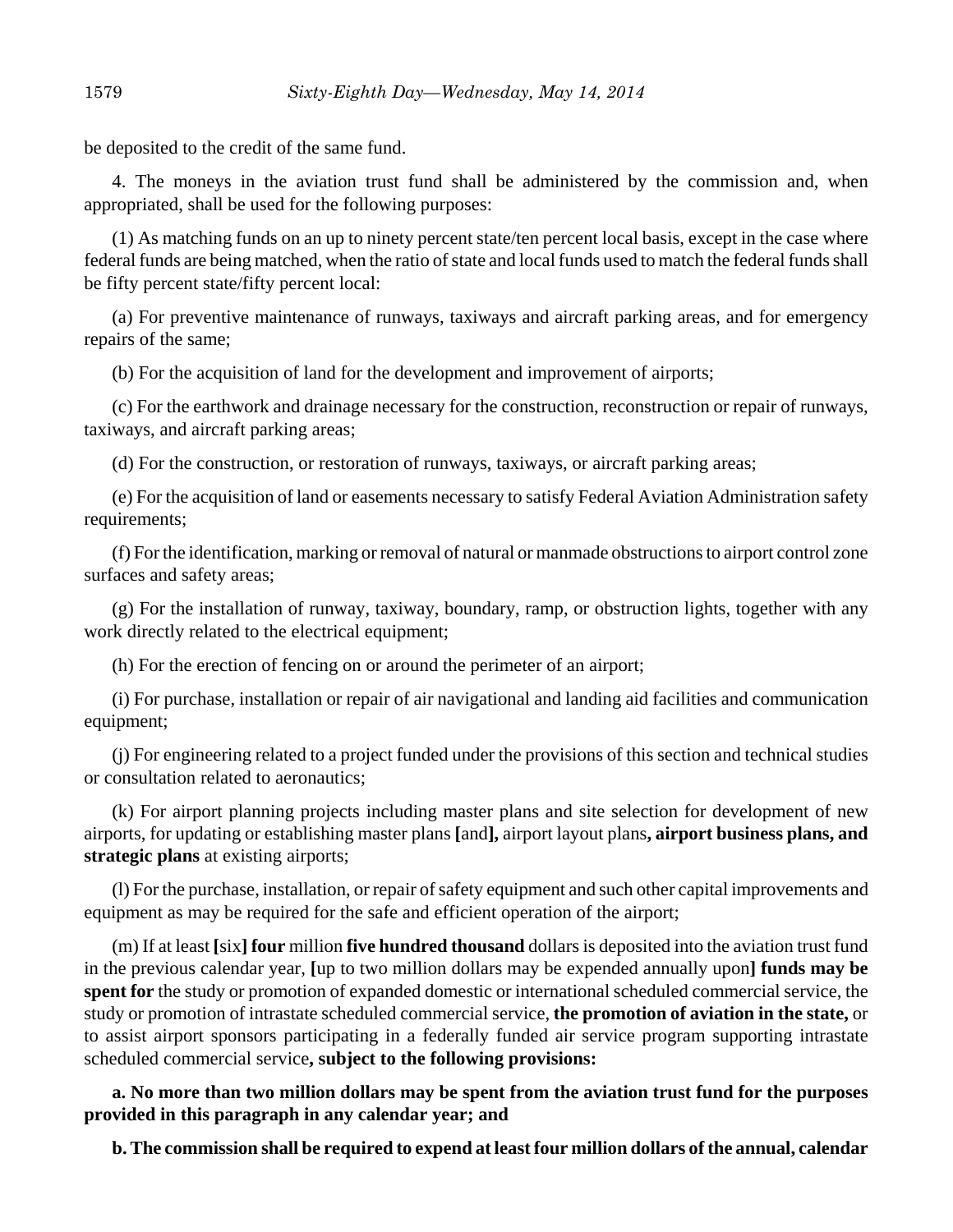be deposited to the credit of the same fund.

4. The moneys in the aviation trust fund shall be administered by the commission and, when appropriated, shall be used for the following purposes:

(1) As matching funds on an up to ninety percent state/ten percent local basis, except in the case where federal funds are being matched, when the ratio of state and local funds used to match the federal funds shall be fifty percent state/fifty percent local:

(a) For preventive maintenance of runways, taxiways and aircraft parking areas, and for emergency repairs of the same;

(b) For the acquisition of land for the development and improvement of airports;

(c) For the earthwork and drainage necessary for the construction, reconstruction or repair of runways, taxiways, and aircraft parking areas;

(d) For the construction, or restoration of runways, taxiways, or aircraft parking areas;

(e) For the acquisition of land or easements necessary to satisfy Federal Aviation Administration safety requirements;

(f) For the identification, marking or removal of natural or manmade obstructions to airport control zone surfaces and safety areas;

(g) For the installation of runway, taxiway, boundary, ramp, or obstruction lights, together with any work directly related to the electrical equipment;

(h) For the erection of fencing on or around the perimeter of an airport;

(i) For purchase, installation or repair of air navigational and landing aid facilities and communication equipment;

(j) For engineering related to a project funded under the provisions of this section and technical studies or consultation related to aeronautics;

(k) For airport planning projects including master plans and site selection for development of new airports, for updating or establishing master plans **[**and**]**, airport layout plans**, airport business plans, and strategic plans** at existing airports;

(l) For the purchase, installation, or repair of safety equipment and such other capital improvements and equipment as may be required for the safe and efficient operation of the airport;

(m) If at least **[**six**] four** million **five hundred thousand** dollars is deposited into the aviation trust fund in the previous calendar year, **[**up to two million dollars may be expended annually upon**] funds may be spent for** the study or promotion of expanded domestic or international scheduled commercial service, the study or promotion of intrastate scheduled commercial service, **the promotion of aviation in the state,** or to assist airport sponsors participating in a federally funded air service program supporting intrastate scheduled commercial service**, subject to the following provisions:**

**a. No more than two million dollars may be spent from the aviation trust fund for the purposes provided in this paragraph in any calendar year; and**

**b. The commission shall be required to expend at least four million dollars of the annual, calendar**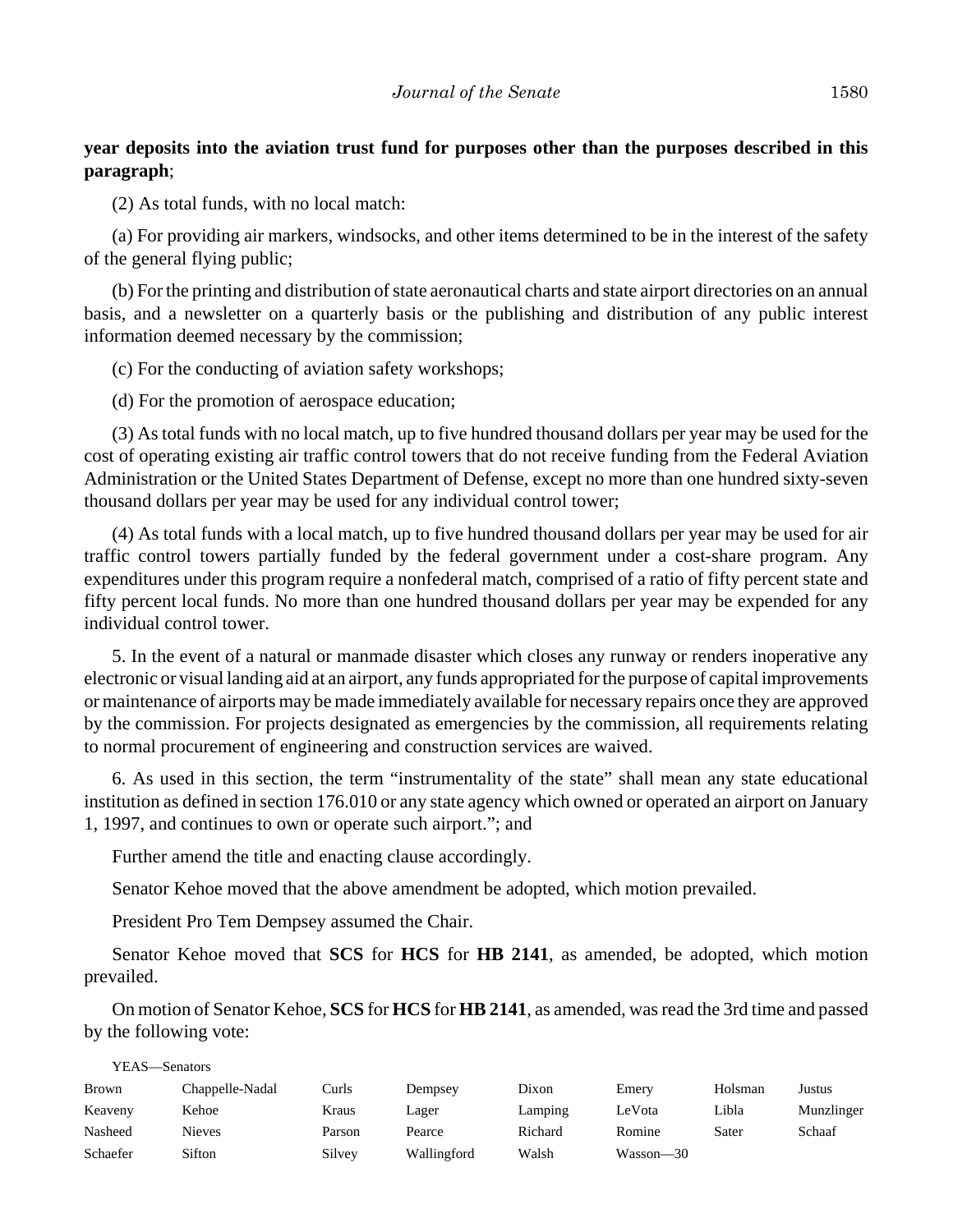**year deposits into the aviation trust fund for purposes other than the purposes described in this paragraph**;

(2) As total funds, with no local match:

(a) For providing air markers, windsocks, and other items determined to be in the interest of the safety of the general flying public;

(b) For the printing and distribution of state aeronautical charts and state airport directories on an annual basis, and a newsletter on a quarterly basis or the publishing and distribution of any public interest information deemed necessary by the commission;

(c) For the conducting of aviation safety workshops;

(d) For the promotion of aerospace education;

(3) As total funds with no local match, up to five hundred thousand dollars per year may be used for the cost of operating existing air traffic control towers that do not receive funding from the Federal Aviation Administration or the United States Department of Defense, except no more than one hundred sixty-seven thousand dollars per year may be used for any individual control tower;

(4) As total funds with a local match, up to five hundred thousand dollars per year may be used for air traffic control towers partially funded by the federal government under a cost-share program. Any expenditures under this program require a nonfederal match, comprised of a ratio of fifty percent state and fifty percent local funds. No more than one hundred thousand dollars per year may be expended for any individual control tower.

5. In the event of a natural or manmade disaster which closes any runway or renders inoperative any electronic or visual landing aid at an airport, any funds appropriated for the purpose of capital improvements or maintenance of airports may be made immediately available for necessary repairs once they are approved by the commission. For projects designated as emergencies by the commission, all requirements relating to normal procurement of engineering and construction services are waived.

6. As used in this section, the term "instrumentality of the state" shall mean any state educational institution as defined in section 176.010 or any state agency which owned or operated an airport on January 1, 1997, and continues to own or operate such airport."; and

Further amend the title and enacting clause accordingly.

Senator Kehoe moved that the above amendment be adopted, which motion prevailed.

President Pro Tem Dempsey assumed the Chair.

Senator Kehoe moved that **SCS** for **HCS** for **HB 2141**, as amended, be adopted, which motion prevailed.

On motion of Senator Kehoe, **SCS** for **HCS** for **HB 2141**, as amended, was read the 3rd time and passed by the following vote:

YEAS—Senators

| | | | | | | | |
|---|---|---|---|---|---|---|---|
| Brown | Chappelle-Nadal | Curls | Dempsey | Dixon | Emery | Holsman | Justus |
| Keaveny | Kehoe | Kraus | Lager | Lamping | LeVota | Libla | Munzlinger |
| Nasheed | Nieves | Parson | Pearce | Richard | Romine | Sater | Schaaf |
| Schaefer | Sifton | Silvey | Wallingford | Walsh | Wasson—30 | | |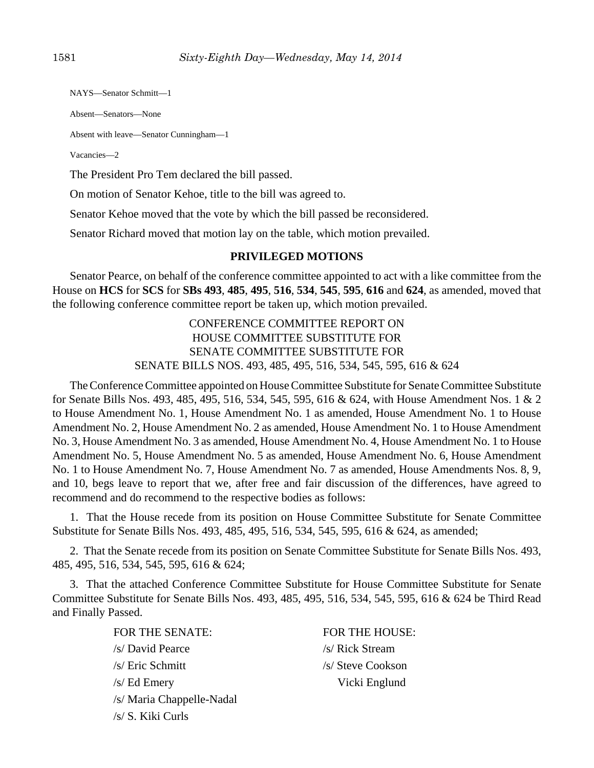NAYS—Senator Schmitt—1

Absent—Senators—None

Absent with leave—Senator Cunningham—1

Vacancies—2

The President Pro Tem declared the bill passed.

On motion of Senator Kehoe, title to the bill was agreed to.

Senator Kehoe moved that the vote by which the bill passed be reconsidered.

Senator Richard moved that motion lay on the table, which motion prevailed.

## PRIVILEGED MOTIONS

Senator Pearce, on behalf of the conference committee appointed to act with a like committee from the House on **HCS** for **SCS** for **SBs 493**, **485**, **495**, **516**, **534**, **545**, **595**, **616** and **624**, as amended, moved that the following conference committee report be taken up, which motion prevailed.

CONFERENCE COMMITTEE REPORT ON
HOUSE COMMITTEE SUBSTITUTE FOR
SENATE COMMITTEE SUBSTITUTE FOR
SENATE BILLS NOS. 493, 485, 495, 516, 534, 545, 595, 616 & 624

The Conference Committee appointed on House Committee Substitute for Senate Committee Substitute for Senate Bills Nos. 493, 485, 495, 516, 534, 545, 595, 616 & 624, with House Amendment Nos. 1 & 2 to House Amendment No. 1, House Amendment No. 1 as amended, House Amendment No. 1 to House Amendment No. 2, House Amendment No. 2 as amended, House Amendment No. 1 to House Amendment No. 3, House Amendment No. 3 as amended, House Amendment No. 4, House Amendment No. 1 to House Amendment No. 5, House Amendment No. 5 as amended, House Amendment No. 6, House Amendment No. 1 to House Amendment No. 7, House Amendment No. 7 as amended, House Amendments Nos. 8, 9, and 10, begs leave to report that we, after free and fair discussion of the differences, have agreed to recommend and do recommend to the respective bodies as follows:

1. That the House recede from its position on House Committee Substitute for Senate Committee Substitute for Senate Bills Nos. 493, 485, 495, 516, 534, 545, 595, 616 & 624, as amended;

2. That the Senate recede from its position on Senate Committee Substitute for Senate Bills Nos. 493, 485, 495, 516, 534, 545, 595, 616 & 624;

3. That the attached Conference Committee Substitute for House Committee Substitute for Senate Committee Substitute for Senate Bills Nos. 493, 485, 495, 516, 534, 545, 595, 616 & 624 be Third Read and Finally Passed.

| FOR THE SENATE: | FOR THE HOUSE: |
|---|---|
| /s/ David Pearce | /s/ Rick Stream |
| /s/ Eric Schmitt | /s/ Steve Cookson |
| /s/ Ed Emery | Vicki Englund |
| /s/ Maria Chappelle-Nadal | |
| /s/ S. Kiki Curls | |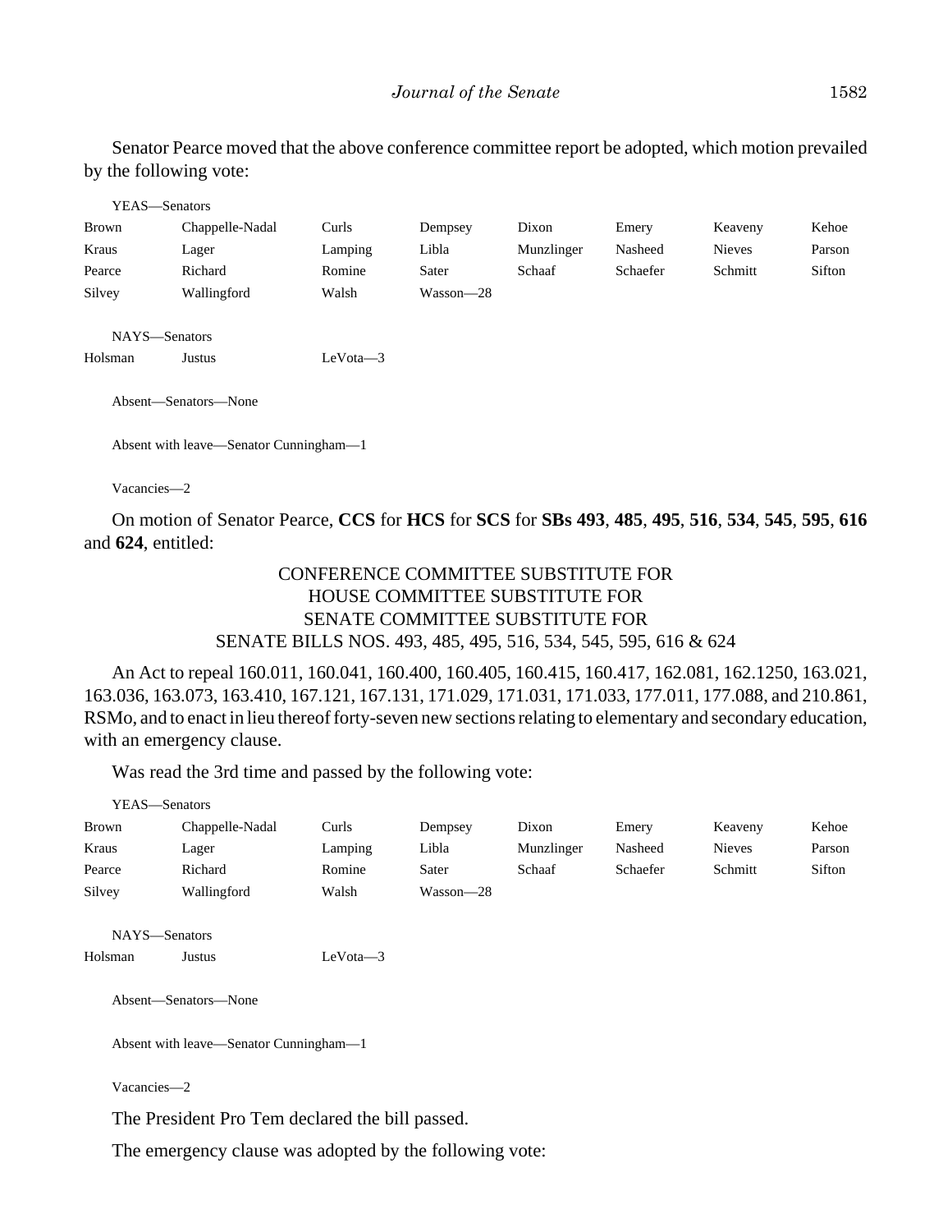Senator Pearce moved that the above conference committee report be adopted, which motion prevailed by the following vote:

YEAS—Senators

| | | | | | | | |
|---|---|---|---|---|---|---|---|
| Brown | Chappelle-Nadal | Curls | Dempsey | Dixon | Emery | Keaveny | Kehoe |
| Kraus | Lager | Lamping | Libla | Munzlinger | Nasheed | Nieves | Parson |
| Pearce | Richard | Romine | Sater | Schaaf | Schaefer | Schmitt | Sifton |
| Silvey | Wallingford | Walsh | Wasson—28 | | | | |

NAYS—Senators

| | | |
|---|---|---|
| Holsman | Justus | LeVota—3 |

Absent—Senators—None

Absent with leave—Senator Cunningham—1

Vacancies—2

On motion of Senator Pearce, **CCS** for **HCS** for **SCS** for **SBs 493**, **485**, **495**, **516**, **534**, **545**, **595**, **616** and **624**, entitled:

CONFERENCE COMMITTEE SUBSTITUTE FOR
HOUSE COMMITTEE SUBSTITUTE FOR
SENATE COMMITTEE SUBSTITUTE FOR
SENATE BILLS NOS. 493, 485, 495, 516, 534, 545, 595, 616 & 624

An Act to repeal 160.011, 160.041, 160.400, 160.405, 160.415, 160.417, 162.081, 162.1250, 163.021, 163.036, 163.073, 163.410, 167.121, 167.131, 171.029, 171.031, 171.033, 177.011, 177.088, and 210.861, RSMo, and to enact in lieu thereof forty-seven new sections relating to elementary and secondary education, with an emergency clause.

Was read the 3rd time and passed by the following vote:

YEAS—Senators

| | | | | | | | |
|---|---|---|---|---|---|---|---|
| Brown | Chappelle-Nadal | Curls | Dempsey | Dixon | Emery | Keaveny | Kehoe |
| Kraus | Lager | Lamping | Libla | Munzlinger | Nasheed | Nieves | Parson |
| Pearce | Richard | Romine | Sater | Schaaf | Schaefer | Schmitt | Sifton |
| Silvey | Wallingford | Walsh | Wasson—28 | | | | |

NAYS—Senators

| | | |
|---|---|---|
| Holsman | Justus | LeVota—3 |

Absent—Senators—None

Absent with leave—Senator Cunningham—1

Vacancies—2

The President Pro Tem declared the bill passed.

The emergency clause was adopted by the following vote: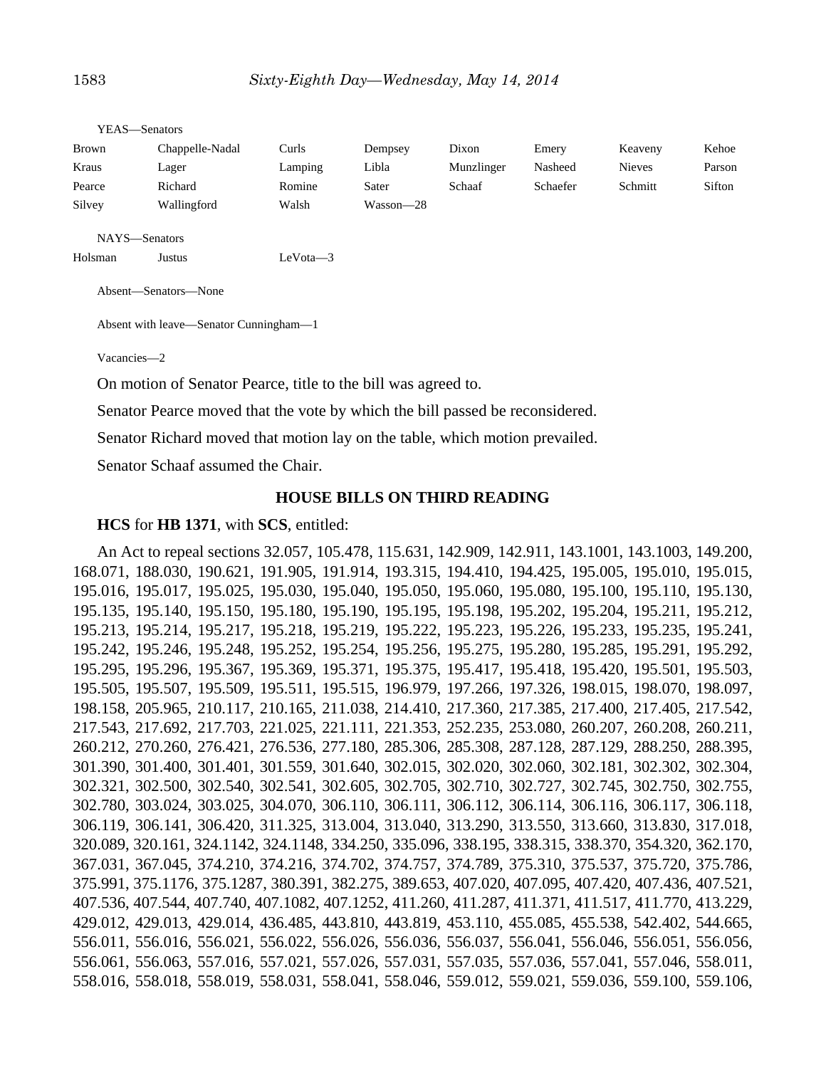YEAS—Senators

| | | | | | | | |
|---|---|---|---|---|---|---|---|
| Brown | Chappelle-Nadal | Curls | Dempsey | Dixon | Emery | Keaveny | Kehoe |
| Kraus | Lager | Lamping | Libla | Munzlinger | Nasheed | Nieves | Parson |
| Pearce | Richard | Romine | Sater | Schaaf | Schaefer | Schmitt | Sifton |
| Silvey | Wallingford | Walsh | Wasson—28 | | | | |

NAYS—Senators

| | | |
|---|---|---|
| Holsman | Justus | LeVota—3 |

Absent—Senators—None

Absent with leave—Senator Cunningham—1

Vacancies—2

On motion of Senator Pearce, title to the bill was agreed to.

Senator Pearce moved that the vote by which the bill passed be reconsidered.

Senator Richard moved that motion lay on the table, which motion prevailed.

Senator Schaaf assumed the Chair.

## HOUSE BILLS ON THIRD READING

**HCS** for **HB 1371**, with **SCS**, entitled:

An Act to repeal sections 32.057, 105.478, 115.631, 142.909, 142.911, 143.1001, 143.1003, 149.200, 168.071, 188.030, 190.621, 191.905, 191.914, 193.315, 194.410, 194.425, 195.005, 195.010, 195.015, 195.016, 195.017, 195.025, 195.030, 195.040, 195.050, 195.060, 195.080, 195.100, 195.110, 195.130, 195.135, 195.140, 195.150, 195.180, 195.190, 195.195, 195.198, 195.202, 195.204, 195.211, 195.212, 195.213, 195.214, 195.217, 195.218, 195.219, 195.222, 195.223, 195.226, 195.233, 195.235, 195.241, 195.242, 195.246, 195.248, 195.252, 195.254, 195.256, 195.275, 195.280, 195.285, 195.291, 195.292, 195.295, 195.296, 195.367, 195.369, 195.371, 195.375, 195.417, 195.418, 195.420, 195.501, 195.503, 195.505, 195.507, 195.509, 195.511, 195.515, 196.979, 197.266, 197.326, 198.015, 198.070, 198.097, 198.158, 205.965, 210.117, 210.165, 211.038, 214.410, 217.360, 217.385, 217.400, 217.405, 217.542, 217.543, 217.692, 217.703, 221.025, 221.111, 221.353, 252.235, 253.080, 260.207, 260.208, 260.211, 260.212, 270.260, 276.421, 276.536, 277.180, 285.306, 285.308, 287.128, 287.129, 288.250, 288.395, 301.390, 301.400, 301.401, 301.559, 301.640, 302.015, 302.020, 302.060, 302.181, 302.302, 302.304, 302.321, 302.500, 302.540, 302.541, 302.605, 302.705, 302.710, 302.727, 302.745, 302.750, 302.755, 302.780, 303.024, 303.025, 304.070, 306.110, 306.111, 306.112, 306.114, 306.116, 306.117, 306.118, 306.119, 306.141, 306.420, 311.325, 313.004, 313.040, 313.290, 313.550, 313.660, 313.830, 317.018, 320.089, 320.161, 324.1142, 324.1148, 334.250, 335.096, 338.195, 338.315, 338.370, 354.320, 362.170, 367.031, 367.045, 374.210, 374.216, 374.702, 374.757, 374.789, 375.310, 375.537, 375.720, 375.786, 375.991, 375.1176, 375.1287, 380.391, 382.275, 389.653, 407.020, 407.095, 407.420, 407.436, 407.521, 407.536, 407.544, 407.740, 407.1082, 407.1252, 411.260, 411.287, 411.371, 411.517, 411.770, 413.229, 429.012, 429.013, 429.014, 436.485, 443.810, 443.819, 453.110, 455.085, 455.538, 542.402, 544.665, 556.011, 556.016, 556.021, 556.022, 556.026, 556.036, 556.037, 556.041, 556.046, 556.051, 556.056, 556.061, 556.063, 557.016, 557.021, 557.026, 557.031, 557.035, 557.036, 557.041, 557.046, 558.011, 558.016, 558.018, 558.019, 558.031, 558.041, 558.046, 559.012, 559.021, 559.036, 559.100, 559.106,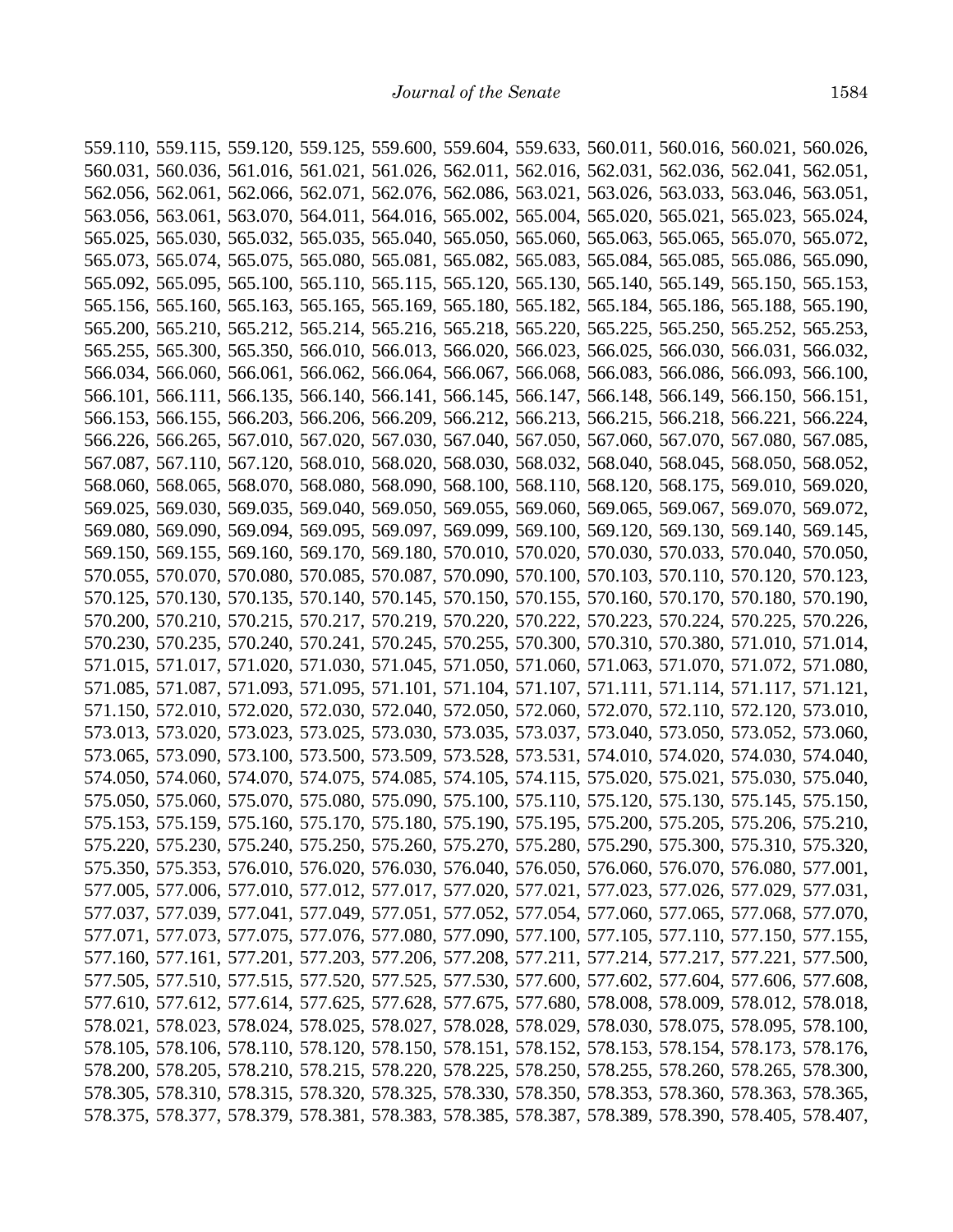559.110, 559.115, 559.120, 559.125, 559.600, 559.604, 559.633, 560.011, 560.016, 560.021, 560.026, 560.031, 560.036, 561.016, 561.021, 561.026, 562.011, 562.016, 562.031, 562.036, 562.041, 562.051, 562.056, 562.061, 562.066, 562.071, 562.076, 562.086, 563.021, 563.026, 563.033, 563.046, 563.051, 563.056, 563.061, 563.070, 564.011, 564.016, 565.002, 565.004, 565.020, 565.021, 565.023, 565.024, 565.025, 565.030, 565.032, 565.035, 565.040, 565.050, 565.060, 565.063, 565.065, 565.070, 565.072, 565.073, 565.074, 565.075, 565.080, 565.081, 565.082, 565.083, 565.084, 565.085, 565.086, 565.090, 565.092, 565.095, 565.100, 565.110, 565.115, 565.120, 565.130, 565.140, 565.149, 565.150, 565.153, 565.156, 565.160, 565.163, 565.165, 565.169, 565.180, 565.182, 565.184, 565.186, 565.188, 565.190, 565.200, 565.210, 565.212, 565.214, 565.216, 565.218, 565.220, 565.225, 565.250, 565.252, 565.253, 565.255, 565.300, 565.350, 566.010, 566.013, 566.020, 566.023, 566.025, 566.030, 566.031, 566.032, 566.034, 566.060, 566.061, 566.062, 566.064, 566.067, 566.068, 566.083, 566.086, 566.093, 566.100, 566.101, 566.111, 566.135, 566.140, 566.141, 566.145, 566.147, 566.148, 566.149, 566.150, 566.151, 566.153, 566.155, 566.203, 566.206, 566.209, 566.212, 566.213, 566.215, 566.218, 566.221, 566.224, 566.226, 566.265, 567.010, 567.020, 567.030, 567.040, 567.050, 567.060, 567.070, 567.080, 567.085, 567.087, 567.110, 567.120, 568.010, 568.020, 568.030, 568.032, 568.040, 568.045, 568.050, 568.052, 568.060, 568.065, 568.070, 568.080, 568.090, 568.100, 568.110, 568.120, 568.175, 569.010, 569.020, 569.025, 569.030, 569.035, 569.040, 569.050, 569.055, 569.060, 569.065, 569.067, 569.070, 569.072, 569.080, 569.090, 569.094, 569.095, 569.097, 569.099, 569.100, 569.120, 569.130, 569.140, 569.145, 569.150, 569.155, 569.160, 569.170, 569.180, 570.010, 570.020, 570.030, 570.033, 570.040, 570.050, 570.055, 570.070, 570.080, 570.085, 570.087, 570.090, 570.100, 570.103, 570.110, 570.120, 570.123, 570.125, 570.130, 570.135, 570.140, 570.145, 570.150, 570.155, 570.160, 570.170, 570.180, 570.190, 570.200, 570.210, 570.215, 570.217, 570.219, 570.220, 570.222, 570.223, 570.224, 570.225, 570.226, 570.230, 570.235, 570.240, 570.241, 570.245, 570.255, 570.300, 570.310, 570.380, 571.010, 571.014, 571.015, 571.017, 571.020, 571.030, 571.045, 571.050, 571.060, 571.063, 571.070, 571.072, 571.080, 571.085, 571.087, 571.093, 571.095, 571.101, 571.104, 571.107, 571.111, 571.114, 571.117, 571.121, 571.150, 572.010, 572.020, 572.030, 572.040, 572.050, 572.060, 572.070, 572.110, 572.120, 573.010, 573.013, 573.020, 573.023, 573.025, 573.030, 573.035, 573.037, 573.040, 573.050, 573.052, 573.060, 573.065, 573.090, 573.100, 573.500, 573.509, 573.528, 573.531, 574.010, 574.020, 574.030, 574.040, 574.050, 574.060, 574.070, 574.075, 574.085, 574.105, 574.115, 575.020, 575.021, 575.030, 575.040, 575.050, 575.060, 575.070, 575.080, 575.090, 575.100, 575.110, 575.120, 575.130, 575.145, 575.150, 575.153, 575.159, 575.160, 575.170, 575.180, 575.190, 575.195, 575.200, 575.205, 575.206, 575.210, 575.220, 575.230, 575.240, 575.250, 575.260, 575.270, 575.280, 575.290, 575.300, 575.310, 575.320, 575.350, 575.353, 576.010, 576.020, 576.030, 576.040, 576.050, 576.060, 576.070, 576.080, 577.001, 577.005, 577.006, 577.010, 577.012, 577.017, 577.020, 577.021, 577.023, 577.026, 577.029, 577.031, 577.037, 577.039, 577.041, 577.049, 577.051, 577.052, 577.054, 577.060, 577.065, 577.068, 577.070, 577.071, 577.073, 577.075, 577.076, 577.080, 577.090, 577.100, 577.105, 577.110, 577.150, 577.155, 577.160, 577.161, 577.201, 577.203, 577.206, 577.208, 577.211, 577.214, 577.217, 577.221, 577.500, 577.505, 577.510, 577.515, 577.520, 577.525, 577.530, 577.600, 577.602, 577.604, 577.606, 577.608, 577.610, 577.612, 577.614, 577.625, 577.628, 577.675, 577.680, 578.008, 578.009, 578.012, 578.018, 578.021, 578.023, 578.024, 578.025, 578.027, 578.028, 578.029, 578.030, 578.075, 578.095, 578.100, 578.105, 578.106, 578.110, 578.120, 578.150, 578.151, 578.152, 578.153, 578.154, 578.173, 578.176, 578.200, 578.205, 578.210, 578.215, 578.220, 578.225, 578.250, 578.255, 578.260, 578.265, 578.300, 578.305, 578.310, 578.315, 578.320, 578.325, 578.330, 578.350, 578.353, 578.360, 578.363, 578.365, 578.375, 578.377, 578.379, 578.381, 578.383, 578.385, 578.387, 578.389, 578.390, 578.405, 578.407,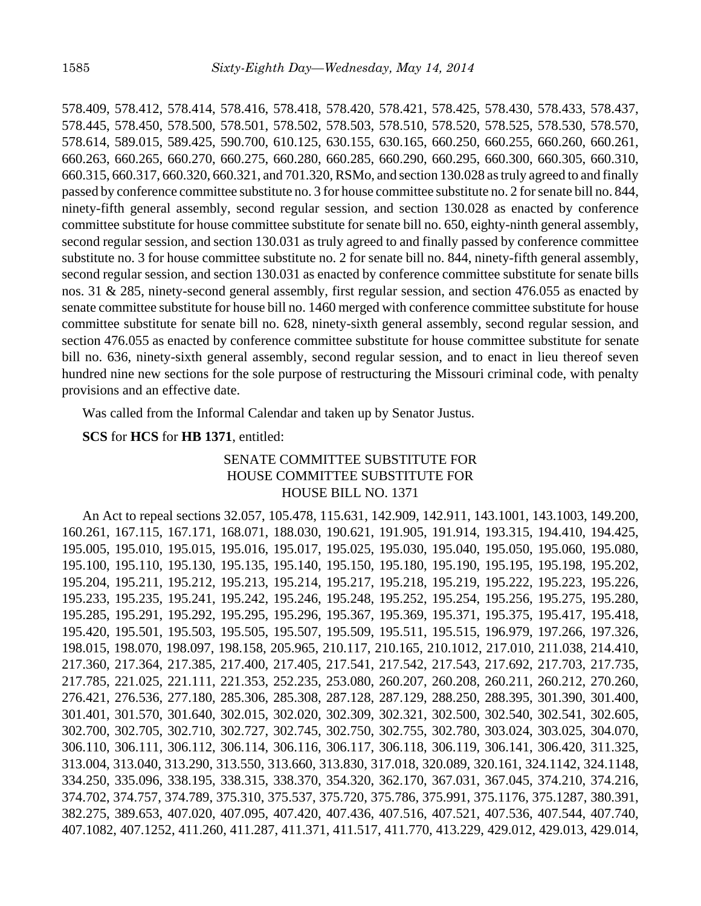578.409, 578.412, 578.414, 578.416, 578.418, 578.420, 578.421, 578.425, 578.430, 578.433, 578.437, 578.445, 578.450, 578.500, 578.501, 578.502, 578.503, 578.510, 578.520, 578.525, 578.530, 578.570, 578.614, 589.015, 589.425, 590.700, 610.125, 630.155, 630.165, 660.250, 660.255, 660.260, 660.261, 660.263, 660.265, 660.270, 660.275, 660.280, 660.285, 660.290, 660.295, 660.300, 660.305, 660.310, 660.315, 660.317, 660.320, 660.321, and 701.320, RSMo, and section 130.028 as truly agreed to and finally passed by conference committee substitute no. 3 for house committee substitute no. 2 for senate bill no. 844, ninety-fifth general assembly, second regular session, and section 130.028 as enacted by conference committee substitute for house committee substitute for senate bill no. 650, eighty-ninth general assembly, second regular session, and section 130.031 as truly agreed to and finally passed by conference committee substitute no. 3 for house committee substitute no. 2 for senate bill no. 844, ninety-fifth general assembly, second regular session, and section 130.031 as enacted by conference committee substitute for senate bills nos. 31 & 285, ninety-second general assembly, first regular session, and section 476.055 as enacted by senate committee substitute for house bill no. 1460 merged with conference committee substitute for house committee substitute for senate bill no. 628, ninety-sixth general assembly, second regular session, and section 476.055 as enacted by conference committee substitute for house committee substitute for senate bill no. 636, ninety-sixth general assembly, second regular session, and to enact in lieu thereof seven hundred nine new sections for the sole purpose of restructuring the Missouri criminal code, with penalty provisions and an effective date.

Was called from the Informal Calendar and taken up by Senator Justus.

**SCS** for **HCS** for **HB 1371**, entitled:

SENATE COMMITTEE SUBSTITUTE FOR
HOUSE COMMITTEE SUBSTITUTE FOR
HOUSE BILL NO. 1371

An Act to repeal sections 32.057, 105.478, 115.631, 142.909, 142.911, 143.1001, 143.1003, 149.200, 160.261, 167.115, 167.171, 168.071, 188.030, 190.621, 191.905, 191.914, 193.315, 194.410, 194.425, 195.005, 195.010, 195.015, 195.016, 195.017, 195.025, 195.030, 195.040, 195.050, 195.060, 195.080, 195.100, 195.110, 195.130, 195.135, 195.140, 195.150, 195.180, 195.190, 195.195, 195.198, 195.202, 195.204, 195.211, 195.212, 195.213, 195.214, 195.217, 195.218, 195.219, 195.222, 195.223, 195.226, 195.233, 195.235, 195.241, 195.242, 195.246, 195.248, 195.252, 195.254, 195.256, 195.275, 195.280, 195.285, 195.291, 195.292, 195.295, 195.296, 195.367, 195.369, 195.371, 195.375, 195.417, 195.418, 195.420, 195.501, 195.503, 195.505, 195.507, 195.509, 195.511, 195.515, 196.979, 197.266, 197.326, 198.015, 198.070, 198.097, 198.158, 205.965, 210.117, 210.165, 210.1012, 217.010, 211.038, 214.410, 217.360, 217.364, 217.385, 217.400, 217.405, 217.541, 217.542, 217.543, 217.692, 217.703, 217.735, 217.785, 221.025, 221.111, 221.353, 252.235, 253.080, 260.207, 260.208, 260.211, 260.212, 270.260, 276.421, 276.536, 277.180, 285.306, 285.308, 287.128, 287.129, 288.250, 288.395, 301.390, 301.400, 301.401, 301.570, 301.640, 302.015, 302.020, 302.309, 302.321, 302.500, 302.540, 302.541, 302.605, 302.700, 302.705, 302.710, 302.727, 302.745, 302.750, 302.755, 302.780, 303.024, 303.025, 304.070, 306.110, 306.111, 306.112, 306.114, 306.116, 306.117, 306.118, 306.119, 306.141, 306.420, 311.325, 313.004, 313.040, 313.290, 313.550, 313.660, 313.830, 317.018, 320.089, 320.161, 324.1142, 324.1148, 334.250, 335.096, 338.195, 338.315, 338.370, 354.320, 362.170, 367.031, 367.045, 374.210, 374.216, 374.702, 374.757, 374.789, 375.310, 375.537, 375.720, 375.786, 375.991, 375.1176, 375.1287, 380.391, 382.275, 389.653, 407.020, 407.095, 407.420, 407.436, 407.516, 407.521, 407.536, 407.544, 407.740, 407.1082, 407.1252, 411.260, 411.287, 411.371, 411.517, 411.770, 413.229, 429.012, 429.013, 429.014,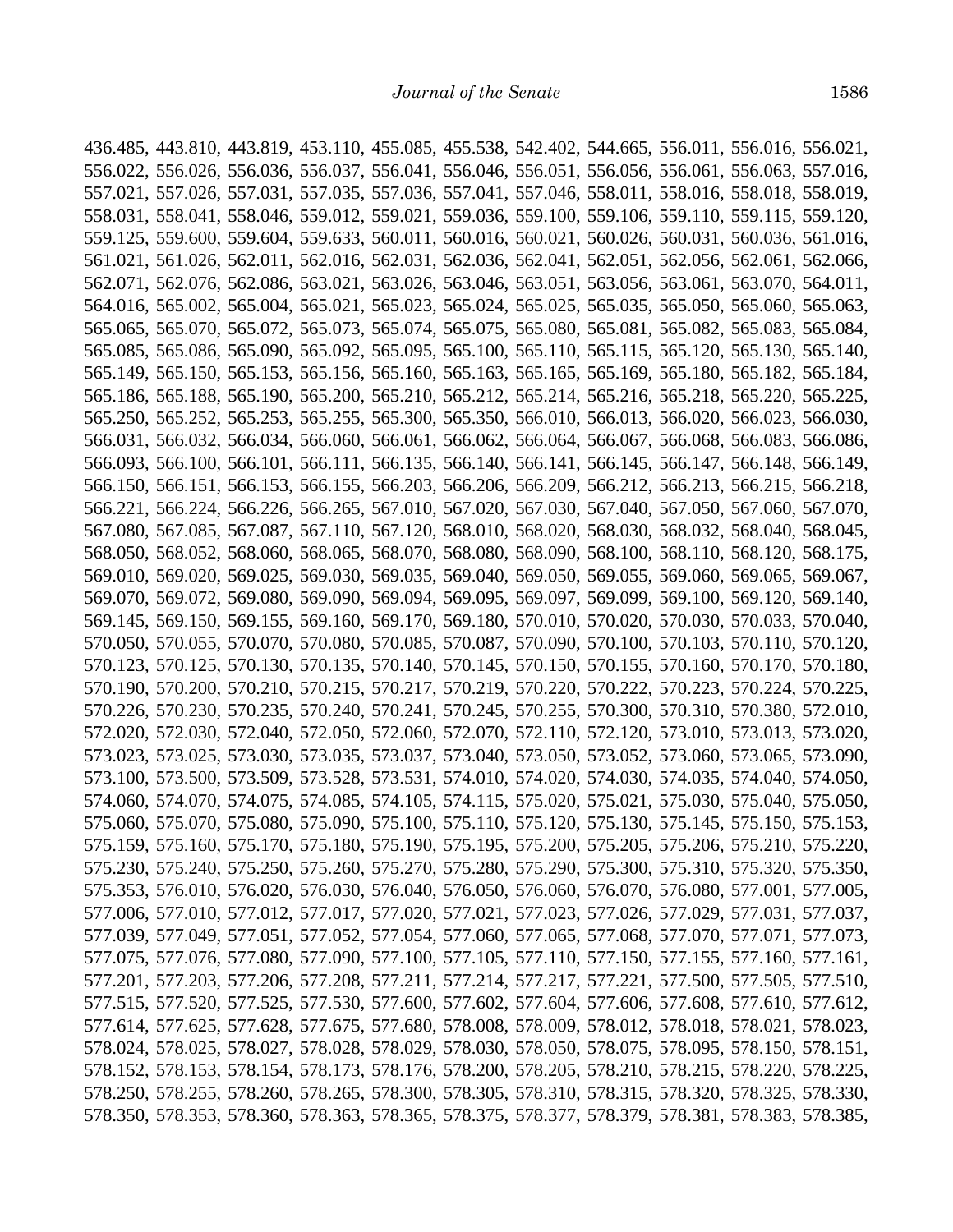436.485, 443.810, 443.819, 453.110, 455.085, 455.538, 542.402, 544.665, 556.011, 556.016, 556.021, 556.022, 556.026, 556.036, 556.037, 556.041, 556.046, 556.051, 556.056, 556.061, 556.063, 557.016, 557.021, 557.026, 557.031, 557.035, 557.036, 557.041, 557.046, 558.011, 558.016, 558.018, 558.019, 558.031, 558.041, 558.046, 559.012, 559.021, 559.036, 559.100, 559.106, 559.110, 559.115, 559.120, 559.125, 559.600, 559.604, 559.633, 560.011, 560.016, 560.021, 560.026, 560.031, 560.036, 561.016, 561.021, 561.026, 562.011, 562.016, 562.031, 562.036, 562.041, 562.051, 562.056, 562.061, 562.066, 562.071, 562.076, 562.086, 563.021, 563.026, 563.046, 563.051, 563.056, 563.061, 563.070, 564.011, 564.016, 565.002, 565.004, 565.021, 565.023, 565.024, 565.025, 565.035, 565.050, 565.060, 565.063, 565.065, 565.070, 565.072, 565.073, 565.074, 565.075, 565.080, 565.081, 565.082, 565.083, 565.084, 565.085, 565.086, 565.090, 565.092, 565.095, 565.100, 565.110, 565.115, 565.120, 565.130, 565.140, 565.149, 565.150, 565.153, 565.156, 565.160, 565.163, 565.165, 565.169, 565.180, 565.182, 565.184, 565.186, 565.188, 565.190, 565.200, 565.210, 565.212, 565.214, 565.216, 565.218, 565.220, 565.225, 565.250, 565.252, 565.253, 565.255, 565.300, 565.350, 566.010, 566.013, 566.020, 566.023, 566.030, 566.031, 566.032, 566.034, 566.060, 566.061, 566.062, 566.064, 566.067, 566.068, 566.083, 566.086, 566.093, 566.100, 566.101, 566.111, 566.135, 566.140, 566.141, 566.145, 566.147, 566.148, 566.149, 566.150, 566.151, 566.153, 566.155, 566.203, 566.206, 566.209, 566.212, 566.213, 566.215, 566.218, 566.221, 566.224, 566.226, 566.265, 567.010, 567.020, 567.030, 567.040, 567.050, 567.060, 567.070, 567.080, 567.085, 567.087, 567.110, 567.120, 568.010, 568.020, 568.030, 568.032, 568.040, 568.045, 568.050, 568.052, 568.060, 568.065, 568.070, 568.080, 568.090, 568.100, 568.110, 568.120, 568.175, 569.010, 569.020, 569.025, 569.030, 569.035, 569.040, 569.050, 569.055, 569.060, 569.065, 569.067, 569.070, 569.072, 569.080, 569.090, 569.094, 569.095, 569.097, 569.099, 569.100, 569.120, 569.140, 569.145, 569.150, 569.155, 569.160, 569.170, 569.180, 570.010, 570.020, 570.030, 570.033, 570.040, 570.050, 570.055, 570.070, 570.080, 570.085, 570.087, 570.090, 570.100, 570.103, 570.110, 570.120, 570.123, 570.125, 570.130, 570.135, 570.140, 570.145, 570.150, 570.155, 570.160, 570.170, 570.180, 570.190, 570.200, 570.210, 570.215, 570.217, 570.219, 570.220, 570.222, 570.223, 570.224, 570.225, 570.226, 570.230, 570.235, 570.240, 570.241, 570.245, 570.255, 570.300, 570.310, 570.380, 572.010, 572.020, 572.030, 572.040, 572.050, 572.060, 572.070, 572.110, 572.120, 573.010, 573.013, 573.020, 573.023, 573.025, 573.030, 573.035, 573.037, 573.040, 573.050, 573.052, 573.060, 573.065, 573.090, 573.100, 573.500, 573.509, 573.528, 573.531, 574.010, 574.020, 574.030, 574.035, 574.040, 574.050, 574.060, 574.070, 574.075, 574.085, 574.105, 574.115, 575.020, 575.021, 575.030, 575.040, 575.050, 575.060, 575.070, 575.080, 575.090, 575.100, 575.110, 575.120, 575.130, 575.145, 575.150, 575.153, 575.159, 575.160, 575.170, 575.180, 575.190, 575.195, 575.200, 575.205, 575.206, 575.210, 575.220, 575.230, 575.240, 575.250, 575.260, 575.270, 575.280, 575.290, 575.300, 575.310, 575.320, 575.350, 575.353, 576.010, 576.020, 576.030, 576.040, 576.050, 576.060, 576.070, 576.080, 577.001, 577.005, 577.006, 577.010, 577.012, 577.017, 577.020, 577.021, 577.023, 577.026, 577.029, 577.031, 577.037, 577.039, 577.049, 577.051, 577.052, 577.054, 577.060, 577.065, 577.068, 577.070, 577.071, 577.073, 577.075, 577.076, 577.080, 577.090, 577.100, 577.105, 577.110, 577.150, 577.155, 577.160, 577.161, 577.201, 577.203, 577.206, 577.208, 577.211, 577.214, 577.217, 577.221, 577.500, 577.505, 577.510, 577.515, 577.520, 577.525, 577.530, 577.600, 577.602, 577.604, 577.606, 577.608, 577.610, 577.612, 577.614, 577.625, 577.628, 577.675, 577.680, 578.008, 578.009, 578.012, 578.018, 578.021, 578.023, 578.024, 578.025, 578.027, 578.028, 578.029, 578.030, 578.050, 578.075, 578.095, 578.150, 578.151, 578.152, 578.153, 578.154, 578.173, 578.176, 578.200, 578.205, 578.210, 578.215, 578.220, 578.225, 578.250, 578.255, 578.260, 578.265, 578.300, 578.305, 578.310, 578.315, 578.320, 578.325, 578.330, 578.350, 578.353, 578.360, 578.363, 578.365, 578.375, 578.377, 578.379, 578.381, 578.383, 578.385,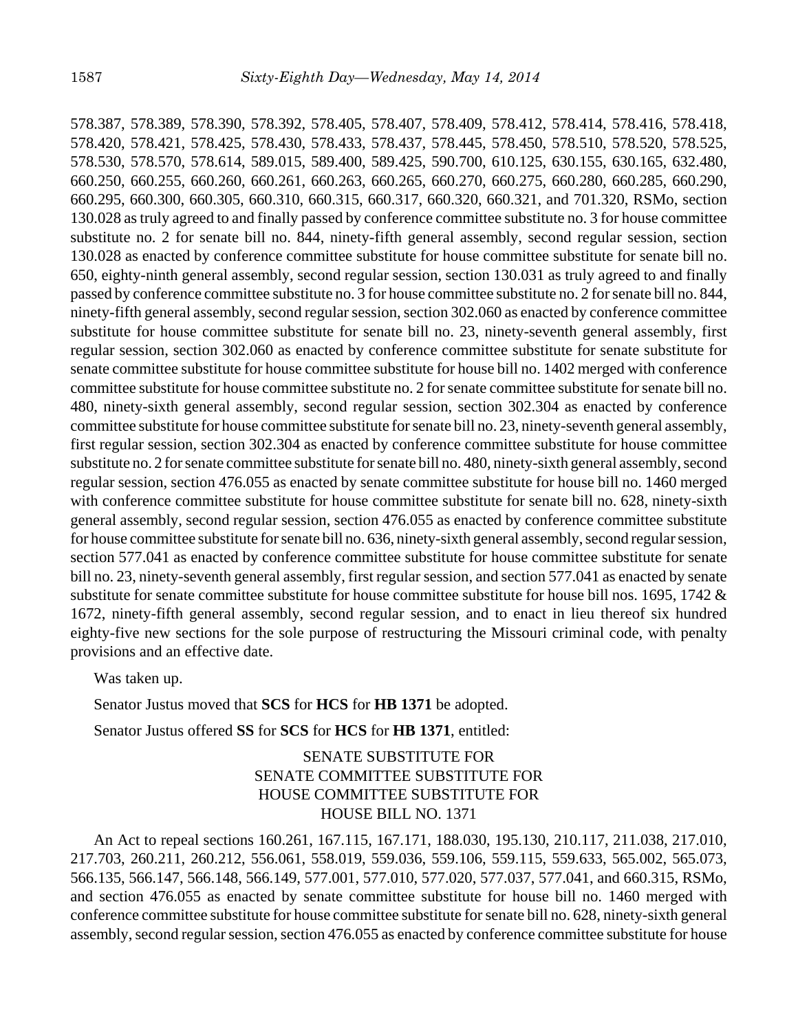578.387, 578.389, 578.390, 578.392, 578.405, 578.407, 578.409, 578.412, 578.414, 578.416, 578.418, 578.420, 578.421, 578.425, 578.430, 578.433, 578.437, 578.445, 578.450, 578.510, 578.520, 578.525, 578.530, 578.570, 578.614, 589.015, 589.400, 589.425, 590.700, 610.125, 630.155, 630.165, 632.480, 660.250, 660.255, 660.260, 660.261, 660.263, 660.265, 660.270, 660.275, 660.280, 660.285, 660.290, 660.295, 660.300, 660.305, 660.310, 660.315, 660.317, 660.320, 660.321, and 701.320, RSMo, section 130.028 as truly agreed to and finally passed by conference committee substitute no. 3 for house committee substitute no. 2 for senate bill no. 844, ninety-fifth general assembly, second regular session, section 130.028 as enacted by conference committee substitute for house committee substitute for senate bill no. 650, eighty-ninth general assembly, second regular session, section 130.031 as truly agreed to and finally passed by conference committee substitute no. 3 for house committee substitute no. 2 for senate bill no. 844, ninety-fifth general assembly, second regular session, section 302.060 as enacted by conference committee substitute for house committee substitute for senate bill no. 23, ninety-seventh general assembly, first regular session, section 302.060 as enacted by conference committee substitute for senate substitute for senate committee substitute for house committee substitute for house bill no. 1402 merged with conference committee substitute for house committee substitute no. 2 for senate committee substitute for senate bill no. 480, ninety-sixth general assembly, second regular session, section 302.304 as enacted by conference committee substitute for house committee substitute for senate bill no. 23, ninety-seventh general assembly, first regular session, section 302.304 as enacted by conference committee substitute for house committee substitute no. 2 for senate committee substitute for senate bill no. 480, ninety-sixth general assembly, second regular session, section 476.055 as enacted by senate committee substitute for house bill no. 1460 merged with conference committee substitute for house committee substitute for senate bill no. 628, ninety-sixth general assembly, second regular session, section 476.055 as enacted by conference committee substitute for house committee substitute for senate bill no. 636, ninety-sixth general assembly, second regular session, section 577.041 as enacted by conference committee substitute for house committee substitute for senate bill no. 23, ninety-seventh general assembly, first regular session, and section 577.041 as enacted by senate substitute for senate committee substitute for house committee substitute for house bill nos. 1695, 1742 & 1672, ninety-fifth general assembly, second regular session, and to enact in lieu thereof six hundred eighty-five new sections for the sole purpose of restructuring the Missouri criminal code, with penalty provisions and an effective date.

Was taken up.

Senator Justus moved that **SCS** for **HCS** for **HB 1371** be adopted.

Senator Justus offered **SS** for **SCS** for **HCS** for **HB 1371**, entitled:

SENATE SUBSTITUTE FOR
SENATE COMMITTEE SUBSTITUTE FOR
HOUSE COMMITTEE SUBSTITUTE FOR
HOUSE BILL NO. 1371

An Act to repeal sections 160.261, 167.115, 167.171, 188.030, 195.130, 210.117, 211.038, 217.010, 217.703, 260.211, 260.212, 556.061, 558.019, 559.036, 559.106, 559.115, 559.633, 565.002, 565.073, 566.135, 566.147, 566.148, 566.149, 577.001, 577.010, 577.020, 577.037, 577.041, and 660.315, RSMo, and section 476.055 as enacted by senate committee substitute for house bill no. 1460 merged with conference committee substitute for house committee substitute for senate bill no. 628, ninety-sixth general assembly, second regular session, section 476.055 as enacted by conference committee substitute for house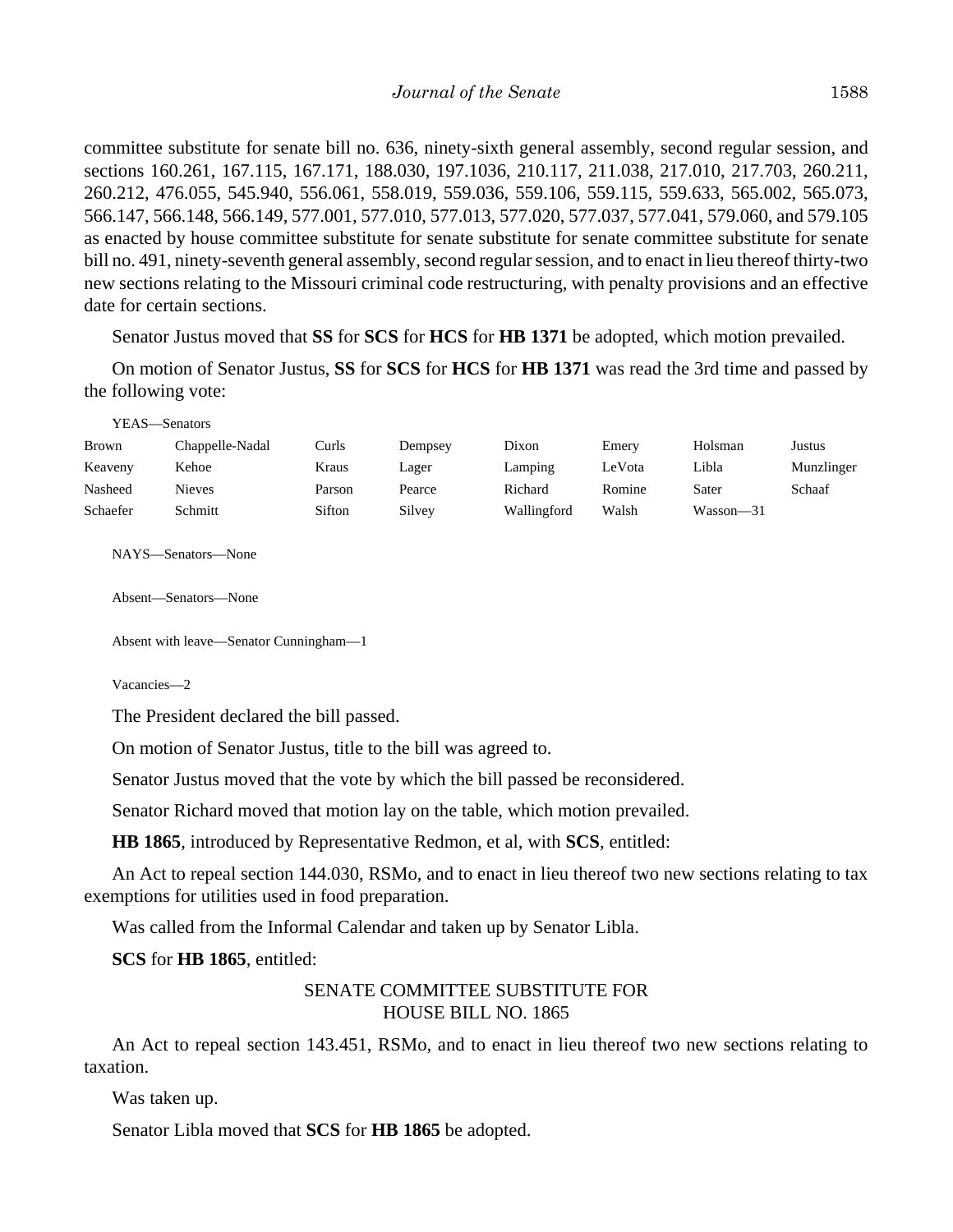committee substitute for senate bill no. 636, ninety-sixth general assembly, second regular session, and sections 160.261, 167.115, 167.171, 188.030, 197.1036, 210.117, 211.038, 217.010, 217.703, 260.211, 260.212, 476.055, 545.940, 556.061, 558.019, 559.036, 559.106, 559.115, 559.633, 565.002, 565.073, 566.147, 566.148, 566.149, 577.001, 577.010, 577.013, 577.020, 577.037, 577.041, 579.060, and 579.105 as enacted by house committee substitute for senate substitute for senate committee substitute for senate bill no. 491, ninety-seventh general assembly, second regular session, and to enact in lieu thereof thirty-two new sections relating to the Missouri criminal code restructuring, with penalty provisions and an effective date for certain sections.

Senator Justus moved that **SS** for **SCS** for **HCS** for **HB 1371** be adopted, which motion prevailed.

On motion of Senator Justus, **SS** for **SCS** for **HCS** for **HB 1371** was read the 3rd time and passed by the following vote:

YEAS—Senators

| | | | | | | | |
|---|---|---|---|---|---|---|---|
| Brown | Chappelle-Nadal | Curls | Dempsey | Dixon | Emery | Holsman | Justus |
| Keaveny | Kehoe | Kraus | Lager | Lamping | LeVota | Libla | Munzlinger |
| Nasheed | Nieves | Parson | Pearce | Richard | Romine | Sater | Schaaf |
| Schaefer | Schmitt | Sifton | Silvey | Wallingford | Walsh | Wasson—31 | |

NAYS—Senators—None

Absent—Senators—None

Absent with leave—Senator Cunningham—1

Vacancies—2

The President declared the bill passed.

On motion of Senator Justus, title to the bill was agreed to.

Senator Justus moved that the vote by which the bill passed be reconsidered.

Senator Richard moved that motion lay on the table, which motion prevailed.

**HB 1865**, introduced by Representative Redmon, et al, with **SCS**, entitled:

An Act to repeal section 144.030, RSMo, and to enact in lieu thereof two new sections relating to tax exemptions for utilities used in food preparation.

Was called from the Informal Calendar and taken up by Senator Libla.

**SCS** for **HB 1865**, entitled:

SENATE COMMITTEE SUBSTITUTE FOR
HOUSE BILL NO. 1865

An Act to repeal section 143.451, RSMo, and to enact in lieu thereof two new sections relating to taxation.

Was taken up.

Senator Libla moved that **SCS** for **HB 1865** be adopted.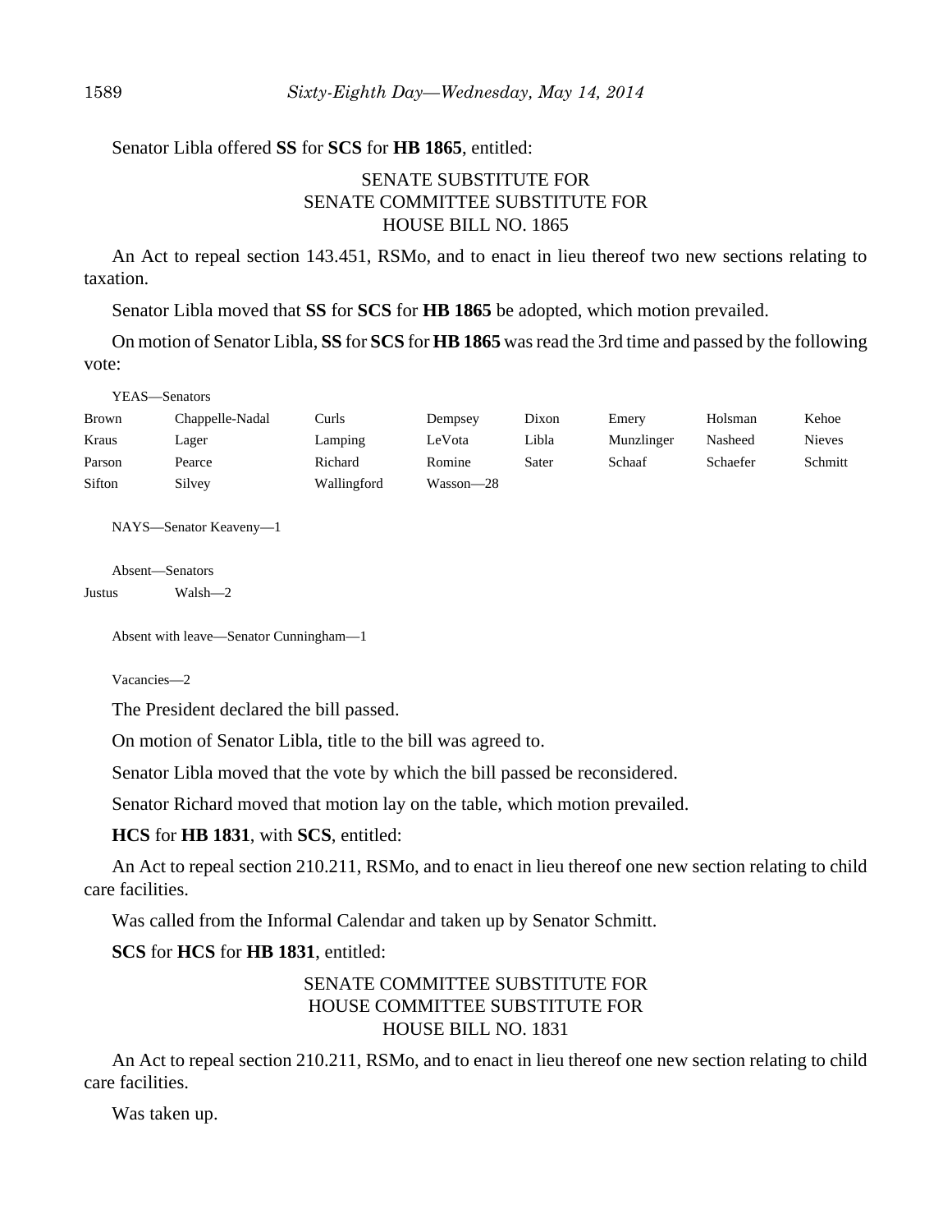Senator Libla offered **SS** for **SCS** for **HB 1865**, entitled:

SENATE SUBSTITUTE FOR
SENATE COMMITTEE SUBSTITUTE FOR
HOUSE BILL NO. 1865

An Act to repeal section 143.451, RSMo, and to enact in lieu thereof two new sections relating to taxation.

Senator Libla moved that **SS** for **SCS** for **HB 1865** be adopted, which motion prevailed.

On motion of Senator Libla, **SS** for **SCS** for **HB 1865** was read the 3rd time and passed by the following vote:

YEAS—Senators

| | | | | | | | |
|---|---|---|---|---|---|---|---|
| Brown | Chappelle-Nadal | Curls | Dempsey | Dixon | Emery | Holsman | Kehoe |
| Kraus | Lager | Lamping | LeVota | Libla | Munzlinger | Nasheed | Nieves |
| Parson | Pearce | Richard | Romine | Sater | Schaaf | Schaefer | Schmitt |
| Sifton | Silvey | Wallingford | Wasson—28 | | | | |

NAYS—Senator Keaveny—1

Absent—Senators

| | |
|---|---|
| Justus | Walsh—2 |

Absent with leave—Senator Cunningham—1

Vacancies—2

The President declared the bill passed.

On motion of Senator Libla, title to the bill was agreed to.

Senator Libla moved that the vote by which the bill passed be reconsidered.

Senator Richard moved that motion lay on the table, which motion prevailed.

**HCS** for **HB 1831**, with **SCS**, entitled:

An Act to repeal section 210.211, RSMo, and to enact in lieu thereof one new section relating to child care facilities.

Was called from the Informal Calendar and taken up by Senator Schmitt.

**SCS** for **HCS** for **HB 1831**, entitled:

SENATE COMMITTEE SUBSTITUTE FOR
HOUSE COMMITTEE SUBSTITUTE FOR
HOUSE BILL NO. 1831

An Act to repeal section 210.211, RSMo, and to enact in lieu thereof one new section relating to child care facilities.

Was taken up.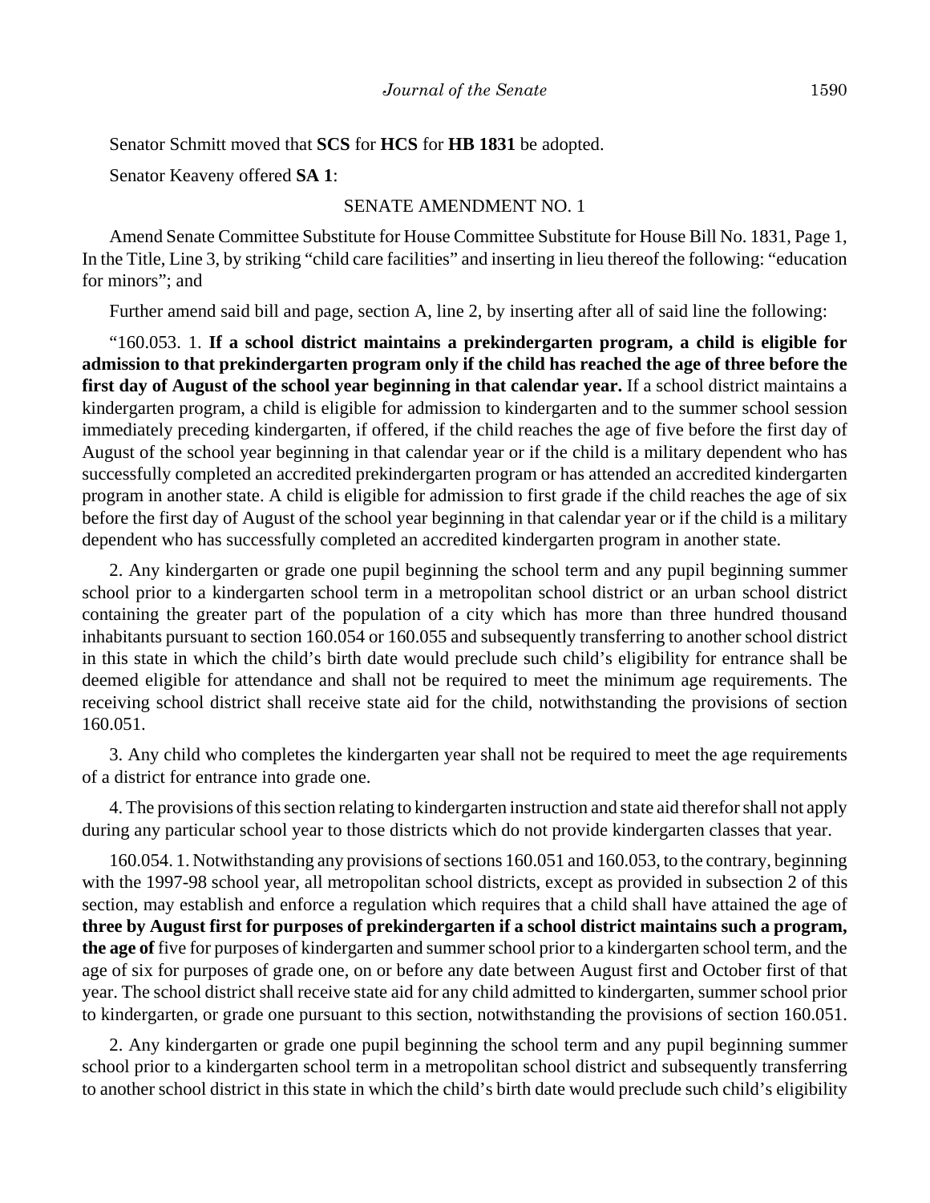Senator Schmitt moved that **SCS** for **HCS** for **HB 1831** be adopted.

Senator Keaveny offered **SA 1**:

SENATE AMENDMENT NO. 1

Amend Senate Committee Substitute for House Committee Substitute for House Bill No. 1831, Page 1, In the Title, Line 3, by striking "child care facilities" and inserting in lieu thereof the following: "education for minors"; and

Further amend said bill and page, section A, line 2, by inserting after all of said line the following:

"160.053. 1. **If a school district maintains a prekindergarten program, a child is eligible for admission to that prekindergarten program only if the child has reached the age of three before the first day of August of the school year beginning in that calendar year.** If a school district maintains a kindergarten program, a child is eligible for admission to kindergarten and to the summer school session immediately preceding kindergarten, if offered, if the child reaches the age of five before the first day of August of the school year beginning in that calendar year or if the child is a military dependent who has successfully completed an accredited prekindergarten program or has attended an accredited kindergarten program in another state. A child is eligible for admission to first grade if the child reaches the age of six before the first day of August of the school year beginning in that calendar year or if the child is a military dependent who has successfully completed an accredited kindergarten program in another state.

2. Any kindergarten or grade one pupil beginning the school term and any pupil beginning summer school prior to a kindergarten school term in a metropolitan school district or an urban school district containing the greater part of the population of a city which has more than three hundred thousand inhabitants pursuant to section 160.054 or 160.055 and subsequently transferring to another school district in this state in which the child's birth date would preclude such child's eligibility for entrance shall be deemed eligible for attendance and shall not be required to meet the minimum age requirements. The receiving school district shall receive state aid for the child, notwithstanding the provisions of section 160.051.

3. Any child who completes the kindergarten year shall not be required to meet the age requirements of a district for entrance into grade one.

4. The provisions of this section relating to kindergarten instruction and state aid therefor shall not apply during any particular school year to those districts which do not provide kindergarten classes that year.

160.054. 1. Notwithstanding any provisions of sections 160.051 and 160.053, to the contrary, beginning with the 1997-98 school year, all metropolitan school districts, except as provided in subsection 2 of this section, may establish and enforce a regulation which requires that a child shall have attained the age of **three by August first for purposes of prekindergarten if a school district maintains such a program, the age of** five for purposes of kindergarten and summer school prior to a kindergarten school term, and the age of six for purposes of grade one, on or before any date between August first and October first of that year. The school district shall receive state aid for any child admitted to kindergarten, summer school prior to kindergarten, or grade one pursuant to this section, notwithstanding the provisions of section 160.051.

2. Any kindergarten or grade one pupil beginning the school term and any pupil beginning summer school prior to a kindergarten school term in a metropolitan school district and subsequently transferring to another school district in this state in which the child's birth date would preclude such child's eligibility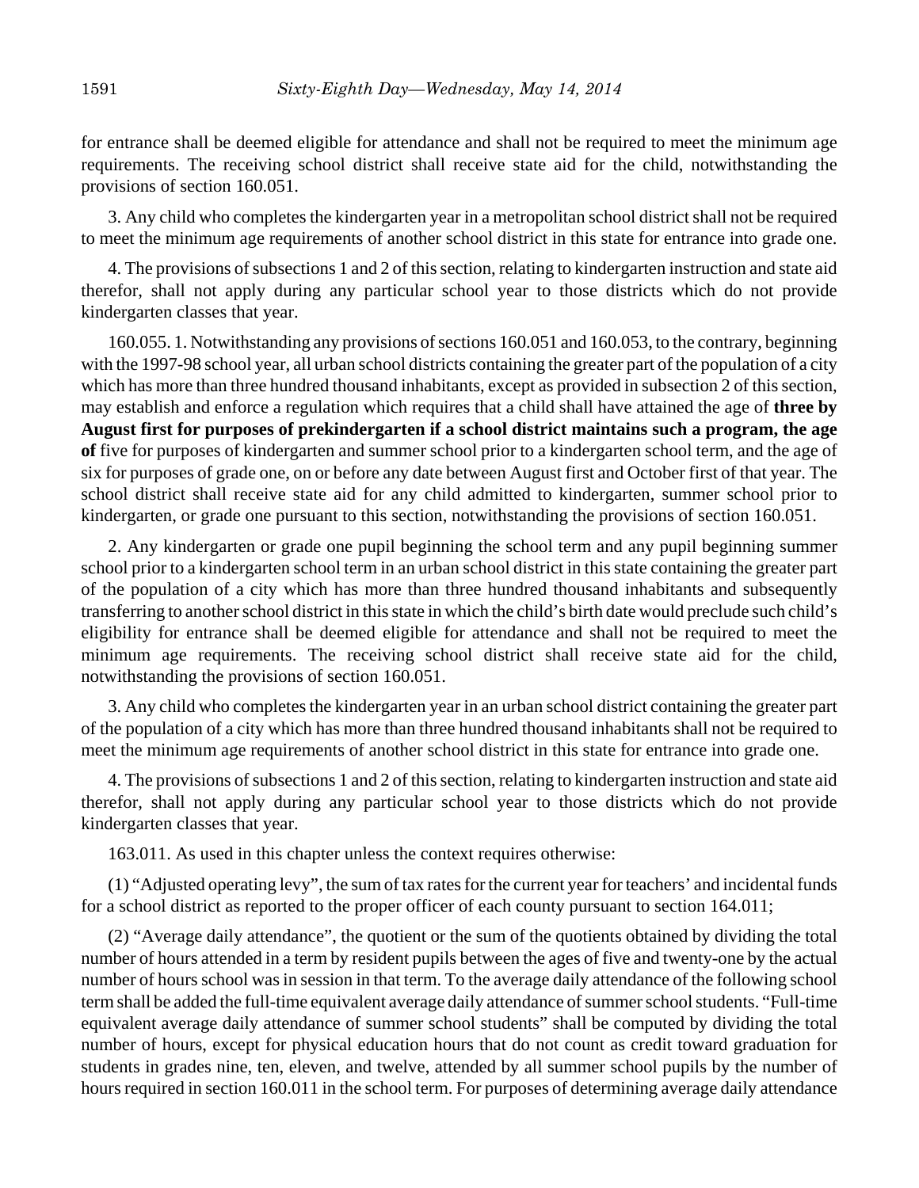for entrance shall be deemed eligible for attendance and shall not be required to meet the minimum age requirements. The receiving school district shall receive state aid for the child, notwithstanding the provisions of section 160.051.

3. Any child who completes the kindergarten year in a metropolitan school district shall not be required to meet the minimum age requirements of another school district in this state for entrance into grade one.

4. The provisions of subsections 1 and 2 of this section, relating to kindergarten instruction and state aid therefor, shall not apply during any particular school year to those districts which do not provide kindergarten classes that year.

160.055. 1. Notwithstanding any provisions of sections 160.051 and 160.053, to the contrary, beginning with the 1997-98 school year, all urban school districts containing the greater part of the population of a city which has more than three hundred thousand inhabitants, except as provided in subsection 2 of this section, may establish and enforce a regulation which requires that a child shall have attained the age of **three by August first for purposes of prekindergarten if a school district maintains such a program, the age of** five for purposes of kindergarten and summer school prior to a kindergarten school term, and the age of six for purposes of grade one, on or before any date between August first and October first of that year. The school district shall receive state aid for any child admitted to kindergarten, summer school prior to kindergarten, or grade one pursuant to this section, notwithstanding the provisions of section 160.051.

2. Any kindergarten or grade one pupil beginning the school term and any pupil beginning summer school prior to a kindergarten school term in an urban school district in this state containing the greater part of the population of a city which has more than three hundred thousand inhabitants and subsequently transferring to another school district in this state in which the child's birth date would preclude such child's eligibility for entrance shall be deemed eligible for attendance and shall not be required to meet the minimum age requirements. The receiving school district shall receive state aid for the child, notwithstanding the provisions of section 160.051.

3. Any child who completes the kindergarten year in an urban school district containing the greater part of the population of a city which has more than three hundred thousand inhabitants shall not be required to meet the minimum age requirements of another school district in this state for entrance into grade one.

4. The provisions of subsections 1 and 2 of this section, relating to kindergarten instruction and state aid therefor, shall not apply during any particular school year to those districts which do not provide kindergarten classes that year.

163.011. As used in this chapter unless the context requires otherwise:

(1) "Adjusted operating levy", the sum of tax rates for the current year for teachers' and incidental funds for a school district as reported to the proper officer of each county pursuant to section 164.011;

(2) "Average daily attendance", the quotient or the sum of the quotients obtained by dividing the total number of hours attended in a term by resident pupils between the ages of five and twenty-one by the actual number of hours school was in session in that term. To the average daily attendance of the following school term shall be added the full-time equivalent average daily attendance of summer school students. "Full-time equivalent average daily attendance of summer school students" shall be computed by dividing the total number of hours, except for physical education hours that do not count as credit toward graduation for students in grades nine, ten, eleven, and twelve, attended by all summer school pupils by the number of hours required in section 160.011 in the school term. For purposes of determining average daily attendance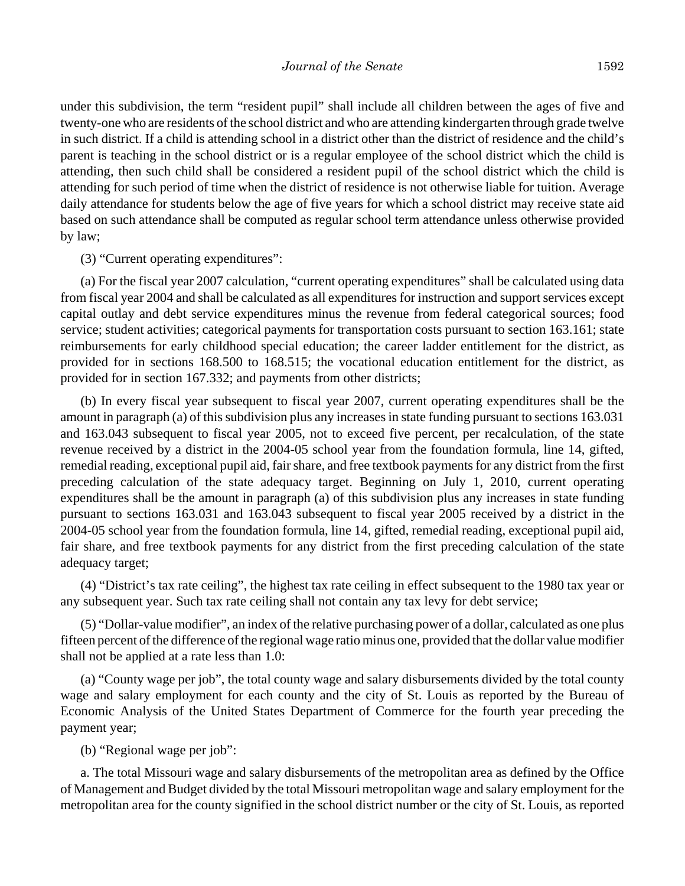under this subdivision, the term “resident pupil” shall include all children between the ages of five and twenty-one who are residents of the school district and who are attending kindergarten through grade twelve in such district. If a child is attending school in a district other than the district of residence and the child’s parent is teaching in the school district or is a regular employee of the school district which the child is attending, then such child shall be considered a resident pupil of the school district which the child is attending for such period of time when the district of residence is not otherwise liable for tuition. Average daily attendance for students below the age of five years for which a school district may receive state aid based on such attendance shall be computed as regular school term attendance unless otherwise provided by law;

(3) “Current operating expenditures”:

(a) For the fiscal year 2007 calculation, “current operating expenditures” shall be calculated using data from fiscal year 2004 and shall be calculated as all expenditures for instruction and support services except capital outlay and debt service expenditures minus the revenue from federal categorical sources; food service; student activities; categorical payments for transportation costs pursuant to section 163.161; state reimbursements for early childhood special education; the career ladder entitlement for the district, as provided for in sections 168.500 to 168.515; the vocational education entitlement for the district, as provided for in section 167.332; and payments from other districts;

(b) In every fiscal year subsequent to fiscal year 2007, current operating expenditures shall be the amount in paragraph (a) of this subdivision plus any increases in state funding pursuant to sections 163.031 and 163.043 subsequent to fiscal year 2005, not to exceed five percent, per recalculation, of the state revenue received by a district in the 2004-05 school year from the foundation formula, line 14, gifted, remedial reading, exceptional pupil aid, fair share, and free textbook payments for any district from the first preceding calculation of the state adequacy target. Beginning on July 1, 2010, current operating expenditures shall be the amount in paragraph (a) of this subdivision plus any increases in state funding pursuant to sections 163.031 and 163.043 subsequent to fiscal year 2005 received by a district in the 2004-05 school year from the foundation formula, line 14, gifted, remedial reading, exceptional pupil aid, fair share, and free textbook payments for any district from the first preceding calculation of the state adequacy target;

(4) “District’s tax rate ceiling”, the highest tax rate ceiling in effect subsequent to the 1980 tax year or any subsequent year. Such tax rate ceiling shall not contain any tax levy for debt service;

(5) “Dollar-value modifier”, an index of the relative purchasing power of a dollar, calculated as one plus fifteen percent of the difference of the regional wage ratio minus one, provided that the dollar value modifier shall not be applied at a rate less than 1.0:

(a) “County wage per job”, the total county wage and salary disbursements divided by the total county wage and salary employment for each county and the city of St. Louis as reported by the Bureau of Economic Analysis of the United States Department of Commerce for the fourth year preceding the payment year;

(b) “Regional wage per job”:

a. The total Missouri wage and salary disbursements of the metropolitan area as defined by the Office of Management and Budget divided by the total Missouri metropolitan wage and salary employment for the metropolitan area for the county signified in the school district number or the city of St. Louis, as reported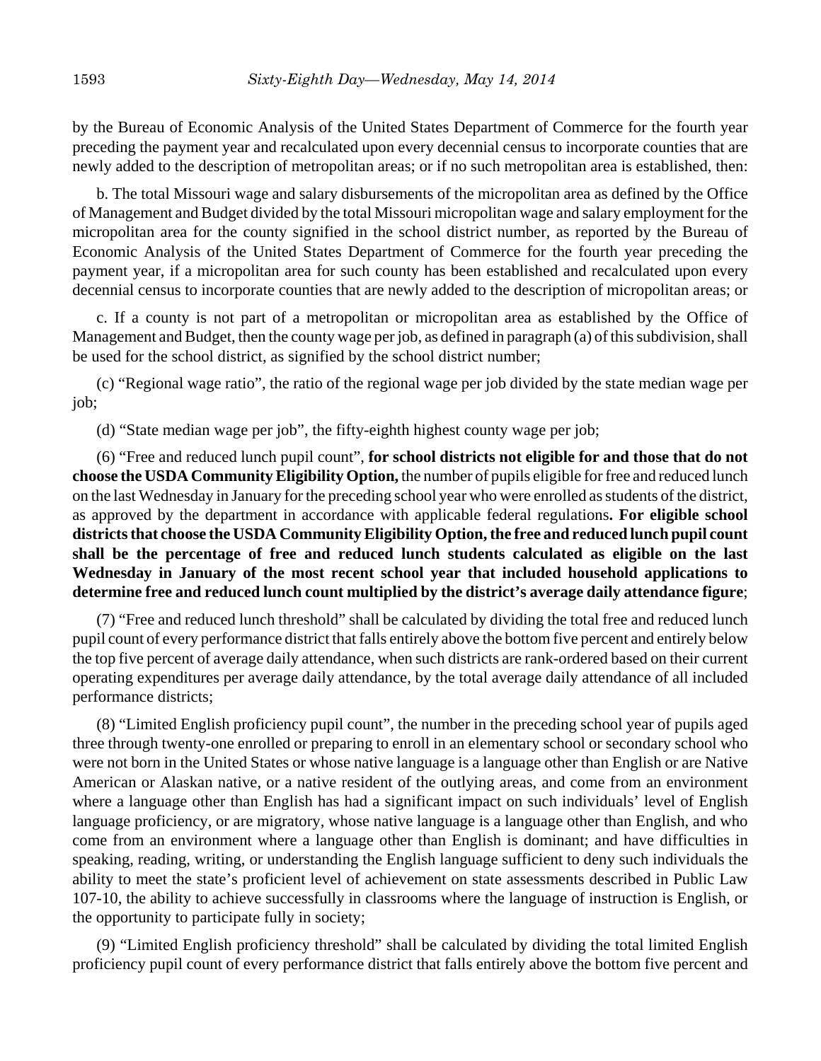by the Bureau of Economic Analysis of the United States Department of Commerce for the fourth year preceding the payment year and recalculated upon every decennial census to incorporate counties that are newly added to the description of metropolitan areas; or if no such metropolitan area is established, then:

b. The total Missouri wage and salary disbursements of the micropolitan area as defined by the Office of Management and Budget divided by the total Missouri micropolitan wage and salary employment for the micropolitan area for the county signified in the school district number, as reported by the Bureau of Economic Analysis of the United States Department of Commerce for the fourth year preceding the payment year, if a micropolitan area for such county has been established and recalculated upon every decennial census to incorporate counties that are newly added to the description of micropolitan areas; or

c. If a county is not part of a metropolitan or micropolitan area as established by the Office of Management and Budget, then the county wage per job, as defined in paragraph (a) of this subdivision, shall be used for the school district, as signified by the school district number;

(c) "Regional wage ratio", the ratio of the regional wage per job divided by the state median wage per job;

(d) "State median wage per job", the fifty-eighth highest county wage per job;

(6) "Free and reduced lunch pupil count", **for school districts not eligible for and those that do not choose the USDA Community Eligibility Option,** the number of pupils eligible for free and reduced lunch on the last Wednesday in January for the preceding school year who were enrolled as students of the district, as approved by the department in accordance with applicable federal regulations**. For eligible school districts that choose the USDA Community Eligibility Option, the free and reduced lunch pupil count shall be the percentage of free and reduced lunch students calculated as eligible on the last Wednesday in January of the most recent school year that included household applications to determine free and reduced lunch count multiplied by the district's average daily attendance figure**;

(7) "Free and reduced lunch threshold" shall be calculated by dividing the total free and reduced lunch pupil count of every performance district that falls entirely above the bottom five percent and entirely below the top five percent of average daily attendance, when such districts are rank-ordered based on their current operating expenditures per average daily attendance, by the total average daily attendance of all included performance districts;

(8) "Limited English proficiency pupil count", the number in the preceding school year of pupils aged three through twenty-one enrolled or preparing to enroll in an elementary school or secondary school who were not born in the United States or whose native language is a language other than English or are Native American or Alaskan native, or a native resident of the outlying areas, and come from an environment where a language other than English has had a significant impact on such individuals' level of English language proficiency, or are migratory, whose native language is a language other than English, and who come from an environment where a language other than English is dominant; and have difficulties in speaking, reading, writing, or understanding the English language sufficient to deny such individuals the ability to meet the state's proficient level of achievement on state assessments described in Public Law 107-10, the ability to achieve successfully in classrooms where the language of instruction is English, or the opportunity to participate fully in society;

(9) "Limited English proficiency threshold" shall be calculated by dividing the total limited English proficiency pupil count of every performance district that falls entirely above the bottom five percent and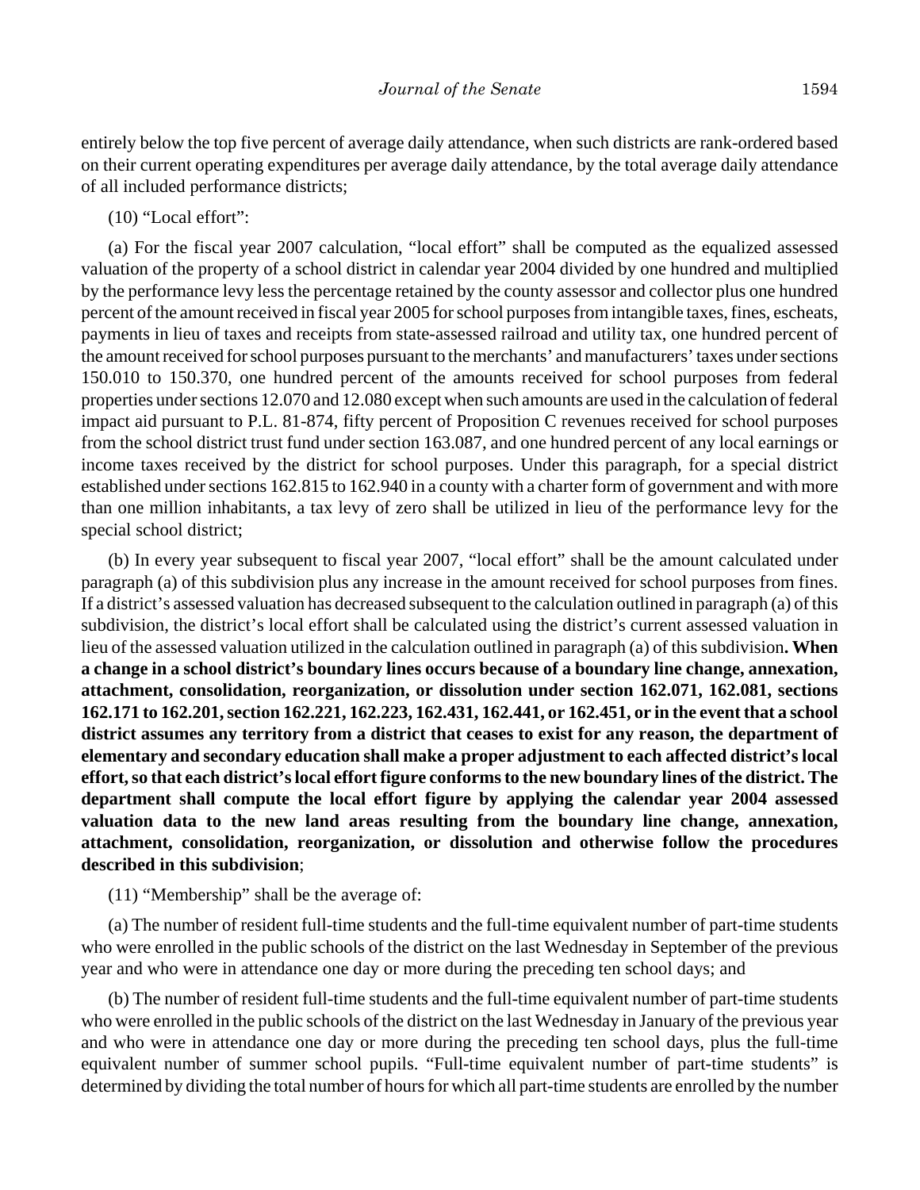entirely below the top five percent of average daily attendance, when such districts are rank-ordered based on their current operating expenditures per average daily attendance, by the total average daily attendance of all included performance districts;

(10) "Local effort":

(a) For the fiscal year 2007 calculation, "local effort" shall be computed as the equalized assessed valuation of the property of a school district in calendar year 2004 divided by one hundred and multiplied by the performance levy less the percentage retained by the county assessor and collector plus one hundred percent of the amount received in fiscal year 2005 for school purposes from intangible taxes, fines, escheats, payments in lieu of taxes and receipts from state-assessed railroad and utility tax, one hundred percent of the amount received for school purposes pursuant to the merchants' and manufacturers' taxes under sections 150.010 to 150.370, one hundred percent of the amounts received for school purposes from federal properties under sections 12.070 and 12.080 except when such amounts are used in the calculation of federal impact aid pursuant to P.L. 81-874, fifty percent of Proposition C revenues received for school purposes from the school district trust fund under section 163.087, and one hundred percent of any local earnings or income taxes received by the district for school purposes. Under this paragraph, for a special district established under sections 162.815 to 162.940 in a county with a charter form of government and with more than one million inhabitants, a tax levy of zero shall be utilized in lieu of the performance levy for the special school district;

(b) In every year subsequent to fiscal year 2007, "local effort" shall be the amount calculated under paragraph (a) of this subdivision plus any increase in the amount received for school purposes from fines. If a district's assessed valuation has decreased subsequent to the calculation outlined in paragraph (a) of this subdivision, the district's local effort shall be calculated using the district's current assessed valuation in lieu of the assessed valuation utilized in the calculation outlined in paragraph (a) of this subdivision**. When a change in a school district's boundary lines occurs because of a boundary line change, annexation, attachment, consolidation, reorganization, or dissolution under section 162.071, 162.081, sections 162.171 to 162.201, section 162.221, 162.223, 162.431, 162.441, or 162.451, or in the event that a school district assumes any territory from a district that ceases to exist for any reason, the department of elementary and secondary education shall make a proper adjustment to each affected district's local effort, so that each district's local effort figure conforms to the new boundary lines of the district. The department shall compute the local effort figure by applying the calendar year 2004 assessed valuation data to the new land areas resulting from the boundary line change, annexation, attachment, consolidation, reorganization, or dissolution and otherwise follow the procedures described in this subdivision**;

(11) "Membership" shall be the average of:

(a) The number of resident full-time students and the full-time equivalent number of part-time students who were enrolled in the public schools of the district on the last Wednesday in September of the previous year and who were in attendance one day or more during the preceding ten school days; and

(b) The number of resident full-time students and the full-time equivalent number of part-time students who were enrolled in the public schools of the district on the last Wednesday in January of the previous year and who were in attendance one day or more during the preceding ten school days, plus the full-time equivalent number of summer school pupils. "Full-time equivalent number of part-time students" is determined by dividing the total number of hours for which all part-time students are enrolled by the number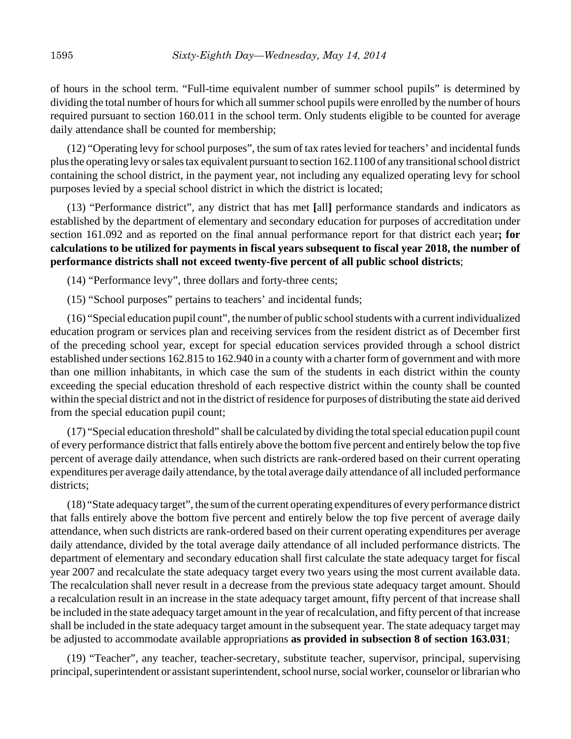of hours in the school term. "Full-time equivalent number of summer school pupils" is determined by dividing the total number of hours for which all summer school pupils were enrolled by the number of hours required pursuant to section 160.011 in the school term. Only students eligible to be counted for average daily attendance shall be counted for membership;

(12) "Operating levy for school purposes", the sum of tax rates levied for teachers' and incidental funds plus the operating levy or sales tax equivalent pursuant to section 162.1100 of any transitional school district containing the school district, in the payment year, not including any equalized operating levy for school purposes levied by a special school district in which the district is located;

(13) "Performance district", any district that has met **[**all**]** performance standards and indicators as established by the department of elementary and secondary education for purposes of accreditation under section 161.092 and as reported on the final annual performance report for that district each year**; for calculations to be utilized for payments in fiscal years subsequent to fiscal year 2018, the number of performance districts shall not exceed twenty-five percent of all public school districts**;

(14) "Performance levy", three dollars and forty-three cents;

(15) "School purposes" pertains to teachers' and incidental funds;

(16) "Special education pupil count", the number of public school students with a current individualized education program or services plan and receiving services from the resident district as of December first of the preceding school year, except for special education services provided through a school district established under sections 162.815 to 162.940 in a county with a charter form of government and with more than one million inhabitants, in which case the sum of the students in each district within the county exceeding the special education threshold of each respective district within the county shall be counted within the special district and not in the district of residence for purposes of distributing the state aid derived from the special education pupil count;

(17) "Special education threshold" shall be calculated by dividing the total special education pupil count of every performance district that falls entirely above the bottom five percent and entirely below the top five percent of average daily attendance, when such districts are rank-ordered based on their current operating expenditures per average daily attendance, by the total average daily attendance of all included performance districts;

(18) "State adequacy target", the sum of the current operating expenditures of every performance district that falls entirely above the bottom five percent and entirely below the top five percent of average daily attendance, when such districts are rank-ordered based on their current operating expenditures per average daily attendance, divided by the total average daily attendance of all included performance districts. The department of elementary and secondary education shall first calculate the state adequacy target for fiscal year 2007 and recalculate the state adequacy target every two years using the most current available data. The recalculation shall never result in a decrease from the previous state adequacy target amount. Should a recalculation result in an increase in the state adequacy target amount, fifty percent of that increase shall be included in the state adequacy target amount in the year of recalculation, and fifty percent of that increase shall be included in the state adequacy target amount in the subsequent year. The state adequacy target may be adjusted to accommodate available appropriations **as provided in subsection 8 of section 163.031**;

(19) "Teacher", any teacher, teacher-secretary, substitute teacher, supervisor, principal, supervising principal, superintendent or assistant superintendent, school nurse, social worker, counselor or librarian who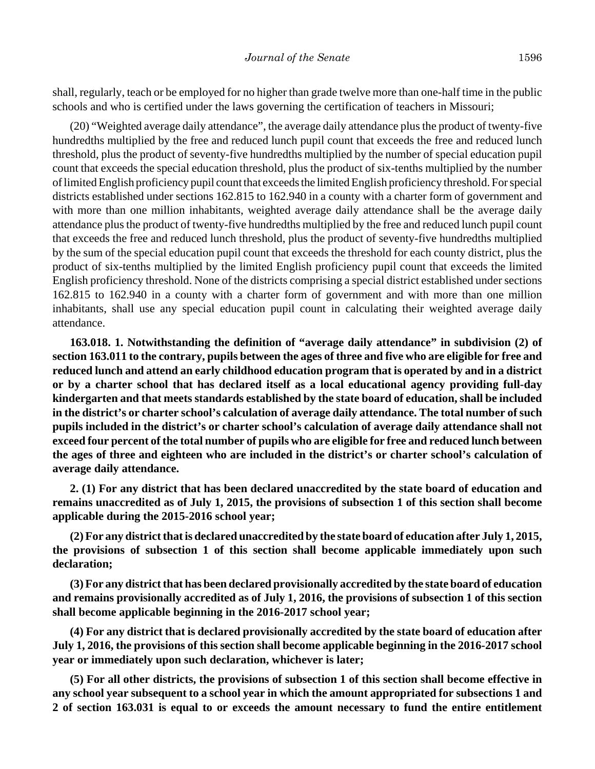shall, regularly, teach or be employed for no higher than grade twelve more than one-half time in the public schools and who is certified under the laws governing the certification of teachers in Missouri;

(20) "Weighted average daily attendance", the average daily attendance plus the product of twenty-five hundredths multiplied by the free and reduced lunch pupil count that exceeds the free and reduced lunch threshold, plus the product of seventy-five hundredths multiplied by the number of special education pupil count that exceeds the special education threshold, plus the product of six-tenths multiplied by the number of limited English proficiency pupil count that exceeds the limited English proficiency threshold. For special districts established under sections 162.815 to 162.940 in a county with a charter form of government and with more than one million inhabitants, weighted average daily attendance shall be the average daily attendance plus the product of twenty-five hundredths multiplied by the free and reduced lunch pupil count that exceeds the free and reduced lunch threshold, plus the product of seventy-five hundredths multiplied by the sum of the special education pupil count that exceeds the threshold for each county district, plus the product of six-tenths multiplied by the limited English proficiency pupil count that exceeds the limited English proficiency threshold. None of the districts comprising a special district established under sections 162.815 to 162.940 in a county with a charter form of government and with more than one million inhabitants, shall use any special education pupil count in calculating their weighted average daily attendance.

**163.018. 1. Notwithstanding the definition of "average daily attendance" in subdivision (2) of section 163.011 to the contrary, pupils between the ages of three and five who are eligible for free and reduced lunch and attend an early childhood education program that is operated by and in a district or by a charter school that has declared itself as a local educational agency providing full-day kindergarten and that meets standards established by the state board of education, shall be included in the district's or charter school's calculation of average daily attendance. The total number of such pupils included in the district's or charter school's calculation of average daily attendance shall not exceed four percent of the total number of pupils who are eligible for free and reduced lunch between the ages of three and eighteen who are included in the district's or charter school's calculation of average daily attendance.**

**2. (1) For any district that has been declared unaccredited by the state board of education and remains unaccredited as of July 1, 2015, the provisions of subsection 1 of this section shall become applicable during the 2015-2016 school year;**

**(2) For any district that is declared unaccredited by the state board of education after July 1, 2015, the provisions of subsection 1 of this section shall become applicable immediately upon such declaration;**

**(3) For any district that has been declared provisionally accredited by the state board of education and remains provisionally accredited as of July 1, 2016, the provisions of subsection 1 of this section shall become applicable beginning in the 2016-2017 school year;**

**(4) For any district that is declared provisionally accredited by the state board of education after July 1, 2016, the provisions of this section shall become applicable beginning in the 2016-2017 school year or immediately upon such declaration, whichever is later;**

**(5) For all other districts, the provisions of subsection 1 of this section shall become effective in any school year subsequent to a school year in which the amount appropriated for subsections 1 and 2 of section 163.031 is equal to or exceeds the amount necessary to fund the entire entitlement**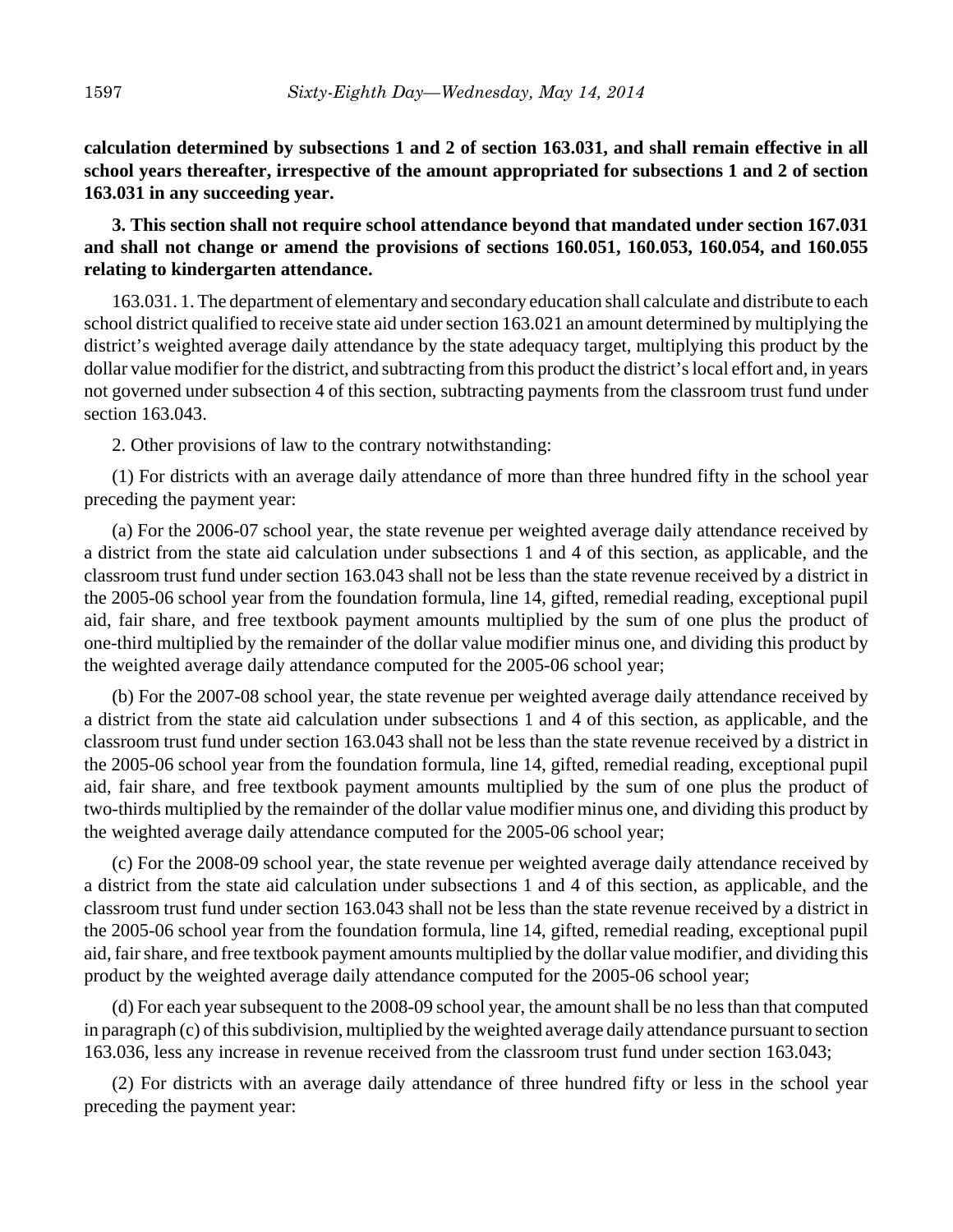**calculation determined by subsections 1 and 2 of section 163.031, and shall remain effective in all school years thereafter, irrespective of the amount appropriated for subsections 1 and 2 of section 163.031 in any succeeding year.**

**3. This section shall not require school attendance beyond that mandated under section 167.031 and shall not change or amend the provisions of sections 160.051, 160.053, 160.054, and 160.055 relating to kindergarten attendance.**

163.031. 1. The department of elementary and secondary education shall calculate and distribute to each school district qualified to receive state aid under section 163.021 an amount determined by multiplying the district's weighted average daily attendance by the state adequacy target, multiplying this product by the dollar value modifier for the district, and subtracting from this product the district's local effort and, in years not governed under subsection 4 of this section, subtracting payments from the classroom trust fund under section 163.043.

2. Other provisions of law to the contrary notwithstanding:

(1) For districts with an average daily attendance of more than three hundred fifty in the school year preceding the payment year:

(a) For the 2006-07 school year, the state revenue per weighted average daily attendance received by a district from the state aid calculation under subsections 1 and 4 of this section, as applicable, and the classroom trust fund under section 163.043 shall not be less than the state revenue received by a district in the 2005-06 school year from the foundation formula, line 14, gifted, remedial reading, exceptional pupil aid, fair share, and free textbook payment amounts multiplied by the sum of one plus the product of one-third multiplied by the remainder of the dollar value modifier minus one, and dividing this product by the weighted average daily attendance computed for the 2005-06 school year;

(b) For the 2007-08 school year, the state revenue per weighted average daily attendance received by a district from the state aid calculation under subsections 1 and 4 of this section, as applicable, and the classroom trust fund under section 163.043 shall not be less than the state revenue received by a district in the 2005-06 school year from the foundation formula, line 14, gifted, remedial reading, exceptional pupil aid, fair share, and free textbook payment amounts multiplied by the sum of one plus the product of two-thirds multiplied by the remainder of the dollar value modifier minus one, and dividing this product by the weighted average daily attendance computed for the 2005-06 school year;

(c) For the 2008-09 school year, the state revenue per weighted average daily attendance received by a district from the state aid calculation under subsections 1 and 4 of this section, as applicable, and the classroom trust fund under section 163.043 shall not be less than the state revenue received by a district in the 2005-06 school year from the foundation formula, line 14, gifted, remedial reading, exceptional pupil aid, fair share, and free textbook payment amounts multiplied by the dollar value modifier, and dividing this product by the weighted average daily attendance computed for the 2005-06 school year;

(d) For each year subsequent to the 2008-09 school year, the amount shall be no less than that computed in paragraph (c) of this subdivision, multiplied by the weighted average daily attendance pursuant to section 163.036, less any increase in revenue received from the classroom trust fund under section 163.043;

(2) For districts with an average daily attendance of three hundred fifty or less in the school year preceding the payment year: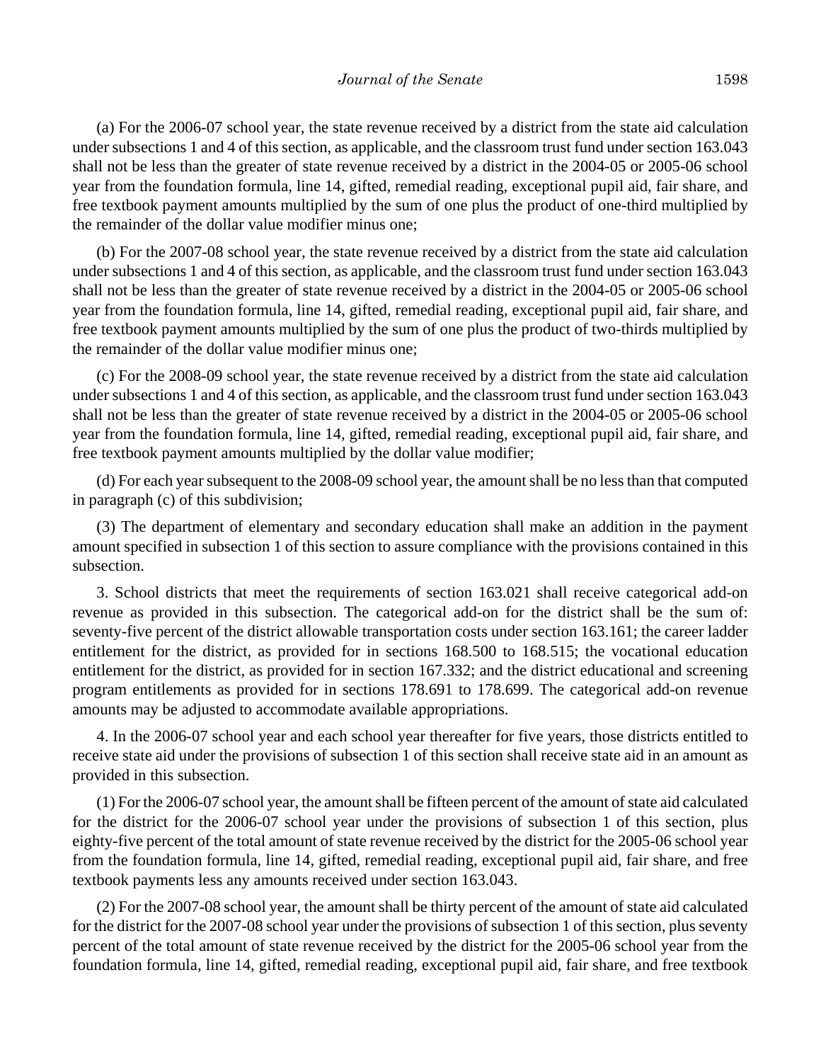(a) For the 2006-07 school year, the state revenue received by a district from the state aid calculation under subsections 1 and 4 of this section, as applicable, and the classroom trust fund under section 163.043 shall not be less than the greater of state revenue received by a district in the 2004-05 or 2005-06 school year from the foundation formula, line 14, gifted, remedial reading, exceptional pupil aid, fair share, and free textbook payment amounts multiplied by the sum of one plus the product of one-third multiplied by the remainder of the dollar value modifier minus one;

(b) For the 2007-08 school year, the state revenue received by a district from the state aid calculation under subsections 1 and 4 of this section, as applicable, and the classroom trust fund under section 163.043 shall not be less than the greater of state revenue received by a district in the 2004-05 or 2005-06 school year from the foundation formula, line 14, gifted, remedial reading, exceptional pupil aid, fair share, and free textbook payment amounts multiplied by the sum of one plus the product of two-thirds multiplied by the remainder of the dollar value modifier minus one;

(c) For the 2008-09 school year, the state revenue received by a district from the state aid calculation under subsections 1 and 4 of this section, as applicable, and the classroom trust fund under section 163.043 shall not be less than the greater of state revenue received by a district in the 2004-05 or 2005-06 school year from the foundation formula, line 14, gifted, remedial reading, exceptional pupil aid, fair share, and free textbook payment amounts multiplied by the dollar value modifier;

(d) For each year subsequent to the 2008-09 school year, the amount shall be no less than that computed in paragraph (c) of this subdivision;

(3) The department of elementary and secondary education shall make an addition in the payment amount specified in subsection 1 of this section to assure compliance with the provisions contained in this subsection.

3. School districts that meet the requirements of section 163.021 shall receive categorical add-on revenue as provided in this subsection. The categorical add-on for the district shall be the sum of: seventy-five percent of the district allowable transportation costs under section 163.161; the career ladder entitlement for the district, as provided for in sections 168.500 to 168.515; the vocational education entitlement for the district, as provided for in section 167.332; and the district educational and screening program entitlements as provided for in sections 178.691 to 178.699. The categorical add-on revenue amounts may be adjusted to accommodate available appropriations.

4. In the 2006-07 school year and each school year thereafter for five years, those districts entitled to receive state aid under the provisions of subsection 1 of this section shall receive state aid in an amount as provided in this subsection.

(1) For the 2006-07 school year, the amount shall be fifteen percent of the amount of state aid calculated for the district for the 2006-07 school year under the provisions of subsection 1 of this section, plus eighty-five percent of the total amount of state revenue received by the district for the 2005-06 school year from the foundation formula, line 14, gifted, remedial reading, exceptional pupil aid, fair share, and free textbook payments less any amounts received under section 163.043.

(2) For the 2007-08 school year, the amount shall be thirty percent of the amount of state aid calculated for the district for the 2007-08 school year under the provisions of subsection 1 of this section, plus seventy percent of the total amount of state revenue received by the district for the 2005-06 school year from the foundation formula, line 14, gifted, remedial reading, exceptional pupil aid, fair share, and free textbook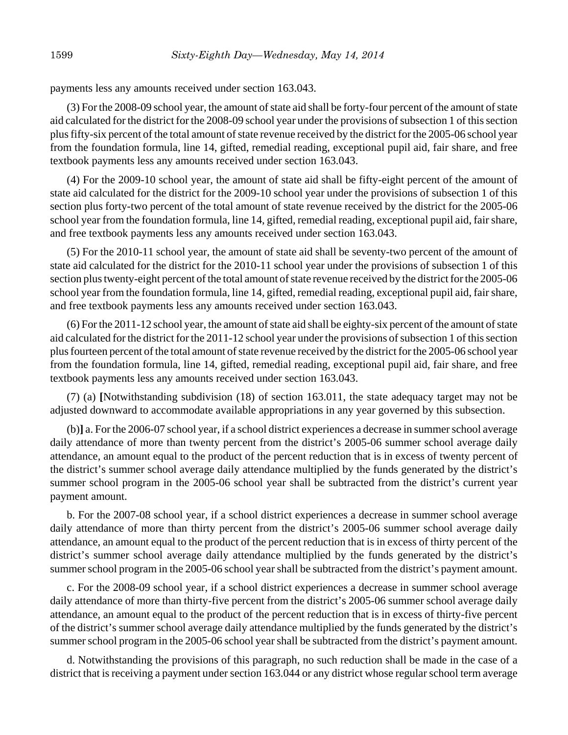payments less any amounts received under section 163.043.

(3) For the 2008-09 school year, the amount of state aid shall be forty-four percent of the amount of state aid calculated for the district for the 2008-09 school year under the provisions of subsection 1 of this section plus fifty-six percent of the total amount of state revenue received by the district for the 2005-06 school year from the foundation formula, line 14, gifted, remedial reading, exceptional pupil aid, fair share, and free textbook payments less any amounts received under section 163.043.

(4) For the 2009-10 school year, the amount of state aid shall be fifty-eight percent of the amount of state aid calculated for the district for the 2009-10 school year under the provisions of subsection 1 of this section plus forty-two percent of the total amount of state revenue received by the district for the 2005-06 school year from the foundation formula, line 14, gifted, remedial reading, exceptional pupil aid, fair share, and free textbook payments less any amounts received under section 163.043.

(5) For the 2010-11 school year, the amount of state aid shall be seventy-two percent of the amount of state aid calculated for the district for the 2010-11 school year under the provisions of subsection 1 of this section plus twenty-eight percent of the total amount of state revenue received by the district for the 2005-06 school year from the foundation formula, line 14, gifted, remedial reading, exceptional pupil aid, fair share, and free textbook payments less any amounts received under section 163.043.

(6) For the 2011-12 school year, the amount of state aid shall be eighty-six percent of the amount of state aid calculated for the district for the 2011-12 school year under the provisions of subsection 1 of this section plus fourteen percent of the total amount of state revenue received by the district for the 2005-06 school year from the foundation formula, line 14, gifted, remedial reading, exceptional pupil aid, fair share, and free textbook payments less any amounts received under section 163.043.

(7) (a) **[**Notwithstanding subdivision (18) of section 163.011, the state adequacy target may not be adjusted downward to accommodate available appropriations in any year governed by this subsection.

(b)**]** a. For the 2006-07 school year, if a school district experiences a decrease in summer school average daily attendance of more than twenty percent from the district's 2005-06 summer school average daily attendance, an amount equal to the product of the percent reduction that is in excess of twenty percent of the district's summer school average daily attendance multiplied by the funds generated by the district's summer school program in the 2005-06 school year shall be subtracted from the district's current year payment amount.

b. For the 2007-08 school year, if a school district experiences a decrease in summer school average daily attendance of more than thirty percent from the district's 2005-06 summer school average daily attendance, an amount equal to the product of the percent reduction that is in excess of thirty percent of the district's summer school average daily attendance multiplied by the funds generated by the district's summer school program in the 2005-06 school year shall be subtracted from the district's payment amount.

c. For the 2008-09 school year, if a school district experiences a decrease in summer school average daily attendance of more than thirty-five percent from the district's 2005-06 summer school average daily attendance, an amount equal to the product of the percent reduction that is in excess of thirty-five percent of the district's summer school average daily attendance multiplied by the funds generated by the district's summer school program in the 2005-06 school year shall be subtracted from the district's payment amount.

d. Notwithstanding the provisions of this paragraph, no such reduction shall be made in the case of a district that is receiving a payment under section 163.044 or any district whose regular school term average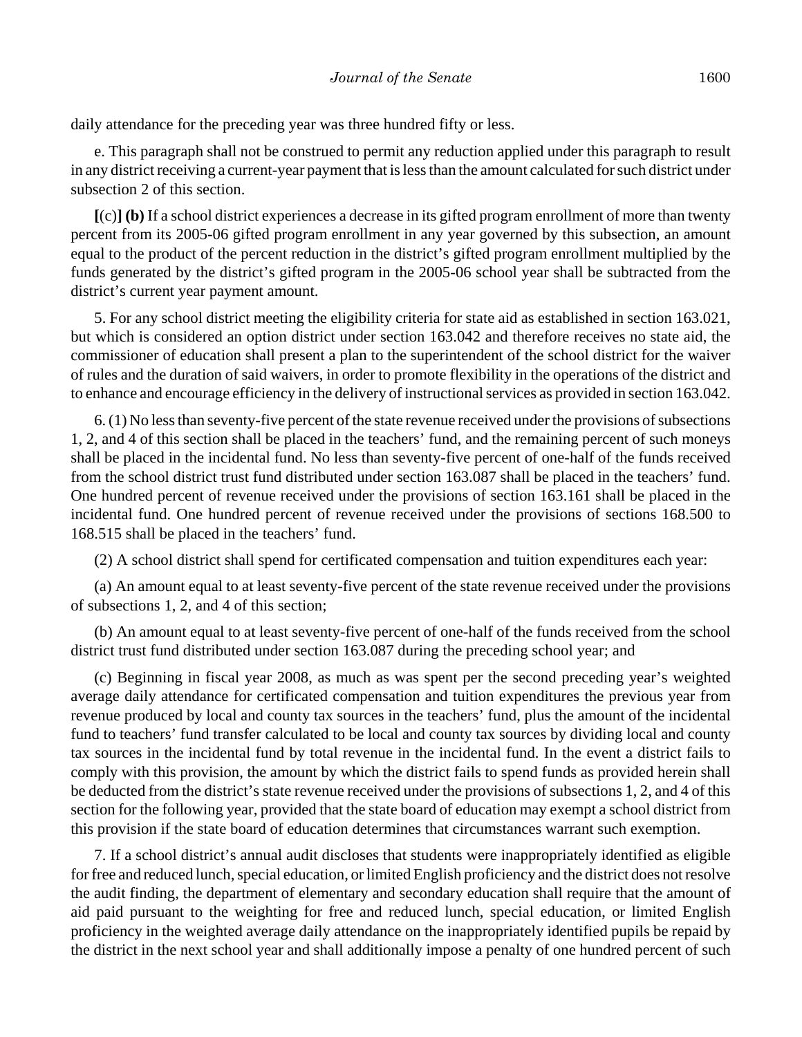daily attendance for the preceding year was three hundred fifty or less.

e. This paragraph shall not be construed to permit any reduction applied under this paragraph to result in any district receiving a current-year payment that is less than the amount calculated for such district under subsection 2 of this section.

**[**(c)**] (b)** If a school district experiences a decrease in its gifted program enrollment of more than twenty percent from its 2005-06 gifted program enrollment in any year governed by this subsection, an amount equal to the product of the percent reduction in the district's gifted program enrollment multiplied by the funds generated by the district's gifted program in the 2005-06 school year shall be subtracted from the district's current year payment amount.

5. For any school district meeting the eligibility criteria for state aid as established in section 163.021, but which is considered an option district under section 163.042 and therefore receives no state aid, the commissioner of education shall present a plan to the superintendent of the school district for the waiver of rules and the duration of said waivers, in order to promote flexibility in the operations of the district and to enhance and encourage efficiency in the delivery of instructional services as provided in section 163.042.

6. (1) No less than seventy-five percent of the state revenue received under the provisions of subsections 1, 2, and 4 of this section shall be placed in the teachers' fund, and the remaining percent of such moneys shall be placed in the incidental fund. No less than seventy-five percent of one-half of the funds received from the school district trust fund distributed under section 163.087 shall be placed in the teachers' fund. One hundred percent of revenue received under the provisions of section 163.161 shall be placed in the incidental fund. One hundred percent of revenue received under the provisions of sections 168.500 to 168.515 shall be placed in the teachers' fund.

(2) A school district shall spend for certificated compensation and tuition expenditures each year:

(a) An amount equal to at least seventy-five percent of the state revenue received under the provisions of subsections 1, 2, and 4 of this section;

(b) An amount equal to at least seventy-five percent of one-half of the funds received from the school district trust fund distributed under section 163.087 during the preceding school year; and

(c) Beginning in fiscal year 2008, as much as was spent per the second preceding year's weighted average daily attendance for certificated compensation and tuition expenditures the previous year from revenue produced by local and county tax sources in the teachers' fund, plus the amount of the incidental fund to teachers' fund transfer calculated to be local and county tax sources by dividing local and county tax sources in the incidental fund by total revenue in the incidental fund. In the event a district fails to comply with this provision, the amount by which the district fails to spend funds as provided herein shall be deducted from the district's state revenue received under the provisions of subsections 1, 2, and 4 of this section for the following year, provided that the state board of education may exempt a school district from this provision if the state board of education determines that circumstances warrant such exemption.

7. If a school district's annual audit discloses that students were inappropriately identified as eligible for free and reduced lunch, special education, or limited English proficiency and the district does not resolve the audit finding, the department of elementary and secondary education shall require that the amount of aid paid pursuant to the weighting for free and reduced lunch, special education, or limited English proficiency in the weighted average daily attendance on the inappropriately identified pupils be repaid by the district in the next school year and shall additionally impose a penalty of one hundred percent of such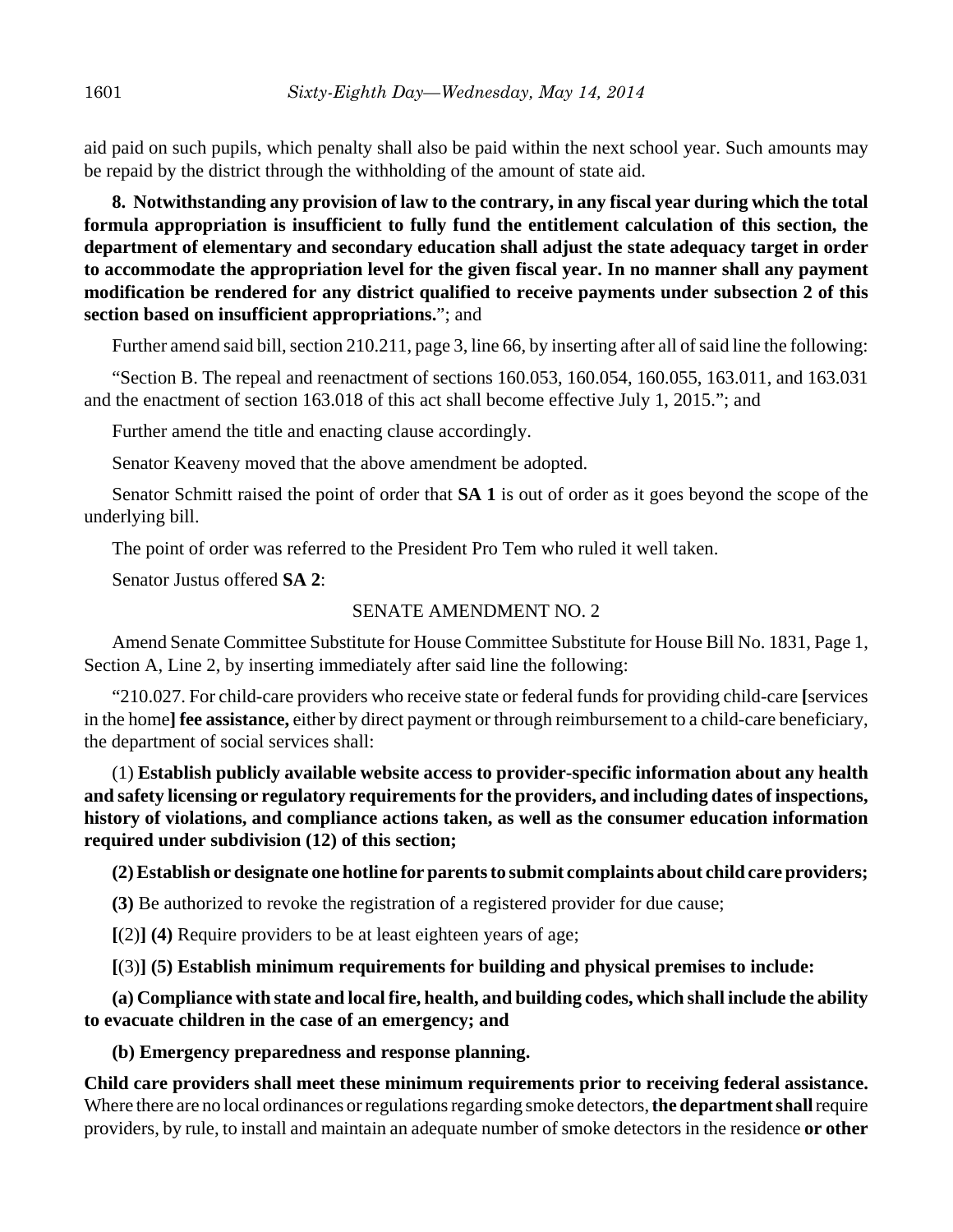aid paid on such pupils, which penalty shall also be paid within the next school year. Such amounts may be repaid by the district through the withholding of the amount of state aid.

**8. Notwithstanding any provision of law to the contrary, in any fiscal year during which the total formula appropriation is insufficient to fully fund the entitlement calculation of this section, the department of elementary and secondary education shall adjust the state adequacy target in order to accommodate the appropriation level for the given fiscal year. In no manner shall any payment modification be rendered for any district qualified to receive payments under subsection 2 of this section based on insufficient appropriations.**"; and

Further amend said bill, section 210.211, page 3, line 66, by inserting after all of said line the following:

"Section B. The repeal and reenactment of sections 160.053, 160.054, 160.055, 163.011, and 163.031 and the enactment of section 163.018 of this act shall become effective July 1, 2015."; and

Further amend the title and enacting clause accordingly.

Senator Keaveny moved that the above amendment be adopted.

Senator Schmitt raised the point of order that **SA 1** is out of order as it goes beyond the scope of the underlying bill.

The point of order was referred to the President Pro Tem who ruled it well taken.

Senator Justus offered **SA 2**:

SENATE AMENDMENT NO. 2

Amend Senate Committee Substitute for House Committee Substitute for House Bill No. 1831, Page 1, Section A, Line 2, by inserting immediately after said line the following:

"210.027. For child-care providers who receive state or federal funds for providing child-care **[**services in the home**] fee assistance,** either by direct payment or through reimbursement to a child-care beneficiary, the department of social services shall:

(1) **Establish publicly available website access to provider-specific information about any health and safety licensing or regulatory requirements for the providers, and including dates of inspections, history of violations, and compliance actions taken, as well as the consumer education information required under subdivision (12) of this section;**

**(2) Establish or designate one hotline for parents to submit complaints about child care providers;**

**(3)** Be authorized to revoke the registration of a registered provider for due cause;

**[**(2)**] (4)** Require providers to be at least eighteen years of age;

**[**(3)**] (5) Establish minimum requirements for building and physical premises to include:**

**(a) Compliance with state and local fire, health, and building codes, which shall include the ability to evacuate children in the case of an emergency; and**

**(b) Emergency preparedness and response planning.**

**Child care providers shall meet these minimum requirements prior to receiving federal assistance.** Where there are no local ordinances or regulations regarding smoke detectors, **the department shall** require providers, by rule, to install and maintain an adequate number of smoke detectors in the residence **or other**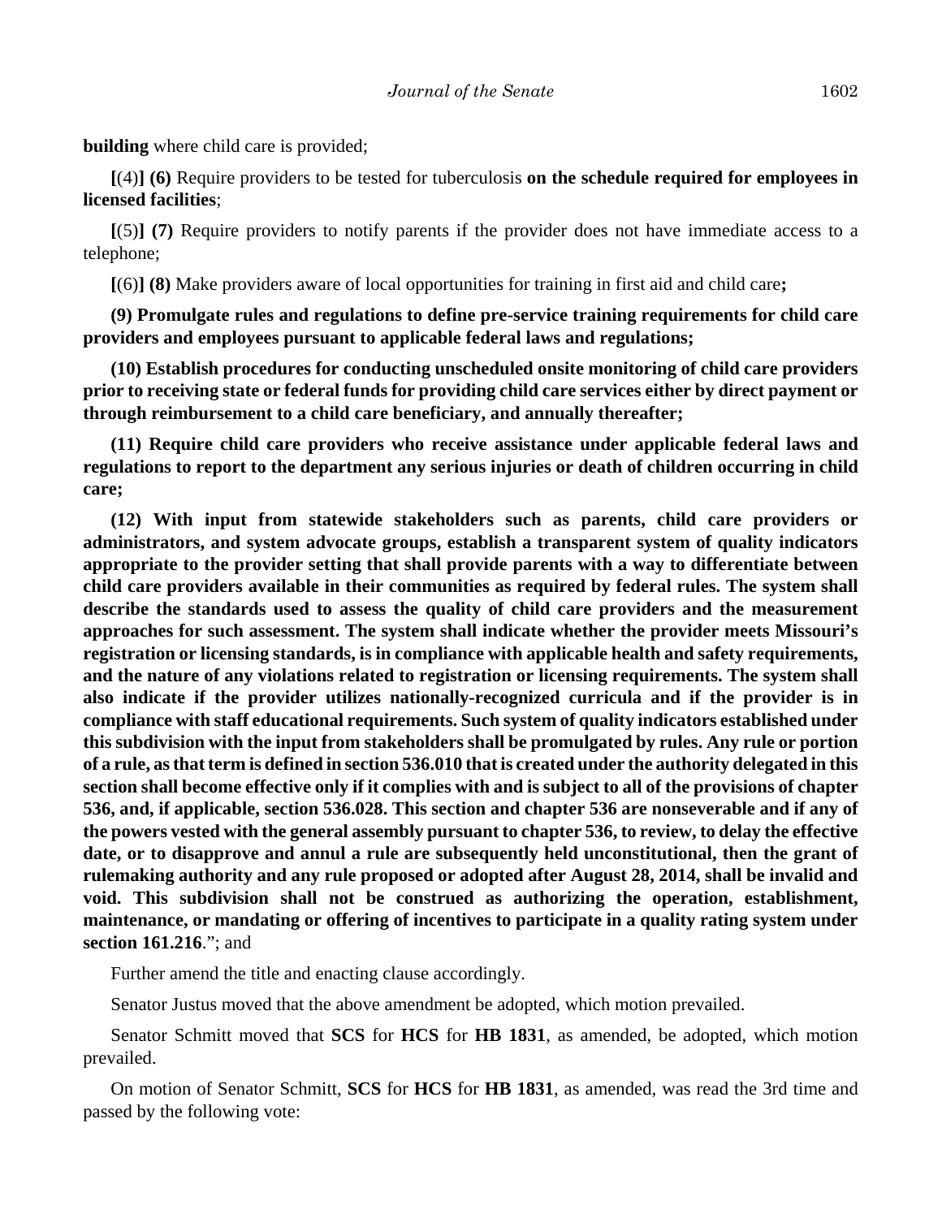**building** where child care is provided;

**[**(4)**] (6)** Require providers to be tested for tuberculosis **on the schedule required for employees in licensed facilities**;

**[**(5)**] (7)** Require providers to notify parents if the provider does not have immediate access to a telephone;

**[**(6)**] (8)** Make providers aware of local opportunities for training in first aid and child care**;**

**(9) Promulgate rules and regulations to define pre-service training requirements for child care providers and employees pursuant to applicable federal laws and regulations;**

**(10) Establish procedures for conducting unscheduled onsite monitoring of child care providers prior to receiving state or federal funds for providing child care services either by direct payment or through reimbursement to a child care beneficiary, and annually thereafter;**

**(11) Require child care providers who receive assistance under applicable federal laws and regulations to report to the department any serious injuries or death of children occurring in child care;**

**(12) With input from statewide stakeholders such as parents, child care providers or administrators, and system advocate groups, establish a transparent system of quality indicators appropriate to the provider setting that shall provide parents with a way to differentiate between child care providers available in their communities as required by federal rules. The system shall describe the standards used to assess the quality of child care providers and the measurement approaches for such assessment. The system shall indicate whether the provider meets Missouri's registration or licensing standards, is in compliance with applicable health and safety requirements, and the nature of any violations related to registration or licensing requirements. The system shall also indicate if the provider utilizes nationally-recognized curricula and if the provider is in compliance with staff educational requirements. Such system of quality indicators established under this subdivision with the input from stakeholders shall be promulgated by rules. Any rule or portion of a rule, as that term is defined in section 536.010 that is created under the authority delegated in this section shall become effective only if it complies with and is subject to all of the provisions of chapter 536, and, if applicable, section 536.028. This section and chapter 536 are nonseverable and if any of the powers vested with the general assembly pursuant to chapter 536, to review, to delay the effective date, or to disapprove and annul a rule are subsequently held unconstitutional, then the grant of rulemaking authority and any rule proposed or adopted after August 28, 2014, shall be invalid and void. This subdivision shall not be construed as authorizing the operation, establishment, maintenance, or mandating or offering of incentives to participate in a quality rating system under section 161.216**."; and

Further amend the title and enacting clause accordingly.

Senator Justus moved that the above amendment be adopted, which motion prevailed.

Senator Schmitt moved that **SCS** for **HCS** for **HB 1831**, as amended, be adopted, which motion prevailed.

On motion of Senator Schmitt, **SCS** for **HCS** for **HB 1831**, as amended, was read the 3rd time and passed by the following vote: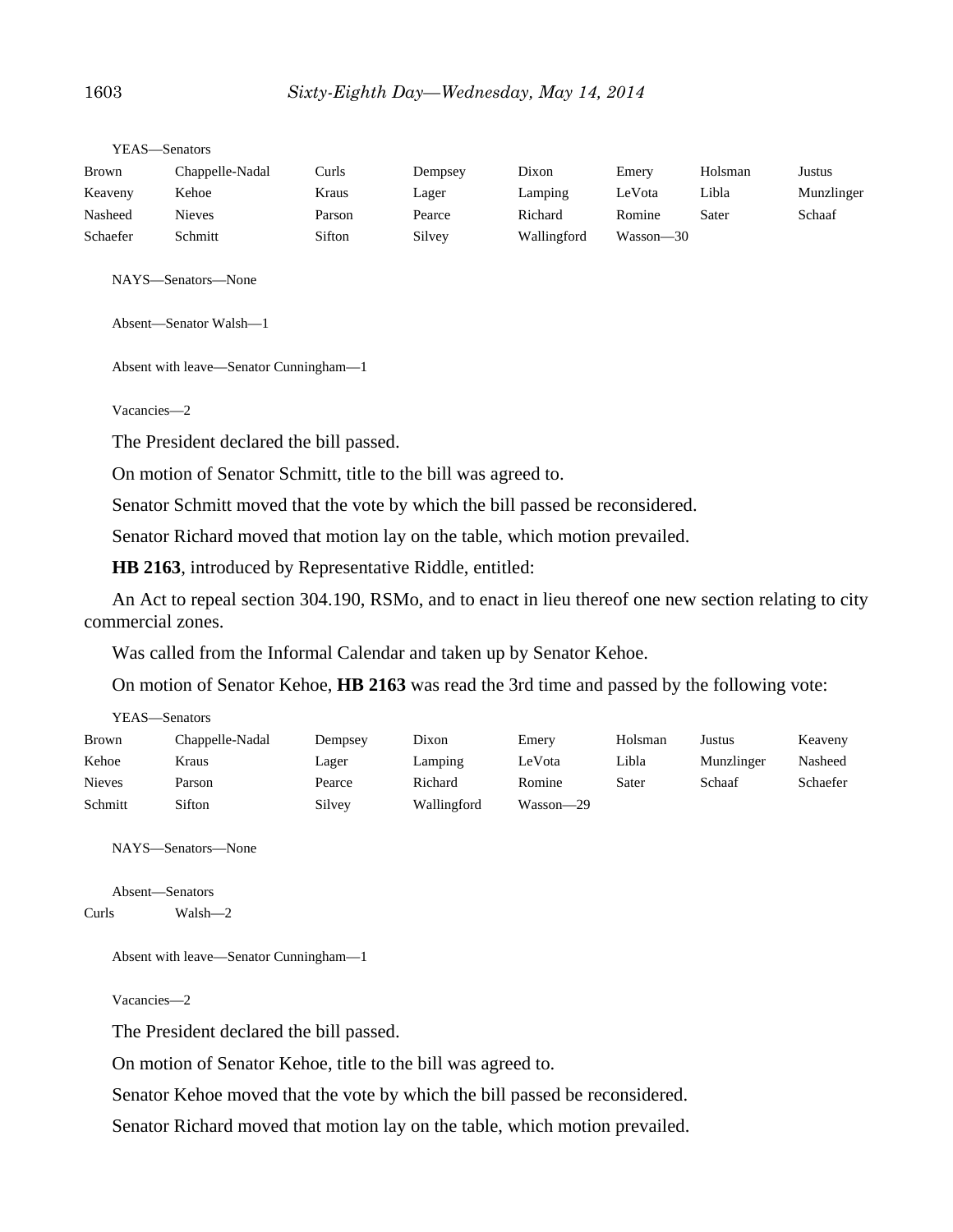YEAS—Senators

| | | | | | | | |
|---|---|---|---|---|---|---|---|
| Brown | Chappelle-Nadal | Curls | Dempsey | Dixon | Emery | Holsman | Justus |
| Keaveny | Kehoe | Kraus | Lager | Lamping | LeVota | Libla | Munzlinger |
| Nasheed | Nieves | Parson | Pearce | Richard | Romine | Sater | Schaaf |
| Schaefer | Schmitt | Sifton | Silvey | Wallingford | Wasson—30 | | |

NAYS—Senators—None

Absent—Senator Walsh—1

Absent with leave—Senator Cunningham—1

Vacancies—2

The President declared the bill passed.

On motion of Senator Schmitt, title to the bill was agreed to.

Senator Schmitt moved that the vote by which the bill passed be reconsidered.

Senator Richard moved that motion lay on the table, which motion prevailed.

**HB 2163**, introduced by Representative Riddle, entitled:

An Act to repeal section 304.190, RSMo, and to enact in lieu thereof one new section relating to city commercial zones.

Was called from the Informal Calendar and taken up by Senator Kehoe.

On motion of Senator Kehoe, **HB 2163** was read the 3rd time and passed by the following vote:

YEAS—Senators

| | | | | | | | |
|---|---|---|---|---|---|---|---|
| Brown | Chappelle-Nadal | Dempsey | Dixon | Emery | Holsman | Justus | Keaveny |
| Kehoe | Kraus | Lager | Lamping | LeVota | Libla | Munzlinger | Nasheed |
| Nieves | Parson | Pearce | Richard | Romine | Sater | Schaaf | Schaefer |
| Schmitt | Sifton | Silvey | Wallingford | Wasson—29 | | | |

NAYS—Senators—None

Absent—Senators

| | |
|---|---|
| Curls | Walsh—2 |

Absent with leave—Senator Cunningham—1

Vacancies—2

The President declared the bill passed.

On motion of Senator Kehoe, title to the bill was agreed to.

Senator Kehoe moved that the vote by which the bill passed be reconsidered.

Senator Richard moved that motion lay on the table, which motion prevailed.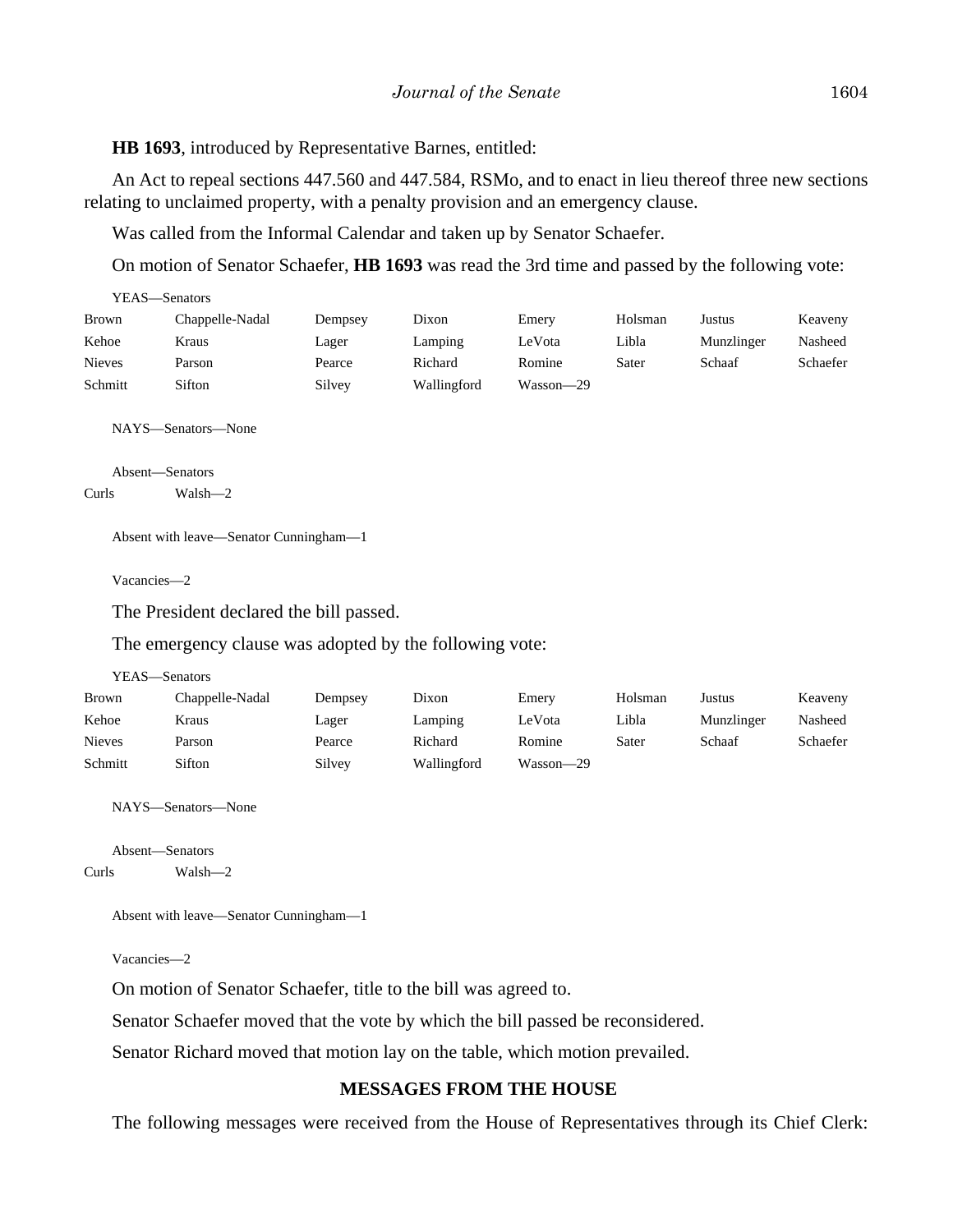**HB 1693**, introduced by Representative Barnes, entitled:

An Act to repeal sections 447.560 and 447.584, RSMo, and to enact in lieu thereof three new sections relating to unclaimed property, with a penalty provision and an emergency clause.

Was called from the Informal Calendar and taken up by Senator Schaefer.

On motion of Senator Schaefer, **HB 1693** was read the 3rd time and passed by the following vote:

YEAS—Senators

| | | | | | | | |
|---|---|---|---|---|---|---|---|
| Brown | Chappelle-Nadal | Dempsey | Dixon | Emery | Holsman | Justus | Keaveny |
| Kehoe | Kraus | Lager | Lamping | LeVota | Libla | Munzlinger | Nasheed |
| Nieves | Parson | Pearce | Richard | Romine | Sater | Schaaf | Schaefer |
| Schmitt | Sifton | Silvey | Wallingford | Wasson—29 | | | |

NAYS—Senators—None

Absent—Senators

Curls Walsh—2

Absent with leave—Senator Cunningham—1

Vacancies—2

The President declared the bill passed.

The emergency clause was adopted by the following vote:

YEAS—Senators

| | | | | | | | |
|---|---|---|---|---|---|---|---|
| Brown | Chappelle-Nadal | Dempsey | Dixon | Emery | Holsman | Justus | Keaveny |
| Kehoe | Kraus | Lager | Lamping | LeVota | Libla | Munzlinger | Nasheed |
| Nieves | Parson | Pearce | Richard | Romine | Sater | Schaaf | Schaefer |
| Schmitt | Sifton | Silvey | Wallingford | Wasson—29 | | | |

NAYS—Senators—None

Absent—Senators

Curls Walsh—2

Absent with leave—Senator Cunningham—1

Vacancies—2

On motion of Senator Schaefer, title to the bill was agreed to.

Senator Schaefer moved that the vote by which the bill passed be reconsidered.

Senator Richard moved that motion lay on the table, which motion prevailed.

## MESSAGES FROM THE HOUSE

The following messages were received from the House of Representatives through its Chief Clerk: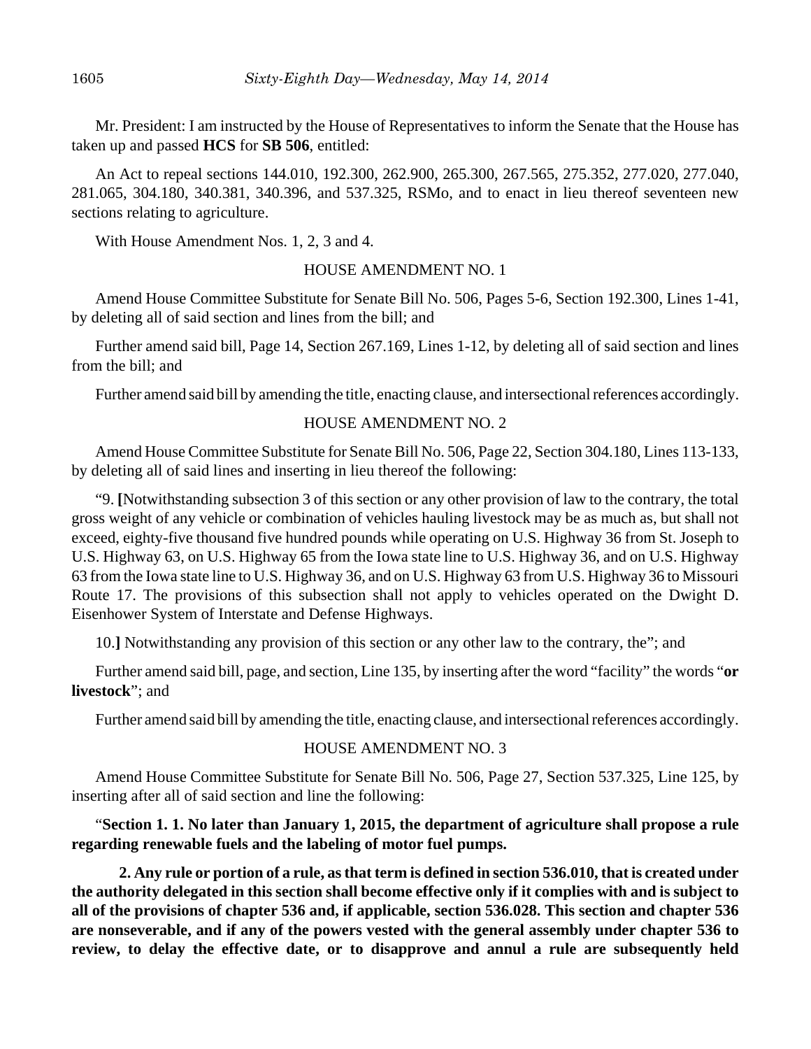Mr. President: I am instructed by the House of Representatives to inform the Senate that the House has taken up and passed **HCS** for **SB 506**, entitled:

An Act to repeal sections 144.010, 192.300, 262.900, 265.300, 267.565, 275.352, 277.020, 277.040, 281.065, 304.180, 340.381, 340.396, and 537.325, RSMo, and to enact in lieu thereof seventeen new sections relating to agriculture.

With House Amendment Nos. 1, 2, 3 and 4.

HOUSE AMENDMENT NO. 1

Amend House Committee Substitute for Senate Bill No. 506, Pages 5-6, Section 192.300, Lines 1-41, by deleting all of said section and lines from the bill; and

Further amend said bill, Page 14, Section 267.169, Lines 1-12, by deleting all of said section and lines from the bill; and

Further amend said bill by amending the title, enacting clause, and intersectional references accordingly.

HOUSE AMENDMENT NO. 2

Amend House Committee Substitute for Senate Bill No. 506, Page 22, Section 304.180, Lines 113-133, by deleting all of said lines and inserting in lieu thereof the following:

"9. **[**Notwithstanding subsection 3 of this section or any other provision of law to the contrary, the total gross weight of any vehicle or combination of vehicles hauling livestock may be as much as, but shall not exceed, eighty-five thousand five hundred pounds while operating on U.S. Highway 36 from St. Joseph to U.S. Highway 63, on U.S. Highway 65 from the Iowa state line to U.S. Highway 36, and on U.S. Highway 63 from the Iowa state line to U.S. Highway 36, and on U.S. Highway 63 from U.S. Highway 36 to Missouri Route 17. The provisions of this subsection shall not apply to vehicles operated on the Dwight D. Eisenhower System of Interstate and Defense Highways.

10.**]** Notwithstanding any provision of this section or any other law to the contrary, the"; and

Further amend said bill, page, and section, Line 135, by inserting after the word "facility" the words "**or livestock**"; and

Further amend said bill by amending the title, enacting clause, and intersectional references accordingly.

HOUSE AMENDMENT NO. 3

Amend House Committee Substitute for Senate Bill No. 506, Page 27, Section 537.325, Line 125, by inserting after all of said section and line the following:

"**Section 1. 1. No later than January 1, 2015, the department of agriculture shall propose a rule regarding renewable fuels and the labeling of motor fuel pumps.**

**2. Any rule or portion of a rule, as that term is defined in section 536.010, that is created under the authority delegated in this section shall become effective only if it complies with and is subject to all of the provisions of chapter 536 and, if applicable, section 536.028. This section and chapter 536 are nonseverable, and if any of the powers vested with the general assembly under chapter 536 to review, to delay the effective date, or to disapprove and annul a rule are subsequently held**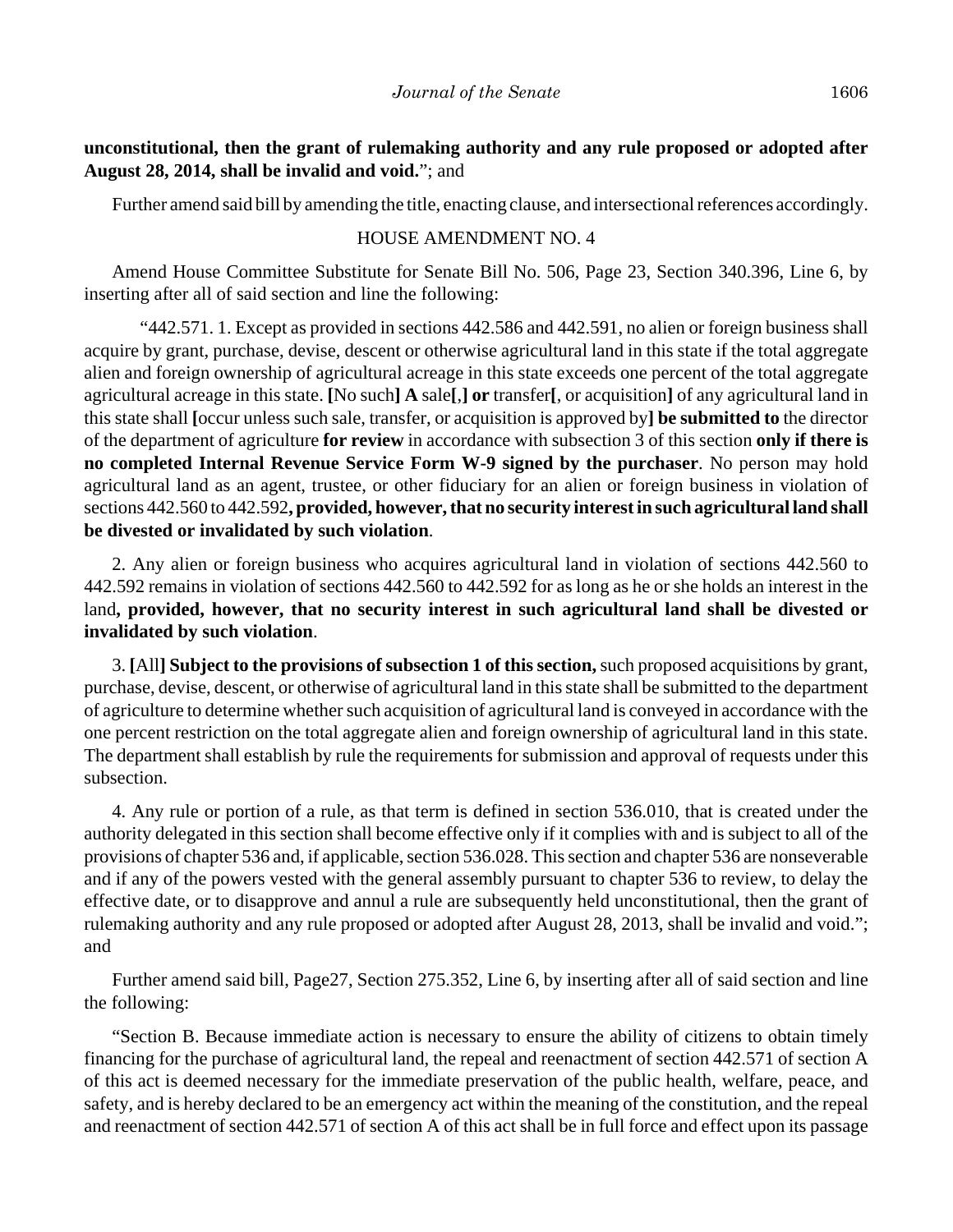**unconstitutional, then the grant of rulemaking authority and any rule proposed or adopted after August 28, 2014, shall be invalid and void.**"; and

Further amend said bill by amending the title, enacting clause, and intersectional references accordingly.

HOUSE AMENDMENT NO. 4

Amend House Committee Substitute for Senate Bill No. 506, Page 23, Section 340.396, Line 6, by inserting after all of said section and line the following:

"442.571. 1. Except as provided in sections 442.586 and 442.591, no alien or foreign business shall acquire by grant, purchase, devise, descent or otherwise agricultural land in this state if the total aggregate alien and foreign ownership of agricultural acreage in this state exceeds one percent of the total aggregate agricultural acreage in this state. **[**No such**] A** sale**[**,**] or** transfer**[**, or acquisition**]** of any agricultural land in this state shall **[**occur unless such sale, transfer, or acquisition is approved by**] be submitted to** the director of the department of agriculture **for review** in accordance with subsection 3 of this section **only if there is no completed Internal Revenue Service Form W-9 signed by the purchaser**. No person may hold agricultural land as an agent, trustee, or other fiduciary for an alien or foreign business in violation of sections 442.560 to 442.592**, provided, however, that no security interest in such agricultural land shall be divested or invalidated by such violation**.

2. Any alien or foreign business who acquires agricultural land in violation of sections 442.560 to 442.592 remains in violation of sections 442.560 to 442.592 for as long as he or she holds an interest in the land**, provided, however, that no security interest in such agricultural land shall be divested or invalidated by such violation**.

3. **[**All**] Subject to the provisions of subsection 1 of this section,** such proposed acquisitions by grant, purchase, devise, descent, or otherwise of agricultural land in this state shall be submitted to the department of agriculture to determine whether such acquisition of agricultural land is conveyed in accordance with the one percent restriction on the total aggregate alien and foreign ownership of agricultural land in this state. The department shall establish by rule the requirements for submission and approval of requests under this subsection.

4. Any rule or portion of a rule, as that term is defined in section 536.010, that is created under the authority delegated in this section shall become effective only if it complies with and is subject to all of the provisions of chapter 536 and, if applicable, section 536.028. This section and chapter 536 are nonseverable and if any of the powers vested with the general assembly pursuant to chapter 536 to review, to delay the effective date, or to disapprove and annul a rule are subsequently held unconstitutional, then the grant of rulemaking authority and any rule proposed or adopted after August 28, 2013, shall be invalid and void."; and

Further amend said bill, Page27, Section 275.352, Line 6, by inserting after all of said section and line the following:

"Section B. Because immediate action is necessary to ensure the ability of citizens to obtain timely financing for the purchase of agricultural land, the repeal and reenactment of section 442.571 of section A of this act is deemed necessary for the immediate preservation of the public health, welfare, peace, and safety, and is hereby declared to be an emergency act within the meaning of the constitution, and the repeal and reenactment of section 442.571 of section A of this act shall be in full force and effect upon its passage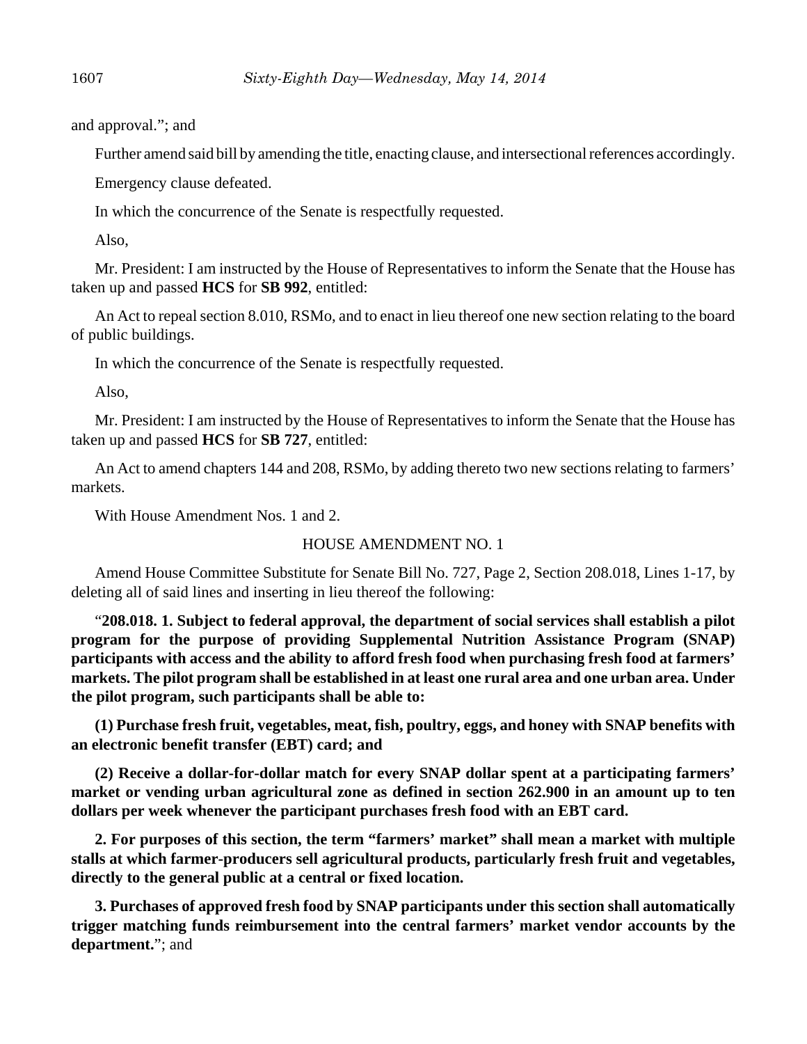and approval."; and

Further amend said bill by amending the title, enacting clause, and intersectional references accordingly.

Emergency clause defeated.

In which the concurrence of the Senate is respectfully requested.

Also,

Mr. President: I am instructed by the House of Representatives to inform the Senate that the House has taken up and passed **HCS** for **SB 992**, entitled:

An Act to repeal section 8.010, RSMo, and to enact in lieu thereof one new section relating to the board of public buildings.

In which the concurrence of the Senate is respectfully requested.

Also,

Mr. President: I am instructed by the House of Representatives to inform the Senate that the House has taken up and passed **HCS** for **SB 727**, entitled:

An Act to amend chapters 144 and 208, RSMo, by adding thereto two new sections relating to farmers' markets.

With House Amendment Nos. 1 and 2.

HOUSE AMENDMENT NO. 1

Amend House Committee Substitute for Senate Bill No. 727, Page 2, Section 208.018, Lines 1-17, by deleting all of said lines and inserting in lieu thereof the following:

"**208.018. 1. Subject to federal approval, the department of social services shall establish a pilot program for the purpose of providing Supplemental Nutrition Assistance Program (SNAP) participants with access and the ability to afford fresh food when purchasing fresh food at farmers' markets. The pilot program shall be established in at least one rural area and one urban area. Under the pilot program, such participants shall be able to:**

**(1) Purchase fresh fruit, vegetables, meat, fish, poultry, eggs, and honey with SNAP benefits with an electronic benefit transfer (EBT) card; and**

**(2) Receive a dollar-for-dollar match for every SNAP dollar spent at a participating farmers' market or vending urban agricultural zone as defined in section 262.900 in an amount up to ten dollars per week whenever the participant purchases fresh food with an EBT card.**

**2. For purposes of this section, the term "farmers' market" shall mean a market with multiple stalls at which farmer-producers sell agricultural products, particularly fresh fruit and vegetables, directly to the general public at a central or fixed location.**

**3. Purchases of approved fresh food by SNAP participants under this section shall automatically trigger matching funds reimbursement into the central farmers' market vendor accounts by the department.**"; and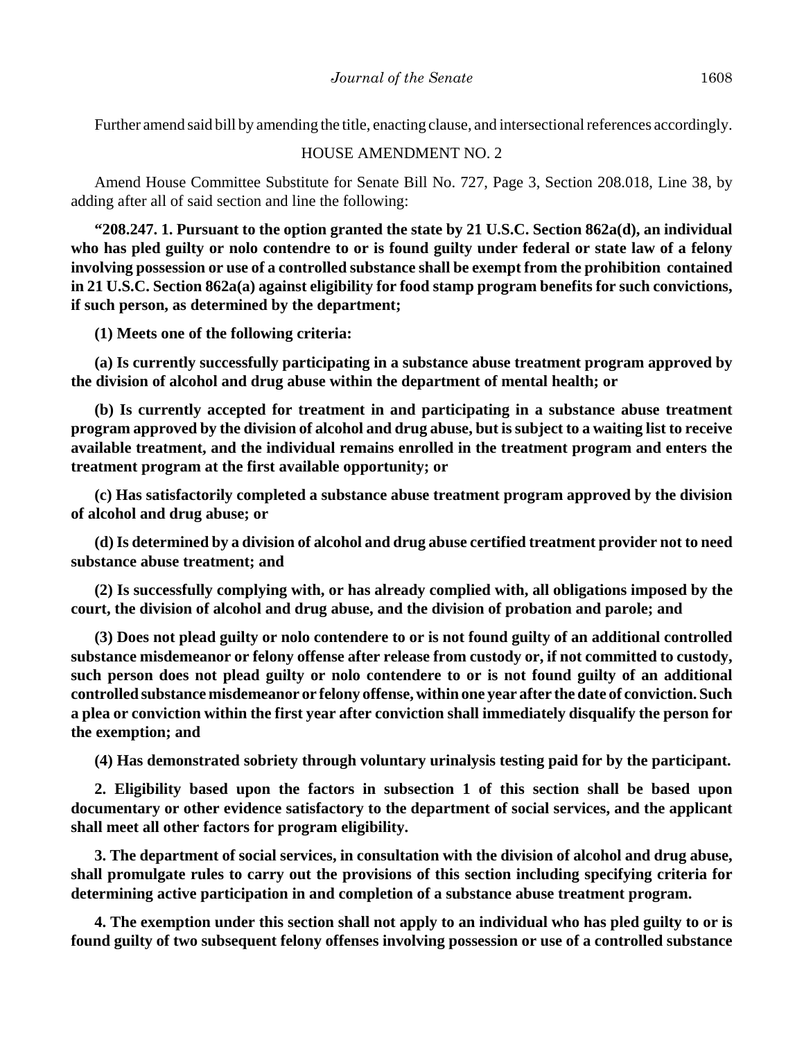Further amend said bill by amending the title, enacting clause, and intersectional references accordingly.

HOUSE AMENDMENT NO. 2

Amend House Committee Substitute for Senate Bill No. 727, Page 3, Section 208.018, Line 38, by adding after all of said section and line the following:

**"208.247. 1. Pursuant to the option granted the state by 21 U.S.C. Section 862a(d), an individual who has pled guilty or nolo contendre to or is found guilty under federal or state law of a felony involving possession or use of a controlled substance shall be exempt from the prohibition contained in 21 U.S.C. Section 862a(a) against eligibility for food stamp program benefits for such convictions, if such person, as determined by the department;**

**(1) Meets one of the following criteria:**

**(a) Is currently successfully participating in a substance abuse treatment program approved by the division of alcohol and drug abuse within the department of mental health; or**

**(b) Is currently accepted for treatment in and participating in a substance abuse treatment program approved by the division of alcohol and drug abuse, but is subject to a waiting list to receive available treatment, and the individual remains enrolled in the treatment program and enters the treatment program at the first available opportunity; or**

**(c) Has satisfactorily completed a substance abuse treatment program approved by the division of alcohol and drug abuse; or**

**(d) Is determined by a division of alcohol and drug abuse certified treatment provider not to need substance abuse treatment; and**

**(2) Is successfully complying with, or has already complied with, all obligations imposed by the court, the division of alcohol and drug abuse, and the division of probation and parole; and**

**(3) Does not plead guilty or nolo contendere to or is not found guilty of an additional controlled substance misdemeanor or felony offense after release from custody or, if not committed to custody, such person does not plead guilty or nolo contendere to or is not found guilty of an additional controlled substance misdemeanor or felony offense, within one year after the date of conviction. Such a plea or conviction within the first year after conviction shall immediately disqualify the person for the exemption; and**

**(4) Has demonstrated sobriety through voluntary urinalysis testing paid for by the participant.**

**2. Eligibility based upon the factors in subsection 1 of this section shall be based upon documentary or other evidence satisfactory to the department of social services, and the applicant shall meet all other factors for program eligibility.**

**3. The department of social services, in consultation with the division of alcohol and drug abuse, shall promulgate rules to carry out the provisions of this section including specifying criteria for determining active participation in and completion of a substance abuse treatment program.**

**4. The exemption under this section shall not apply to an individual who has pled guilty to or is found guilty of two subsequent felony offenses involving possession or use of a controlled substance**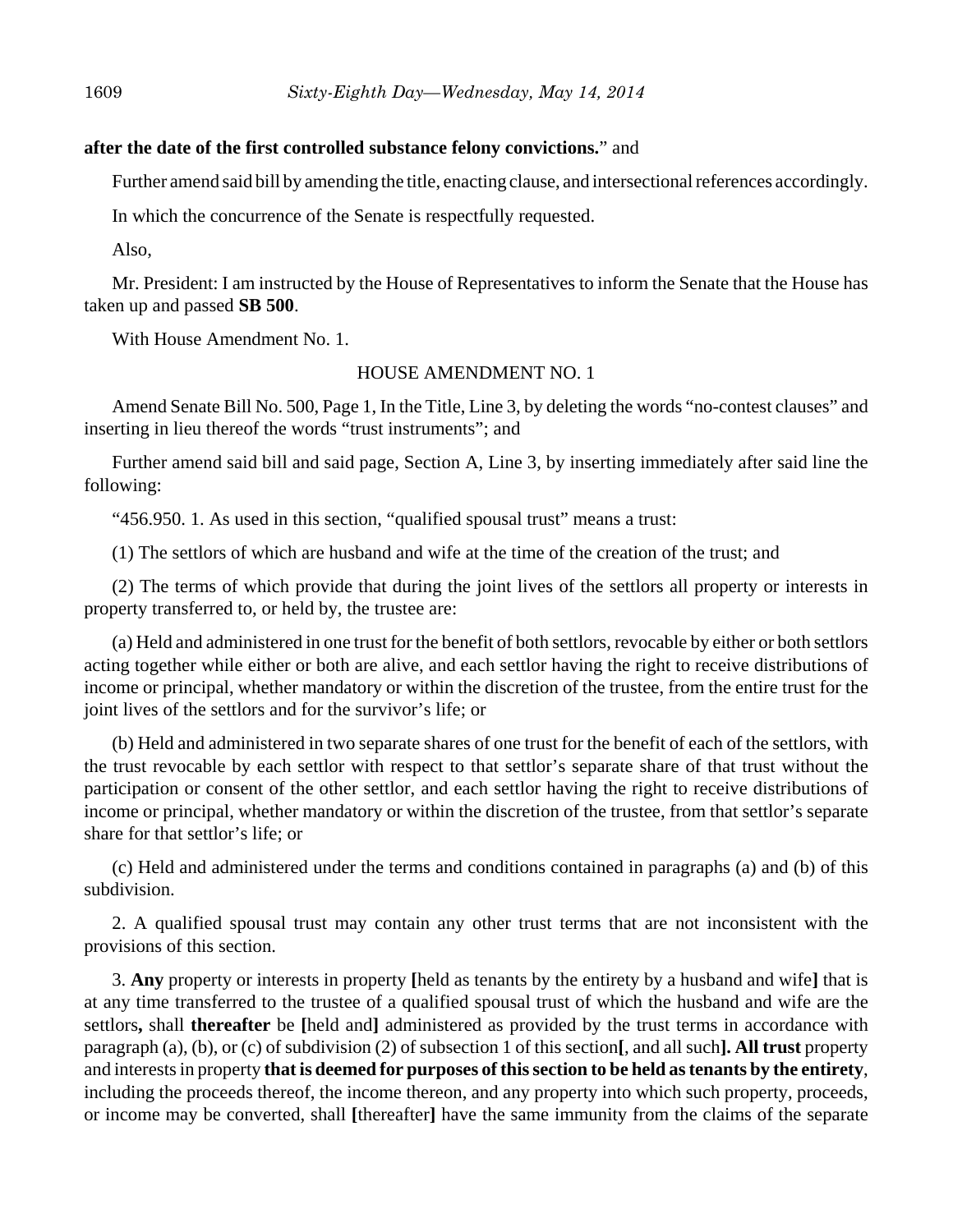**after the date of the first controlled substance felony convictions.**" and

Further amend said bill by amending the title, enacting clause, and intersectional references accordingly.

In which the concurrence of the Senate is respectfully requested.

Also,

Mr. President: I am instructed by the House of Representatives to inform the Senate that the House has taken up and passed **SB 500**.

With House Amendment No. 1.

HOUSE AMENDMENT NO. 1

Amend Senate Bill No. 500, Page 1, In the Title, Line 3, by deleting the words "no-contest clauses" and inserting in lieu thereof the words "trust instruments"; and

Further amend said bill and said page, Section A, Line 3, by inserting immediately after said line the following:

"456.950. 1. As used in this section, "qualified spousal trust" means a trust:

(1) The settlors of which are husband and wife at the time of the creation of the trust; and

(2) The terms of which provide that during the joint lives of the settlors all property or interests in property transferred to, or held by, the trustee are:

(a) Held and administered in one trust for the benefit of both settlors, revocable by either or both settlors acting together while either or both are alive, and each settlor having the right to receive distributions of income or principal, whether mandatory or within the discretion of the trustee, from the entire trust for the joint lives of the settlors and for the survivor's life; or

(b) Held and administered in two separate shares of one trust for the benefit of each of the settlors, with the trust revocable by each settlor with respect to that settlor's separate share of that trust without the participation or consent of the other settlor, and each settlor having the right to receive distributions of income or principal, whether mandatory or within the discretion of the trustee, from that settlor's separate share for that settlor's life; or

(c) Held and administered under the terms and conditions contained in paragraphs (a) and (b) of this subdivision.

2. A qualified spousal trust may contain any other trust terms that are not inconsistent with the provisions of this section.

3. **Any** property or interests in property **[**held as tenants by the entirety by a husband and wife**]** that is at any time transferred to the trustee of a qualified spousal trust of which the husband and wife are the settlors**,** shall **thereafter** be **[**held and**]** administered as provided by the trust terms in accordance with paragraph (a), (b), or (c) of subdivision (2) of subsection 1 of this section**[**, and all such**]. All trust** property and interests in property **that is deemed for purposes of this section to be held as tenants by the entirety**, including the proceeds thereof, the income thereon, and any property into which such property, proceeds, or income may be converted, shall **[**thereafter**]** have the same immunity from the claims of the separate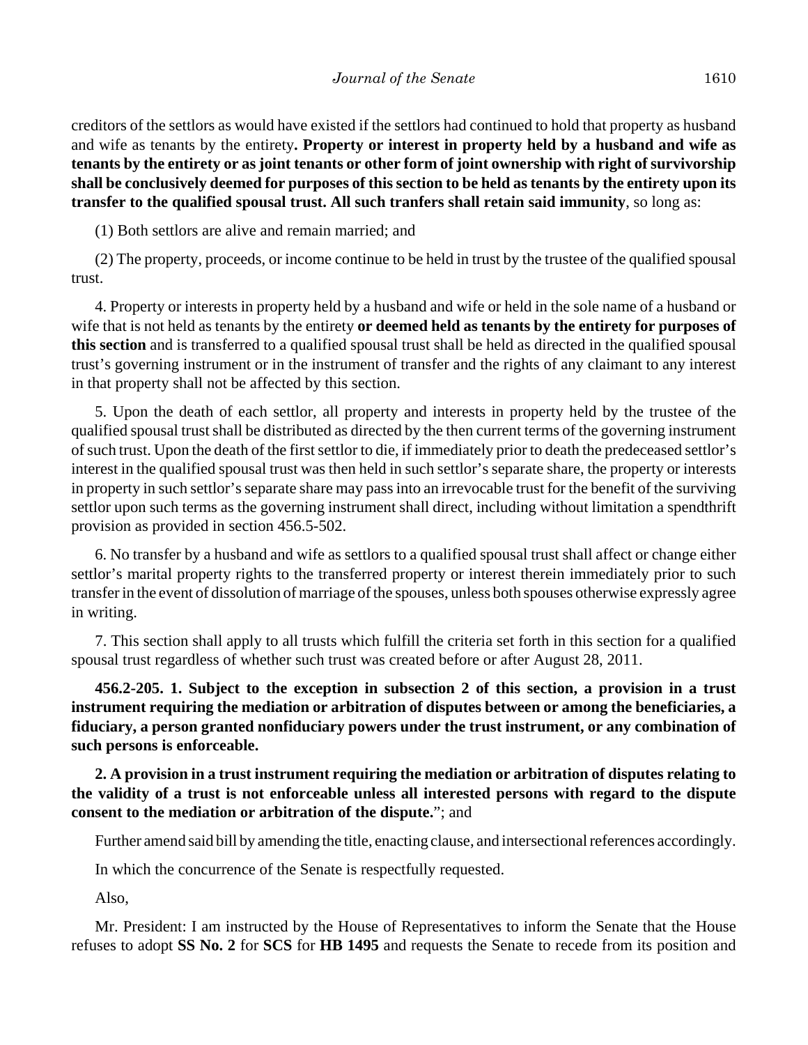creditors of the settlors as would have existed if the settlors had continued to hold that property as husband and wife as tenants by the entirety**. Property or interest in property held by a husband and wife as tenants by the entirety or as joint tenants or other form of joint ownership with right of survivorship shall be conclusively deemed for purposes of this section to be held as tenants by the entirety upon its transfer to the qualified spousal trust. All such tranfers shall retain said immunity**, so long as:

(1) Both settlors are alive and remain married; and

(2) The property, proceeds, or income continue to be held in trust by the trustee of the qualified spousal trust.

4. Property or interests in property held by a husband and wife or held in the sole name of a husband or wife that is not held as tenants by the entirety **or deemed held as tenants by the entirety for purposes of this section** and is transferred to a qualified spousal trust shall be held as directed in the qualified spousal trust's governing instrument or in the instrument of transfer and the rights of any claimant to any interest in that property shall not be affected by this section.

5. Upon the death of each settlor, all property and interests in property held by the trustee of the qualified spousal trust shall be distributed as directed by the then current terms of the governing instrument of such trust. Upon the death of the first settlor to die, if immediately prior to death the predeceased settlor's interest in the qualified spousal trust was then held in such settlor's separate share, the property or interests in property in such settlor's separate share may pass into an irrevocable trust for the benefit of the surviving settlor upon such terms as the governing instrument shall direct, including without limitation a spendthrift provision as provided in section 456.5-502.

6. No transfer by a husband and wife as settlors to a qualified spousal trust shall affect or change either settlor's marital property rights to the transferred property or interest therein immediately prior to such transfer in the event of dissolution of marriage of the spouses, unless both spouses otherwise expressly agree in writing.

7. This section shall apply to all trusts which fulfill the criteria set forth in this section for a qualified spousal trust regardless of whether such trust was created before or after August 28, 2011.

**456.2-205. 1. Subject to the exception in subsection 2 of this section, a provision in a trust instrument requiring the mediation or arbitration of disputes between or among the beneficiaries, a fiduciary, a person granted nonfiduciary powers under the trust instrument, or any combination of such persons is enforceable.**

**2. A provision in a trust instrument requiring the mediation or arbitration of disputes relating to the validity of a trust is not enforceable unless all interested persons with regard to the dispute consent to the mediation or arbitration of the dispute.**"; and

Further amend said bill by amending the title, enacting clause, and intersectional references accordingly.

In which the concurrence of the Senate is respectfully requested.

Also,

Mr. President: I am instructed by the House of Representatives to inform the Senate that the House refuses to adopt **SS No. 2** for **SCS** for **HB 1495** and requests the Senate to recede from its position and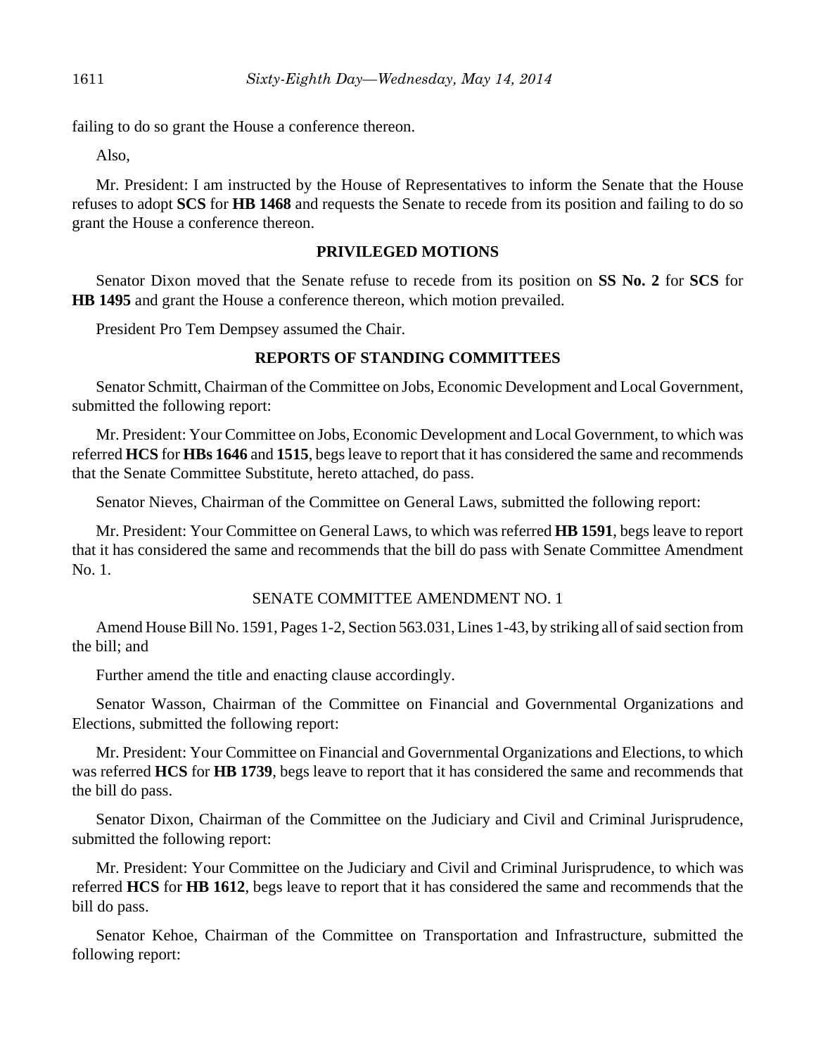failing to do so grant the House a conference thereon.

Also,

Mr. President: I am instructed by the House of Representatives to inform the Senate that the House refuses to adopt **SCS** for **HB 1468** and requests the Senate to recede from its position and failing to do so grant the House a conference thereon.

## PRIVILEGED MOTIONS

Senator Dixon moved that the Senate refuse to recede from its position on **SS No. 2** for **SCS** for **HB 1495** and grant the House a conference thereon, which motion prevailed.

President Pro Tem Dempsey assumed the Chair.

## REPORTS OF STANDING COMMITTEES

Senator Schmitt, Chairman of the Committee on Jobs, Economic Development and Local Government, submitted the following report:

Mr. President: Your Committee on Jobs, Economic Development and Local Government, to which was referred **HCS** for **HBs 1646** and **1515**, begs leave to report that it has considered the same and recommends that the Senate Committee Substitute, hereto attached, do pass.

Senator Nieves, Chairman of the Committee on General Laws, submitted the following report:

Mr. President: Your Committee on General Laws, to which was referred **HB 1591**, begs leave to report that it has considered the same and recommends that the bill do pass with Senate Committee Amendment No. 1.

SENATE COMMITTEE AMENDMENT NO. 1

Amend House Bill No. 1591, Pages 1-2, Section 563.031, Lines 1-43, by striking all of said section from the bill; and

Further amend the title and enacting clause accordingly.

Senator Wasson, Chairman of the Committee on Financial and Governmental Organizations and Elections, submitted the following report:

Mr. President: Your Committee on Financial and Governmental Organizations and Elections, to which was referred **HCS** for **HB 1739**, begs leave to report that it has considered the same and recommends that the bill do pass.

Senator Dixon, Chairman of the Committee on the Judiciary and Civil and Criminal Jurisprudence, submitted the following report:

Mr. President: Your Committee on the Judiciary and Civil and Criminal Jurisprudence, to which was referred **HCS** for **HB 1612**, begs leave to report that it has considered the same and recommends that the bill do pass.

Senator Kehoe, Chairman of the Committee on Transportation and Infrastructure, submitted the following report: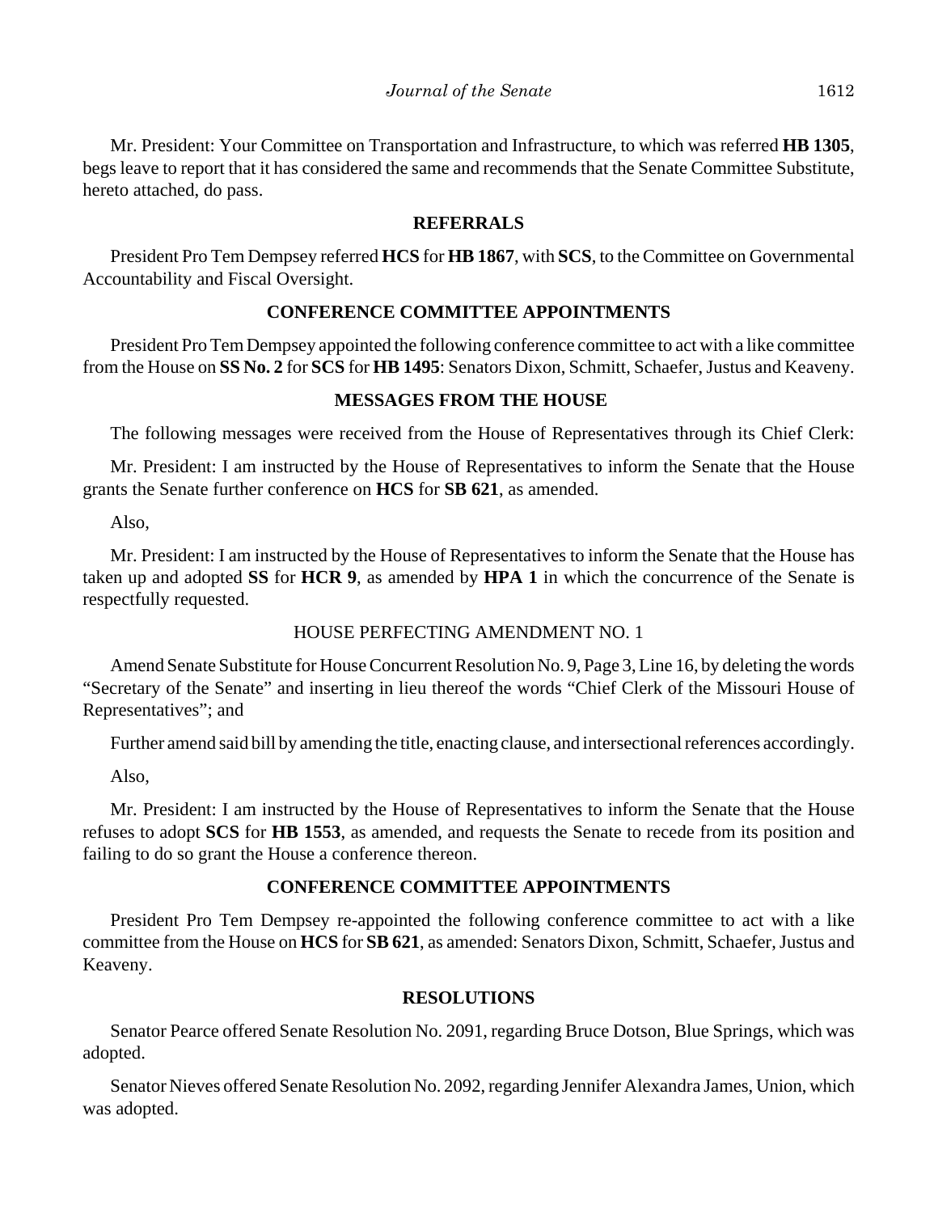Mr. President: Your Committee on Transportation and Infrastructure, to which was referred **HB 1305**, begs leave to report that it has considered the same and recommends that the Senate Committee Substitute, hereto attached, do pass.

## REFERRALS

President Pro Tem Dempsey referred **HCS** for **HB 1867**, with **SCS**, to the Committee on Governmental Accountability and Fiscal Oversight.

## CONFERENCE COMMITTEE APPOINTMENTS

President Pro Tem Dempsey appointed the following conference committee to act with a like committee from the House on **SS No. 2** for **SCS** for **HB 1495**: Senators Dixon, Schmitt, Schaefer, Justus and Keaveny.

## MESSAGES FROM THE HOUSE

The following messages were received from the House of Representatives through its Chief Clerk:

Mr. President: I am instructed by the House of Representatives to inform the Senate that the House grants the Senate further conference on **HCS** for **SB 621**, as amended.

Also,

Mr. President: I am instructed by the House of Representatives to inform the Senate that the House has taken up and adopted **SS** for **HCR 9**, as amended by **HPA 1** in which the concurrence of the Senate is respectfully requested.

HOUSE PERFECTING AMENDMENT NO. 1

Amend Senate Substitute for House Concurrent Resolution No. 9, Page 3, Line 16, by deleting the words "Secretary of the Senate" and inserting in lieu thereof the words "Chief Clerk of the Missouri House of Representatives"; and

Further amend said bill by amending the title, enacting clause, and intersectional references accordingly.

Also,

Mr. President: I am instructed by the House of Representatives to inform the Senate that the House refuses to adopt **SCS** for **HB 1553**, as amended, and requests the Senate to recede from its position and failing to do so grant the House a conference thereon.

## CONFERENCE COMMITTEE APPOINTMENTS

President Pro Tem Dempsey re-appointed the following conference committee to act with a like committee from the House on **HCS** for **SB 621**, as amended: Senators Dixon, Schmitt, Schaefer, Justus and Keaveny.

## RESOLUTIONS

Senator Pearce offered Senate Resolution No. 2091, regarding Bruce Dotson, Blue Springs, which was adopted.

Senator Nieves offered Senate Resolution No. 2092, regarding Jennifer Alexandra James, Union, which was adopted.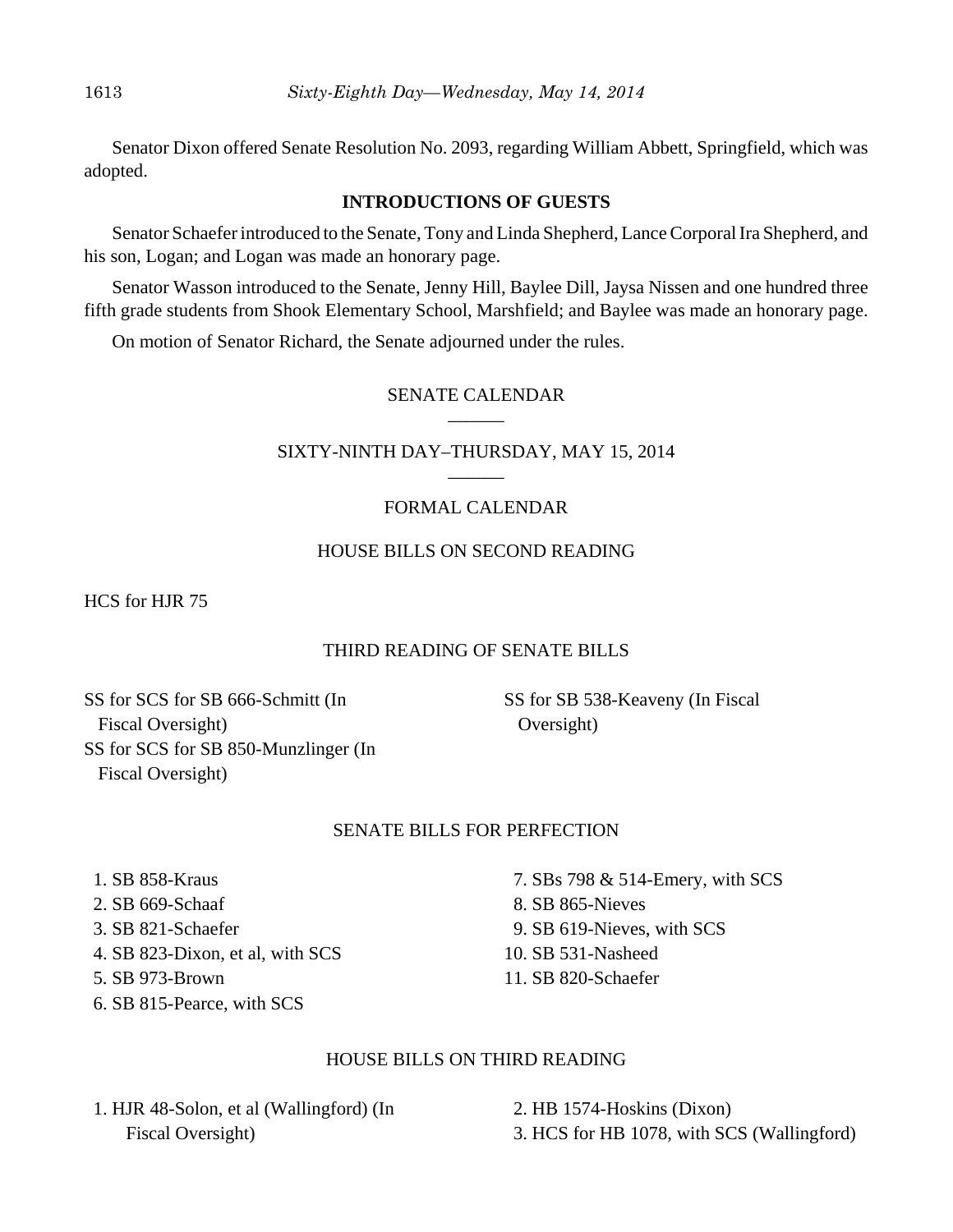Senator Dixon offered Senate Resolution No. 2093, regarding William Abbett, Springfield, which was adopted.

**INTRODUCTIONS OF GUESTS**

Senator Schaefer introduced to the Senate, Tony and Linda Shepherd, Lance Corporal Ira Shepherd, and his son, Logan; and Logan was made an honorary page.

Senator Wasson introduced to the Senate, Jenny Hill, Baylee Dill, Jaysa Nissen and one hundred three fifth grade students from Shook Elementary School, Marshfield; and Baylee was made an honorary page.

On motion of Senator Richard, the Senate adjourned under the rules.

SENATE CALENDAR

SIXTY-NINTH DAY–THURSDAY, MAY 15, 2014

FORMAL CALENDAR

HOUSE BILLS ON SECOND READING

HCS for HJR 75

THIRD READING OF SENATE BILLS

SS for SCS for SB 666-Schmitt (In Fiscal Oversight)
SS for SCS for SB 850-Munzlinger (In Fiscal Oversight)
SS for SB 538-Keaveny (In Fiscal Oversight)

SENATE BILLS FOR PERFECTION

1. SB 858-Kraus
2. SB 669-Schaaf
3. SB 821-Schaefer
4. SB 823-Dixon, et al, with SCS
5. SB 973-Brown
6. SB 815-Pearce, with SCS
7. SBs 798 & 514-Emery, with SCS
8. SB 865-Nieves
9. SB 619-Nieves, with SCS
10. SB 531-Nasheed
11. SB 820-Schaefer

HOUSE BILLS ON THIRD READING

1. HJR 48-Solon, et al (Wallingford) (In Fiscal Oversight)
2. HB 1574-Hoskins (Dixon)
3. HCS for HB 1078, with SCS (Wallingford)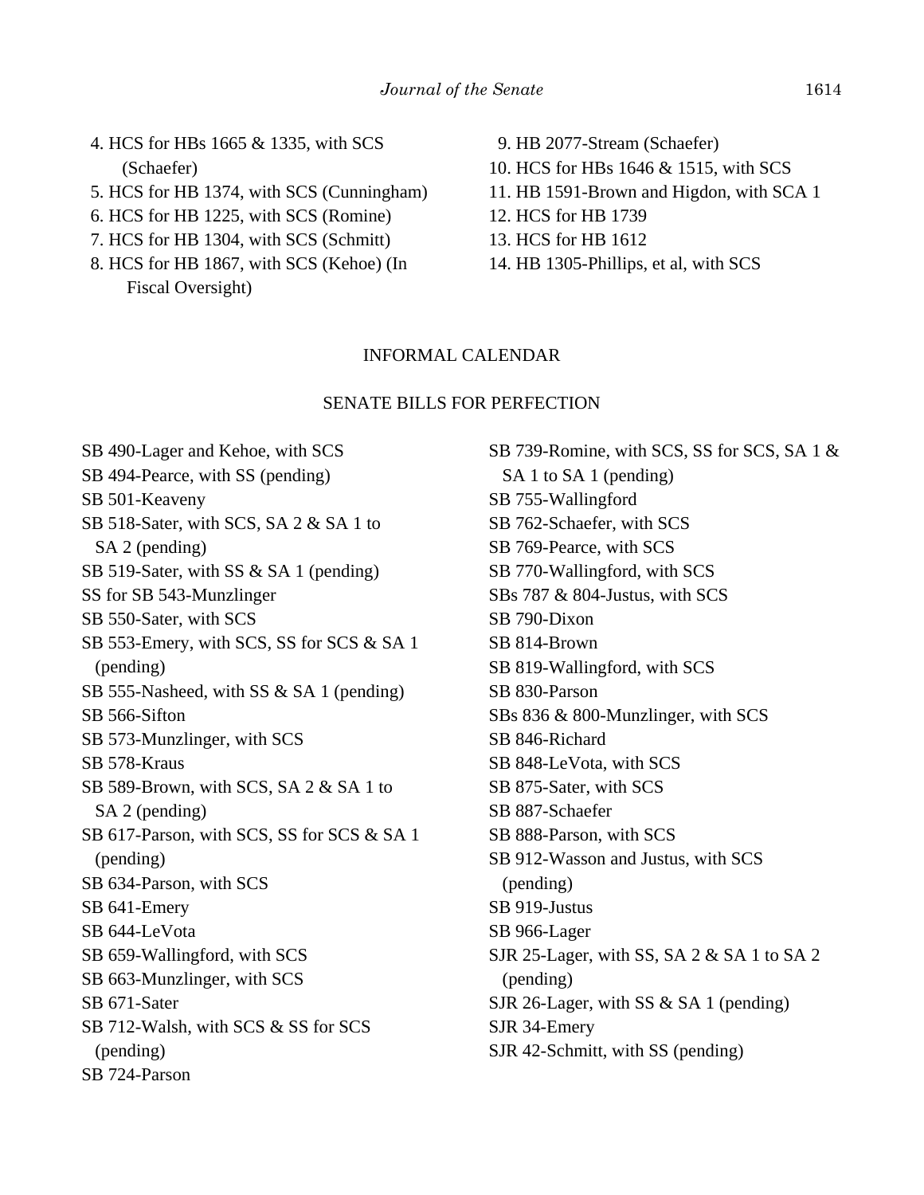4. HCS for HBs 1665 & 1335, with SCS (Schaefer)
5. HCS for HB 1374, with SCS (Cunningham)
6. HCS for HB 1225, with SCS (Romine)
7. HCS for HB 1304, with SCS (Schmitt)
8. HCS for HB 1867, with SCS (Kehoe) (In Fiscal Oversight)
9. HB 2077-Stream (Schaefer)
10. HCS for HBs 1646 & 1515, with SCS
11. HB 1591-Brown and Higdon, with SCA 1
12. HCS for HB 1739
13. HCS for HB 1612
14. HB 1305-Phillips, et al, with SCS

## INFORMAL CALENDAR

### SENATE BILLS FOR PERFECTION

SB 490-Lager and Kehoe, with SCS
SB 494-Pearce, with SS (pending)
SB 501-Keaveny
SB 518-Sater, with SCS, SA 2 & SA 1 to SA 2 (pending)
SB 519-Sater, with SS & SA 1 (pending)
SS for SB 543-Munzlinger
SB 550-Sater, with SCS
SB 553-Emery, with SCS, SS for SCS & SA 1 (pending)
SB 555-Nasheed, with SS & SA 1 (pending)
SB 566-Sifton
SB 573-Munzlinger, with SCS
SB 578-Kraus
SB 589-Brown, with SCS, SA 2 & SA 1 to SA 2 (pending)
SB 617-Parson, with SCS, SS for SCS & SA 1 (pending)
SB 634-Parson, with SCS
SB 641-Emery
SB 644-LeVota
SB 659-Wallingford, with SCS
SB 663-Munzlinger, with SCS
SB 671-Sater
SB 712-Walsh, with SCS & SS for SCS (pending)
SB 724-Parson
SB 739-Romine, with SCS, SS for SCS, SA 1 & SA 1 to SA 1 (pending)
SB 755-Wallingford
SB 762-Schaefer, with SCS
SB 769-Pearce, with SCS
SB 770-Wallingford, with SCS
SBs 787 & 804-Justus, with SCS
SB 790-Dixon
SB 814-Brown
SB 819-Wallingford, with SCS
SB 830-Parson
SBs 836 & 800-Munzlinger, with SCS
SB 846-Richard
SB 848-LeVota, with SCS
SB 875-Sater, with SCS
SB 887-Schaefer
SB 888-Parson, with SCS
SB 912-Wasson and Justus, with SCS (pending)
SB 919-Justus
SB 966-Lager
SJR 25-Lager, with SS, SA 2 & SA 1 to SA 2 (pending)
SJR 26-Lager, with SS & SA 1 (pending)
SJR 34-Emery
SJR 42-Schmitt, with SS (pending)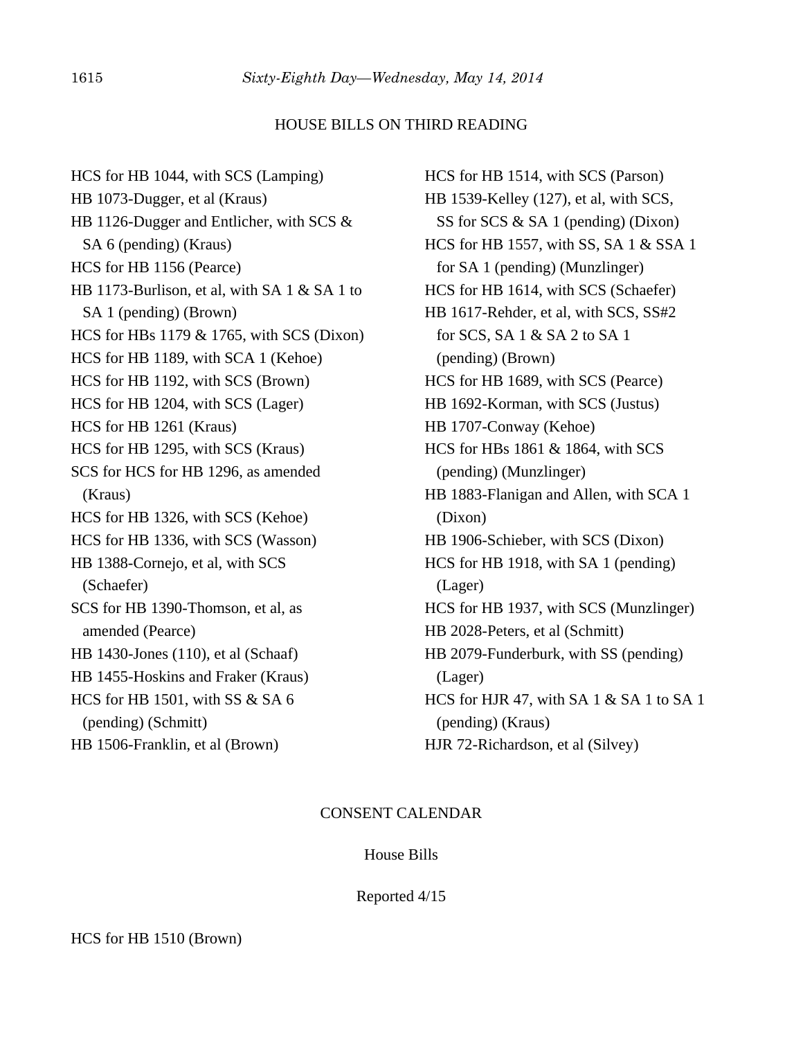HOUSE BILLS ON THIRD READING

HCS for HB 1044, with SCS (Lamping)
HB 1073-Dugger, et al (Kraus)
HB 1126-Dugger and Entlicher, with SCS & SA 6 (pending) (Kraus)
HCS for HB 1156 (Pearce)
HB 1173-Burlison, et al, with SA 1 & SA 1 to SA 1 (pending) (Brown)
HCS for HBs 1179 & 1765, with SCS (Dixon)
HCS for HB 1189, with SCA 1 (Kehoe)
HCS for HB 1192, with SCS (Brown)
HCS for HB 1204, with SCS (Lager)
HCS for HB 1261 (Kraus)
HCS for HB 1295, with SCS (Kraus)
SCS for HCS for HB 1296, as amended (Kraus)
HCS for HB 1326, with SCS (Kehoe)
HCS for HB 1336, with SCS (Wasson)
HB 1388-Cornejo, et al, with SCS (Schaefer)
SCS for HB 1390-Thomson, et al, as amended (Pearce)
HB 1430-Jones (110), et al (Schaaf)
HB 1455-Hoskins and Fraker (Kraus)
HCS for HB 1501, with SS & SA 6 (pending) (Schmitt)
HB 1506-Franklin, et al (Brown)
HCS for HB 1514, with SCS (Parson)
HB 1539-Kelley (127), et al, with SCS, SS for SCS & SA 1 (pending) (Dixon)
HCS for HB 1557, with SS, SA 1 & SSA 1 for SA 1 (pending) (Munzlinger)
HCS for HB 1614, with SCS (Schaefer)
HB 1617-Rehder, et al, with SCS, SS#2 for SCS, SA 1 & SA 2 to SA 1 (pending) (Brown)
HCS for HB 1689, with SCS (Pearce)
HB 1692-Korman, with SCS (Justus)
HB 1707-Conway (Kehoe)
HCS for HBs 1861 & 1864, with SCS (pending) (Munzlinger)
HB 1883-Flanigan and Allen, with SCA 1 (Dixon)
HB 1906-Schieber, with SCS (Dixon)
HCS for HB 1918, with SA 1 (pending) (Lager)
HCS for HB 1937, with SCS (Munzlinger)
HB 2028-Peters, et al (Schmitt)
HB 2079-Funderburk, with SS (pending) (Lager)
HCS for HJR 47, with SA 1 & SA 1 to SA 1 (pending) (Kraus)
HJR 72-Richardson, et al (Silvey)

CONSENT CALENDAR

House Bills

Reported 4/15

HCS for HB 1510 (Brown)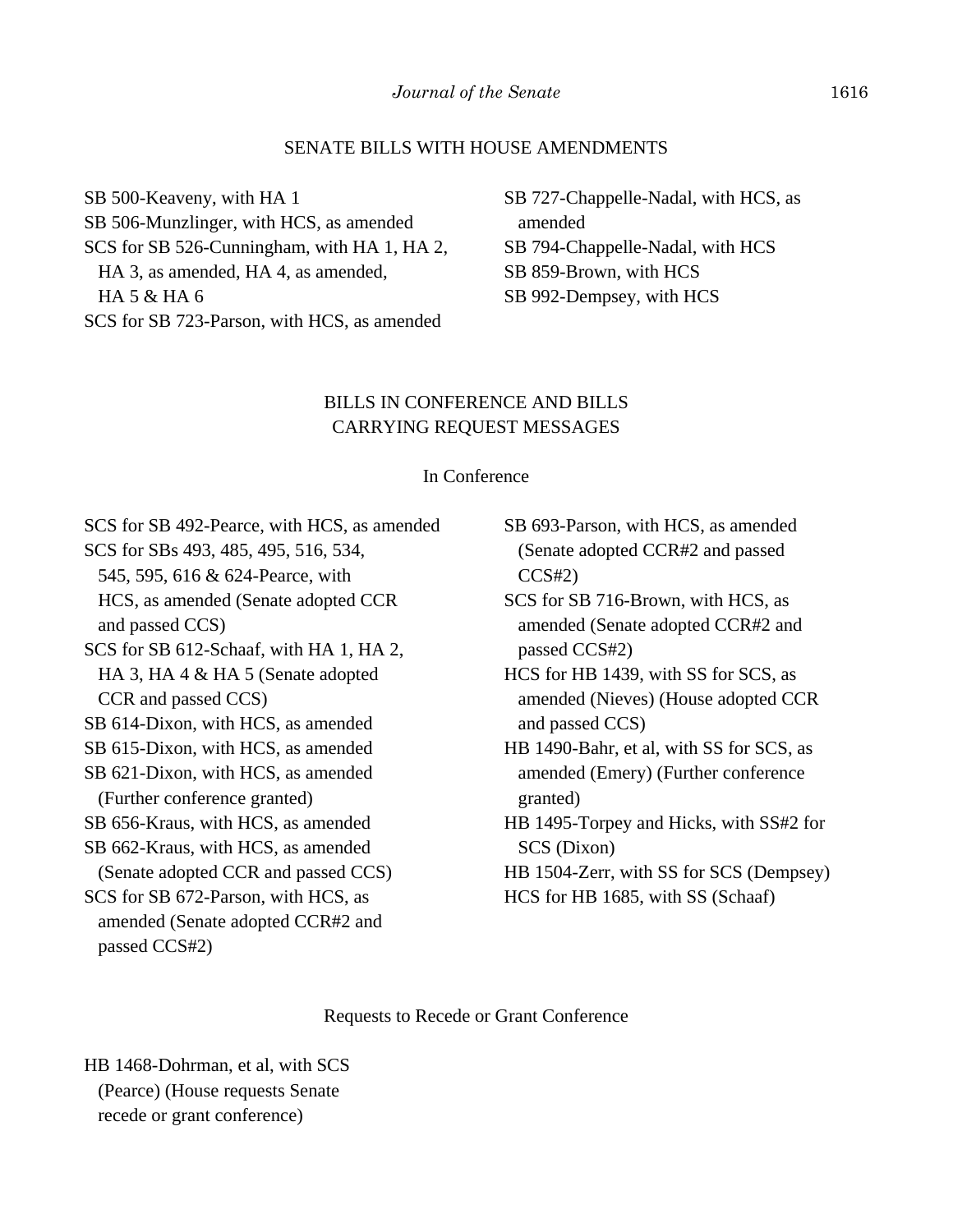## SENATE BILLS WITH HOUSE AMENDMENTS

SB 500-Keaveny, with HA 1
SB 506-Munzlinger, with HCS, as amended
SCS for SB 526-Cunningham, with HA 1, HA 2, HA 3, as amended, HA 4, as amended, HA 5 & HA 6
SCS for SB 723-Parson, with HCS, as amended
SB 727-Chappelle-Nadal, with HCS, as amended
SB 794-Chappelle-Nadal, with HCS
SB 859-Brown, with HCS
SB 992-Dempsey, with HCS

## BILLS IN CONFERENCE AND BILLS CARRYING REQUEST MESSAGES

### In Conference

SCS for SB 492-Pearce, with HCS, as amended
SCS for SBs 493, 485, 495, 516, 534, 545, 595, 616 & 624-Pearce, with HCS, as amended (Senate adopted CCR and passed CCS)
SCS for SB 612-Schaaf, with HA 1, HA 2, HA 3, HA 4 & HA 5 (Senate adopted CCR and passed CCS)
SB 614-Dixon, with HCS, as amended
SB 615-Dixon, with HCS, as amended
SB 621-Dixon, with HCS, as amended (Further conference granted)
SB 656-Kraus, with HCS, as amended
SB 662-Kraus, with HCS, as amended (Senate adopted CCR and passed CCS)
SCS for SB 672-Parson, with HCS, as amended (Senate adopted CCR#2 and passed CCS#2)
SB 693-Parson, with HCS, as amended (Senate adopted CCR#2 and passed CCS#2)
SCS for SB 716-Brown, with HCS, as amended (Senate adopted CCR#2 and passed CCS#2)
HCS for HB 1439, with SS for SCS, as amended (Nieves) (House adopted CCR and passed CCS)
HB 1490-Bahr, et al, with SS for SCS, as amended (Emery) (Further conference granted)
HB 1495-Torpey and Hicks, with SS#2 for SCS (Dixon)
HB 1504-Zerr, with SS for SCS (Dempsey)
HCS for HB 1685, with SS (Schaaf)

### Requests to Recede or Grant Conference

HB 1468-Dohrman, et al, with SCS (Pearce) (House requests Senate recede or grant conference)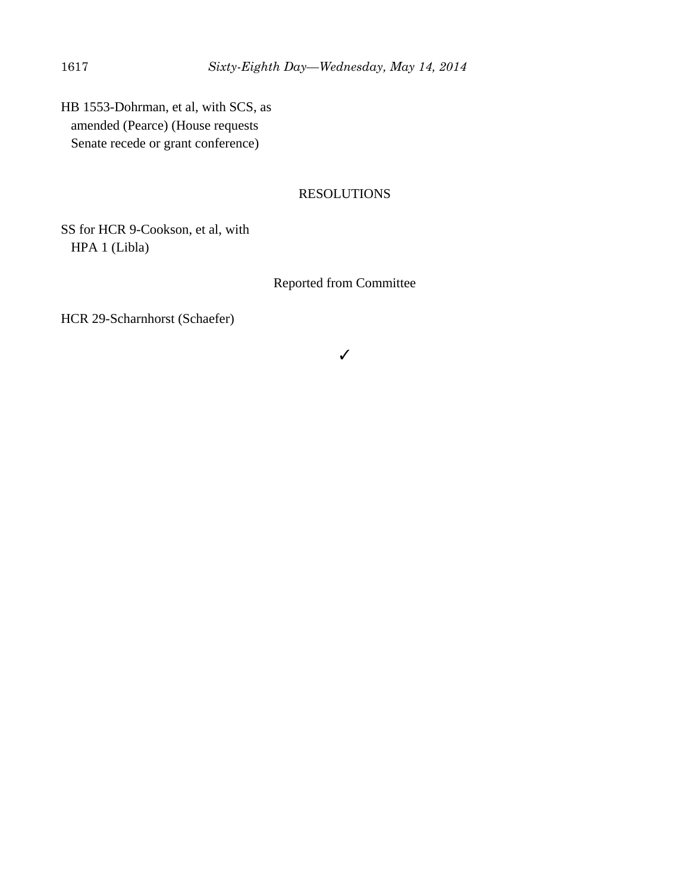HB 1553-Dohrman, et al, with SCS, as amended (Pearce) (House requests Senate recede or grant conference)

RESOLUTIONS

SS for HCR 9-Cookson, et al, with HPA 1 (Libla)

Reported from Committee

HCR 29-Scharnhorst (Schaefer)

✓